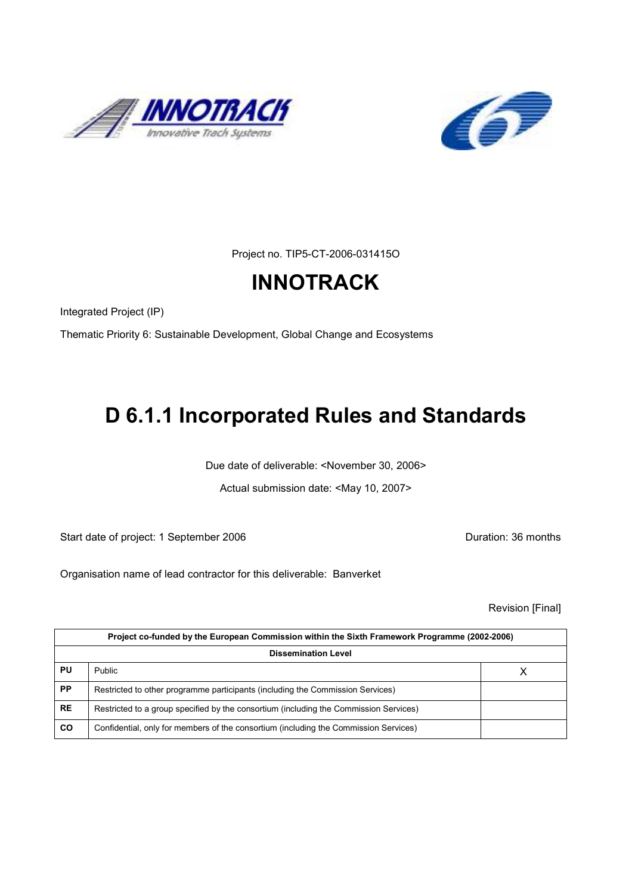Project no. TIP5-CT-2006-031415O

# INNOTRACK

Integrated Project (IP)

Thematic Priority 6: Sustainable Development, Global Change and Ecosystems

# D 6.1.1 Incorporated Rules and Standards

Due date of deliverable: <November 30, 2006>

Actual submission date: <May 10, 2007>

Start date of project: 1 September 2006 Duration: 36 months

Organisation name of lead contractor for this deliverable: Banverket

Revision [Final]

| Project co-funded by the European Commission within the Sixth Framework Programme (2002-2006) | | |
|---|---|---|
| **Dissemination Level** | | |
| **PU** | Public | X |
| **PP** | Restricted to other programme participants (including the Commission Services) | |
| **RE** | Restricted to a group specified by the consortium (including the Commission Services) | |
| **CO** | Confidential, only for members of the consortium (including the Commission Services) | |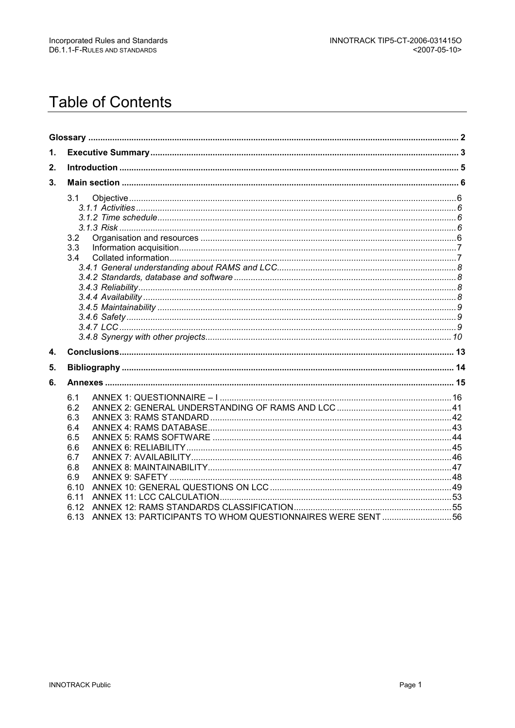# Table of Contents

**Glossary** ..... **2**

**1. Executive Summary** ..... **3**

**2. Introduction** ..... **5**

**3. Main section** ..... **6**

- 3.1 Objective ..... 6
  - *3.1.1 Activities* ..... *6*
  - *3.1.2 Time schedule* ..... *6*
  - *3.1.3 Risk* ..... *6*
- 3.2 Organisation and resources ..... 6
- 3.3 Information acquisition ..... 7
- 3.4 Collated information ..... 7
  - *3.4.1 General understanding about RAMS and LCC* ..... *8*
  - *3.4.2 Standards, database and software* ..... *8*
  - *3.4.3 Reliability* ..... *8*
  - *3.4.4 Availability* ..... *8*
  - *3.4.5 Maintainability* ..... *9*
  - *3.4.6 Safety* ..... *9*
  - *3.4.7 LCC* ..... *9*
  - *3.4.8 Synergy with other projects* ..... *10*

**4. Conclusions** ..... **13**

**5. Bibliography** ..... **14**

**6. Annexes** ..... **15**

- 6.1 ANNEX 1: QUESTIONNAIRE – I ..... 16
- 6.2 ANNEX 2: GENERAL UNDERSTANDING OF RAMS AND LCC ..... 41
- 6.3 ANNEX 3: RAMS STANDARD ..... 42
- 6.4 ANNEX 4: RAMS DATABASE ..... 43
- 6.5 ANNEX 5: RAMS SOFTWARE ..... 44
- 6.6 ANNEX 6: RELIABILITY ..... 45
- 6.7 ANNEX 7: AVAILABILITY ..... 46
- 6.8 ANNEX 8: MAINTAINABILITY ..... 47
- 6.9 ANNEX 9: SAFETY ..... 48
- 6.10 ANNEX 10: GENERAL QUESTIONS ON LCC ..... 49
- 6.11 ANNEX 11: LCC CALCULATION ..... 53
- 6.12 ANNEX 12: RAMS STANDARDS CLASSIFICATION ..... 55
- 6.13 ANNEX 13: PARTICIPANTS TO WHOM QUESTIONNAIRES WERE SENT ..... 56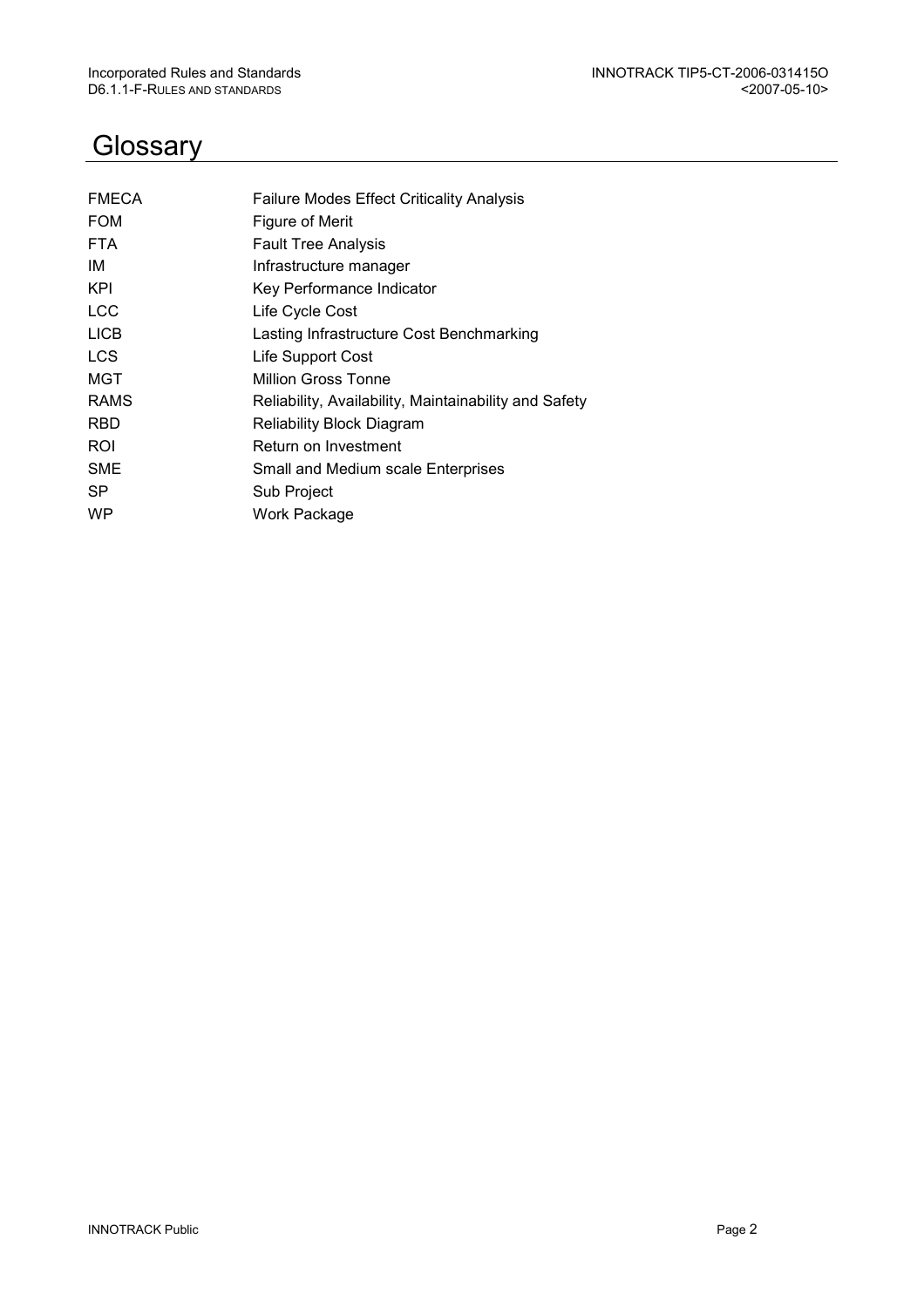# Glossary

| | |
|---|---|
| FMECA | Failure Modes Effect Criticality Analysis |
| FOM | Figure of Merit |
| FTA | Fault Tree Analysis |
| IM | Infrastructure manager |
| KPI | Key Performance Indicator |
| LCC | Life Cycle Cost |
| LICB | Lasting Infrastructure Cost Benchmarking |
| LCS | Life Support Cost |
| MGT | Million Gross Tonne |
| RAMS | Reliability, Availability, Maintainability and Safety |
| RBD | Reliability Block Diagram |
| ROI | Return on Investment |
| SME | Small and Medium scale Enterprises |
| SP | Sub Project |
| WP | Work Package |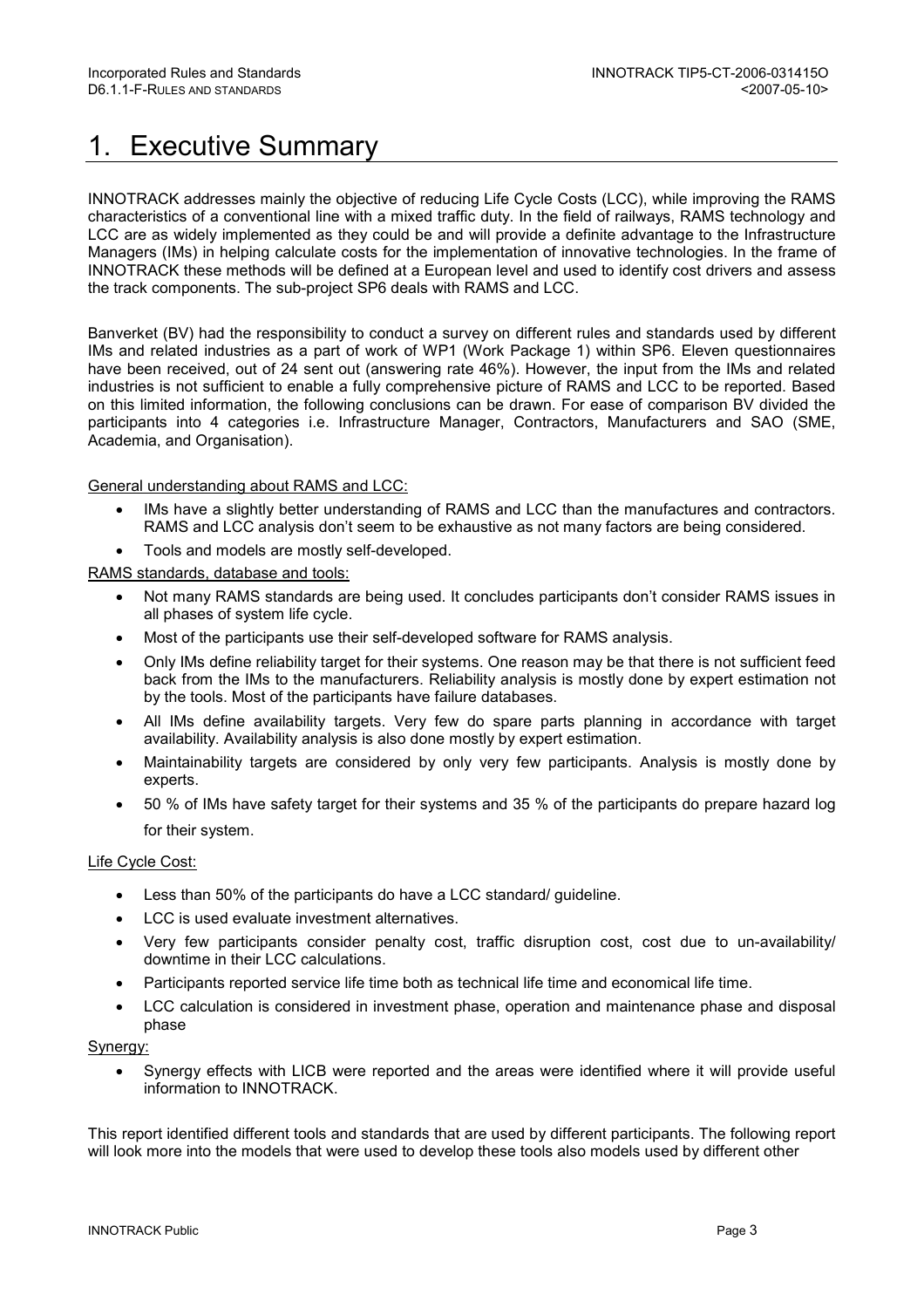# 1. Executive Summary

INNOTRACK addresses mainly the objective of reducing Life Cycle Costs (LCC), while improving the RAMS characteristics of a conventional line with a mixed traffic duty. In the field of railways, RAMS technology and LCC are as widely implemented as they could be and will provide a definite advantage to the Infrastructure Managers (IMs) in helping calculate costs for the implementation of innovative technologies. In the frame of INNOTRACK these methods will be defined at a European level and used to identify cost drivers and assess the track components. The sub-project SP6 deals with RAMS and LCC.

Banverket (BV) had the responsibility to conduct a survey on different rules and standards used by different IMs and related industries as a part of work of WP1 (Work Package 1) within SP6. Eleven questionnaires have been received, out of 24 sent out (answering rate 46%). However, the input from the IMs and related industries is not sufficient to enable a fully comprehensive picture of RAMS and LCC to be reported. Based on this limited information, the following conclusions can be drawn. For ease of comparison BV divided the participants into 4 categories i.e. Infrastructure Manager, Contractors, Manufacturers and SAO (SME, Academia, and Organisation).

General understanding about RAMS and LCC:

- IMs have a slightly better understanding of RAMS and LCC than the manufactures and contractors. RAMS and LCC analysis don't seem to be exhaustive as not many factors are being considered.
- Tools and models are mostly self-developed.

RAMS standards, database and tools:

- Not many RAMS standards are being used. It concludes participants don't consider RAMS issues in all phases of system life cycle.
- Most of the participants use their self-developed software for RAMS analysis.
- Only IMs define reliability target for their systems. One reason may be that there is not sufficient feed back from the IMs to the manufacturers. Reliability analysis is mostly done by expert estimation not by the tools. Most of the participants have failure databases.
- All IMs define availability targets. Very few do spare parts planning in accordance with target availability. Availability analysis is also done mostly by expert estimation.
- Maintainability targets are considered by only very few participants. Analysis is mostly done by experts.
- 50 % of IMs have safety target for their systems and 35 % of the participants do prepare hazard log for their system.

Life Cycle Cost:

- Less than 50% of the participants do have a LCC standard/ guideline.
- LCC is used evaluate investment alternatives.
- Very few participants consider penalty cost, traffic disruption cost, cost due to un-availability/ downtime in their LCC calculations.
- Participants reported service life time both as technical life time and economical life time.
- LCC calculation is considered in investment phase, operation and maintenance phase and disposal phase

Synergy:

- Synergy effects with LICB were reported and the areas were identified where it will provide useful information to INNOTRACK.

This report identified different tools and standards that are used by different participants. The following report will look more into the models that were used to develop these tools also models used by different other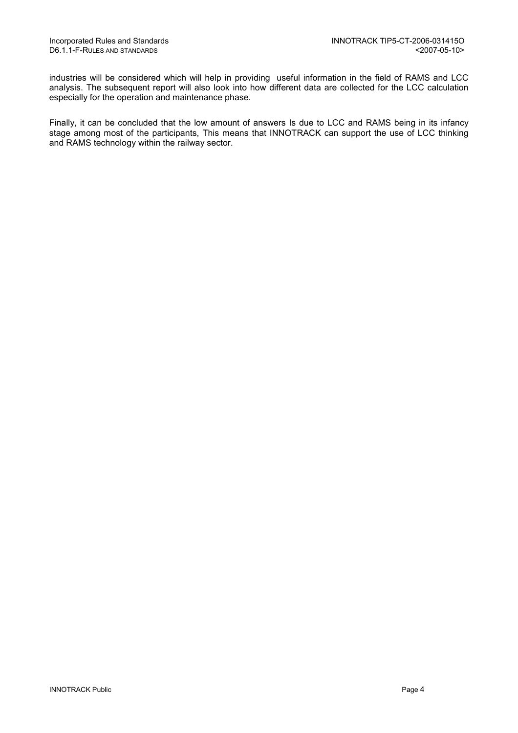industries will be considered which will help in providing useful information in the field of RAMS and LCC analysis. The subsequent report will also look into how different data are collected for the LCC calculation especially for the operation and maintenance phase.

Finally, it can be concluded that the low amount of answers Is due to LCC and RAMS being in its infancy stage among most of the participants, This means that INNOTRACK can support the use of LCC thinking and RAMS technology within the railway sector.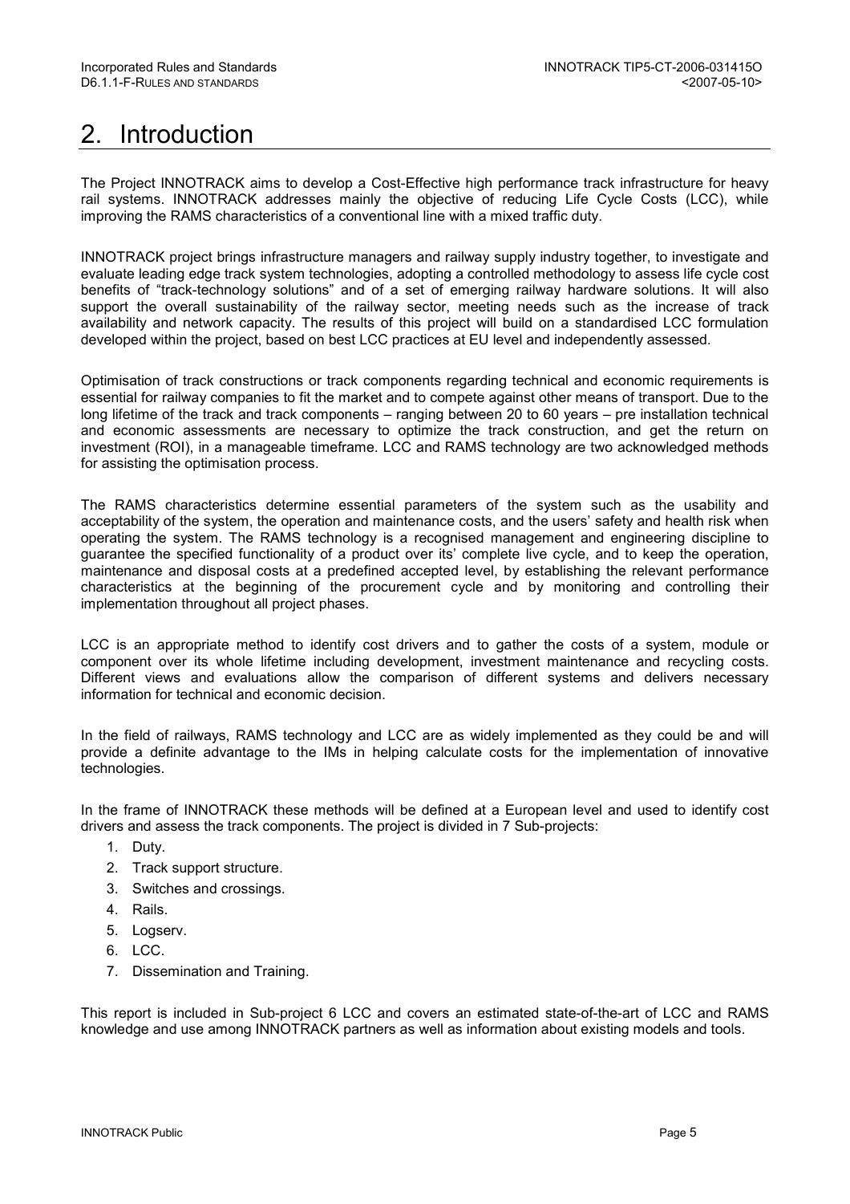# 2. Introduction

The Project INNOTRACK aims to develop a Cost-Effective high performance track infrastructure for heavy rail systems. INNOTRACK addresses mainly the objective of reducing Life Cycle Costs (LCC), while improving the RAMS characteristics of a conventional line with a mixed traffic duty.

INNOTRACK project brings infrastructure managers and railway supply industry together, to investigate and evaluate leading edge track system technologies, adopting a controlled methodology to assess life cycle cost benefits of "track-technology solutions" and of a set of emerging railway hardware solutions. It will also support the overall sustainability of the railway sector, meeting needs such as the increase of track availability and network capacity. The results of this project will build on a standardised LCC formulation developed within the project, based on best LCC practices at EU level and independently assessed.

Optimisation of track constructions or track components regarding technical and economic requirements is essential for railway companies to fit the market and to compete against other means of transport. Due to the long lifetime of the track and track components – ranging between 20 to 60 years – pre installation technical and economic assessments are necessary to optimize the track construction, and get the return on investment (ROI), in a manageable timeframe. LCC and RAMS technology are two acknowledged methods for assisting the optimisation process.

The RAMS characteristics determine essential parameters of the system such as the usability and acceptability of the system, the operation and maintenance costs, and the users' safety and health risk when operating the system. The RAMS technology is a recognised management and engineering discipline to guarantee the specified functionality of a product over its' complete live cycle, and to keep the operation, maintenance and disposal costs at a predefined accepted level, by establishing the relevant performance characteristics at the beginning of the procurement cycle and by monitoring and controlling their implementation throughout all project phases.

LCC is an appropriate method to identify cost drivers and to gather the costs of a system, module or component over its whole lifetime including development, investment maintenance and recycling costs. Different views and evaluations allow the comparison of different systems and delivers necessary information for technical and economic decision.

In the field of railways, RAMS technology and LCC are as widely implemented as they could be and will provide a definite advantage to the IMs in helping calculate costs for the implementation of innovative technologies.

In the frame of INNOTRACK these methods will be defined at a European level and used to identify cost drivers and assess the track components. The project is divided in 7 Sub-projects:

1. Duty.
2. Track support structure.
3. Switches and crossings.
4. Rails.
5. Logserv.
6. LCC.
7. Dissemination and Training.

This report is included in Sub-project 6 LCC and covers an estimated state-of-the-art of LCC and RAMS knowledge and use among INNOTRACK partners as well as information about existing models and tools.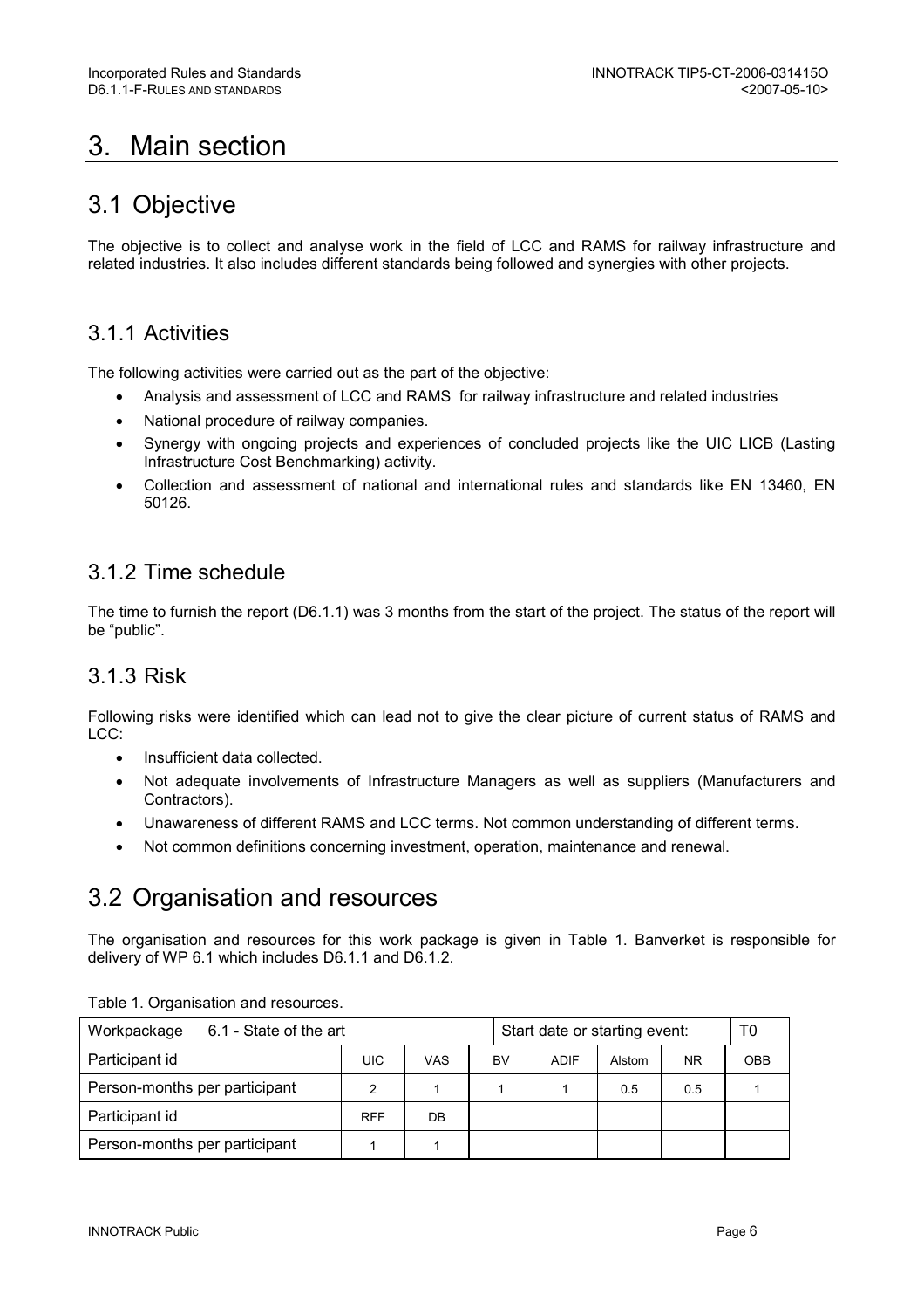# 3. Main section

## 3.1 Objective

The objective is to collect and analyse work in the field of LCC and RAMS for railway infrastructure and related industries. It also includes different standards being followed and synergies with other projects.

### 3.1.1 Activities

The following activities were carried out as the part of the objective:

- Analysis and assessment of LCC and RAMS for railway infrastructure and related industries
- National procedure of railway companies.
- Synergy with ongoing projects and experiences of concluded projects like the UIC LICB (Lasting Infrastructure Cost Benchmarking) activity.
- Collection and assessment of national and international rules and standards like EN 13460, EN 50126.

### 3.1.2 Time schedule

The time to furnish the report (D6.1.1) was 3 months from the start of the project. The status of the report will be "public".

### 3.1.3 Risk

Following risks were identified which can lead not to give the clear picture of current status of RAMS and LCC:

- Insufficient data collected.
- Not adequate involvements of Infrastructure Managers as well as suppliers (Manufacturers and Contractors).
- Unawareness of different RAMS and LCC terms. Not common understanding of different terms.
- Not common definitions concerning investment, operation, maintenance and renewal.

## 3.2 Organisation and resources

The organisation and resources for this work package is given in Table 1. Banverket is responsible for delivery of WP 6.1 which includes D6.1.1 and D6.1.2.

Table 1. Organisation and resources.

| Workpackage | 6.1 - State of the art | | | Start date or starting event: | | | T0 |
|---|---|---|---|---|---|---|---|
| Participant id | UIC | VAS | BV | ADIF | Alstom | NR | OBB |
| Person-months per participant | 2 | 1 | 1 | 1 | 0.5 | 0.5 | 1 |
| Participant id | RFF | DB | | | | | |
| Person-months per participant | 1 | 1 | | | | | |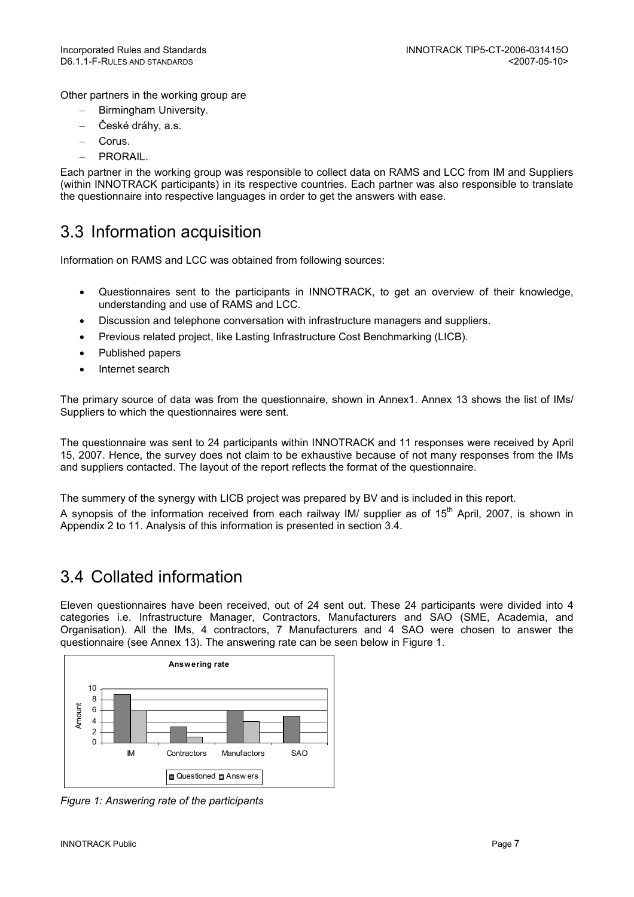Other partners in the working group are

- Birmingham University.
- České dráhy, a.s.
- Corus.
- PRORAIL.

Each partner in the working group was responsible to collect data on RAMS and LCC from IM and Suppliers (within INNOTRACK participants) in its respective countries. Each partner was also responsible to translate the questionnaire into respective languages in order to get the answers with ease.

## 3.3 Information acquisition

Information on RAMS and LCC was obtained from following sources:

- Questionnaires sent to the participants in INNOTRACK, to get an overview of their knowledge, understanding and use of RAMS and LCC.
- Discussion and telephone conversation with infrastructure managers and suppliers.
- Previous related project, like Lasting Infrastructure Cost Benchmarking (LICB).
- Published papers
- Internet search

The primary source of data was from the questionnaire, shown in Annex1. Annex 13 shows the list of IMs/ Suppliers to which the questionnaires were sent.

The questionnaire was sent to 24 participants within INNOTRACK and 11 responses were received by April 15, 2007. Hence, the survey does not claim to be exhaustive because of not many responses from the IMs and suppliers contacted. The layout of the report reflects the format of the questionnaire.

The summery of the synergy with LICB project was prepared by BV and is included in this report.

A synopsis of the information received from each railway IM/ supplier as of 15th April, 2007, is shown in Appendix 2 to 11. Analysis of this information is presented in section 3.4.

## 3.4 Collated information

Eleven questionnaires have been received, out of 24 sent out. These 24 participants were divided into 4 categories i.e. Infrastructure Manager, Contractors, Manufacturers and SAO (SME, Academia, and Organisation). All the IMs, 4 contractors, 7 Manufacturers and 4 SAO were chosen to answer the questionnaire (see Annex 13). The answering rate can be seen below in Figure 1.

**Answering rate**

| | IM | Contractors | Manufactors | SAO |
|---|---|---|---|---|
| Questioned | 9 | 3 | 6 | 5 |
| Answers | 6 | 1 | 4 | 0 |

*Figure 1: Answering rate of the participants*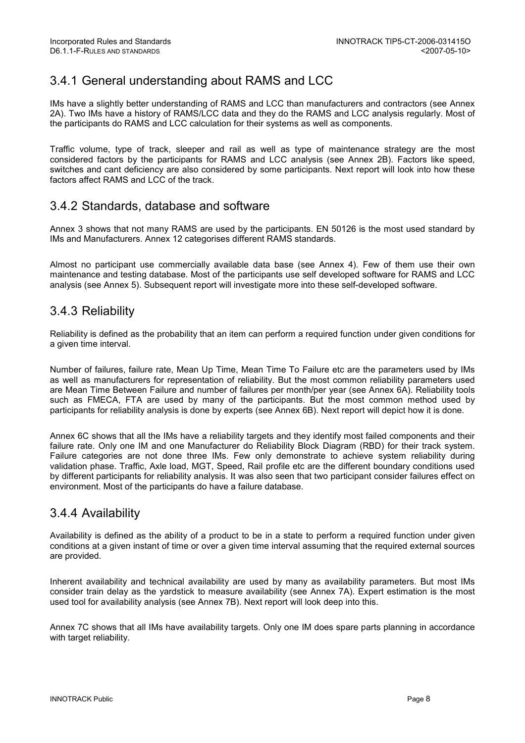## 3.4.1 General understanding about RAMS and LCC

IMs have a slightly better understanding of RAMS and LCC than manufacturers and contractors (see Annex 2A). Two IMs have a history of RAMS/LCC data and they do the RAMS and LCC analysis regularly. Most of the participants do RAMS and LCC calculation for their systems as well as components.

Traffic volume, type of track, sleeper and rail as well as type of maintenance strategy are the most considered factors by the participants for RAMS and LCC analysis (see Annex 2B). Factors like speed, switches and cant deficiency are also considered by some participants. Next report will look into how these factors affect RAMS and LCC of the track.

## 3.4.2 Standards, database and software

Annex 3 shows that not many RAMS are used by the participants. EN 50126 is the most used standard by IMs and Manufacturers. Annex 12 categorises different RAMS standards.

Almost no participant use commercially available data base (see Annex 4). Few of them use their own maintenance and testing database. Most of the participants use self developed software for RAMS and LCC analysis (see Annex 5). Subsequent report will investigate more into these self-developed software.

## 3.4.3 Reliability

Reliability is defined as the probability that an item can perform a required function under given conditions for a given time interval.

Number of failures, failure rate, Mean Up Time, Mean Time To Failure etc are the parameters used by IMs as well as manufacturers for representation of reliability. But the most common reliability parameters used are Mean Time Between Failure and number of failures per month/per year (see Annex 6A). Reliability tools such as FMECA, FTA are used by many of the participants. But the most common method used by participants for reliability analysis is done by experts (see Annex 6B). Next report will depict how it is done.

Annex 6C shows that all the IMs have a reliability targets and they identify most failed components and their failure rate. Only one IM and one Manufacturer do Reliability Block Diagram (RBD) for their track system. Failure categories are not done three IMs. Few only demonstrate to achieve system reliability during validation phase. Traffic, Axle load, MGT, Speed, Rail profile etc are the different boundary conditions used by different participants for reliability analysis. It was also seen that two participant consider failures effect on environment. Most of the participants do have a failure database.

## 3.4.4 Availability

Availability is defined as the ability of a product to be in a state to perform a required function under given conditions at a given instant of time or over a given time interval assuming that the required external sources are provided.

Inherent availability and technical availability are used by many as availability parameters. But most IMs consider train delay as the yardstick to measure availability (see Annex 7A). Expert estimation is the most used tool for availability analysis (see Annex 7B). Next report will look deep into this.

Annex 7C shows that all IMs have availability targets. Only one IM does spare parts planning in accordance with target reliability.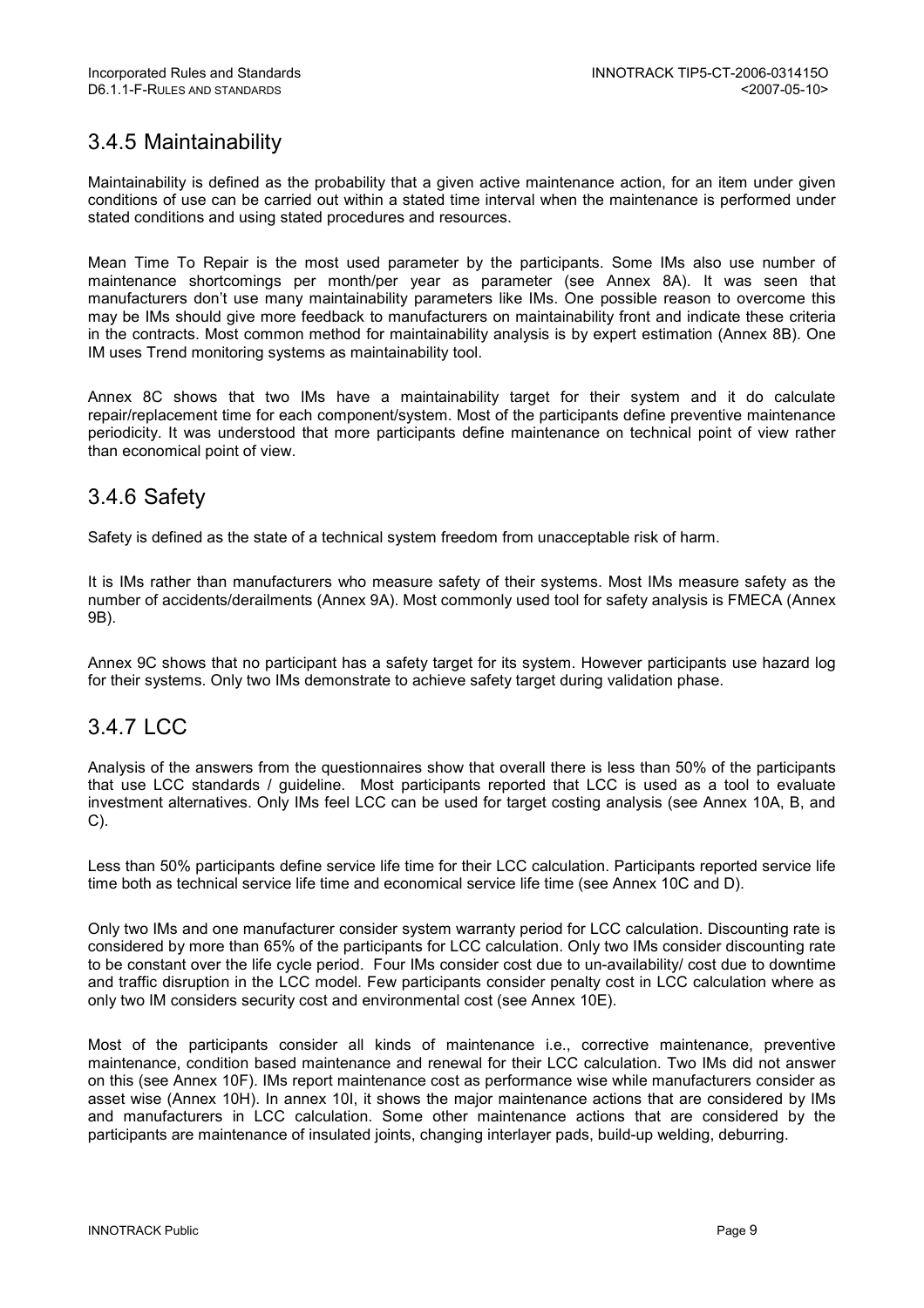## 3.4.5 Maintainability

Maintainability is defined as the probability that a given active maintenance action, for an item under given conditions of use can be carried out within a stated time interval when the maintenance is performed under stated conditions and using stated procedures and resources.

Mean Time To Repair is the most used parameter by the participants. Some IMs also use number of maintenance shortcomings per month/per year as parameter (see Annex 8A). It was seen that manufacturers don't use many maintainability parameters like IMs. One possible reason to overcome this may be IMs should give more feedback to manufacturers on maintainability front and indicate these criteria in the contracts. Most common method for maintainability analysis is by expert estimation (Annex 8B). One IM uses Trend monitoring systems as maintainability tool.

Annex 8C shows that two IMs have a maintainability target for their system and it do calculate repair/replacement time for each component/system. Most of the participants define preventive maintenance periodicity. It was understood that more participants define maintenance on technical point of view rather than economical point of view.

## 3.4.6 Safety

Safety is defined as the state of a technical system freedom from unacceptable risk of harm.

It is IMs rather than manufacturers who measure safety of their systems. Most IMs measure safety as the number of accidents/derailments (Annex 9A). Most commonly used tool for safety analysis is FMECA (Annex 9B).

Annex 9C shows that no participant has a safety target for its system. However participants use hazard log for their systems. Only two IMs demonstrate to achieve safety target during validation phase.

## 3.4.7 LCC

Analysis of the answers from the questionnaires show that overall there is less than 50% of the participants that use LCC standards / guideline. Most participants reported that LCC is used as a tool to evaluate investment alternatives. Only IMs feel LCC can be used for target costing analysis (see Annex 10A, B, and C).

Less than 50% participants define service life time for their LCC calculation. Participants reported service life time both as technical service life time and economical service life time (see Annex 10C and D).

Only two IMs and one manufacturer consider system warranty period for LCC calculation. Discounting rate is considered by more than 65% of the participants for LCC calculation. Only two IMs consider discounting rate to be constant over the life cycle period. Four IMs consider cost due to un-availability/ cost due to downtime and traffic disruption in the LCC model. Few participants consider penalty cost in LCC calculation where as only two IM considers security cost and environmental cost (see Annex 10E).

Most of the participants consider all kinds of maintenance i.e., corrective maintenance, preventive maintenance, condition based maintenance and renewal for their LCC calculation. Two IMs did not answer on this (see Annex 10F). IMs report maintenance cost as performance wise while manufacturers consider as asset wise (Annex 10H). In annex 10I, it shows the major maintenance actions that are considered by IMs and manufacturers in LCC calculation. Some other maintenance actions that are considered by the participants are maintenance of insulated joints, changing interlayer pads, build-up welding, deburring.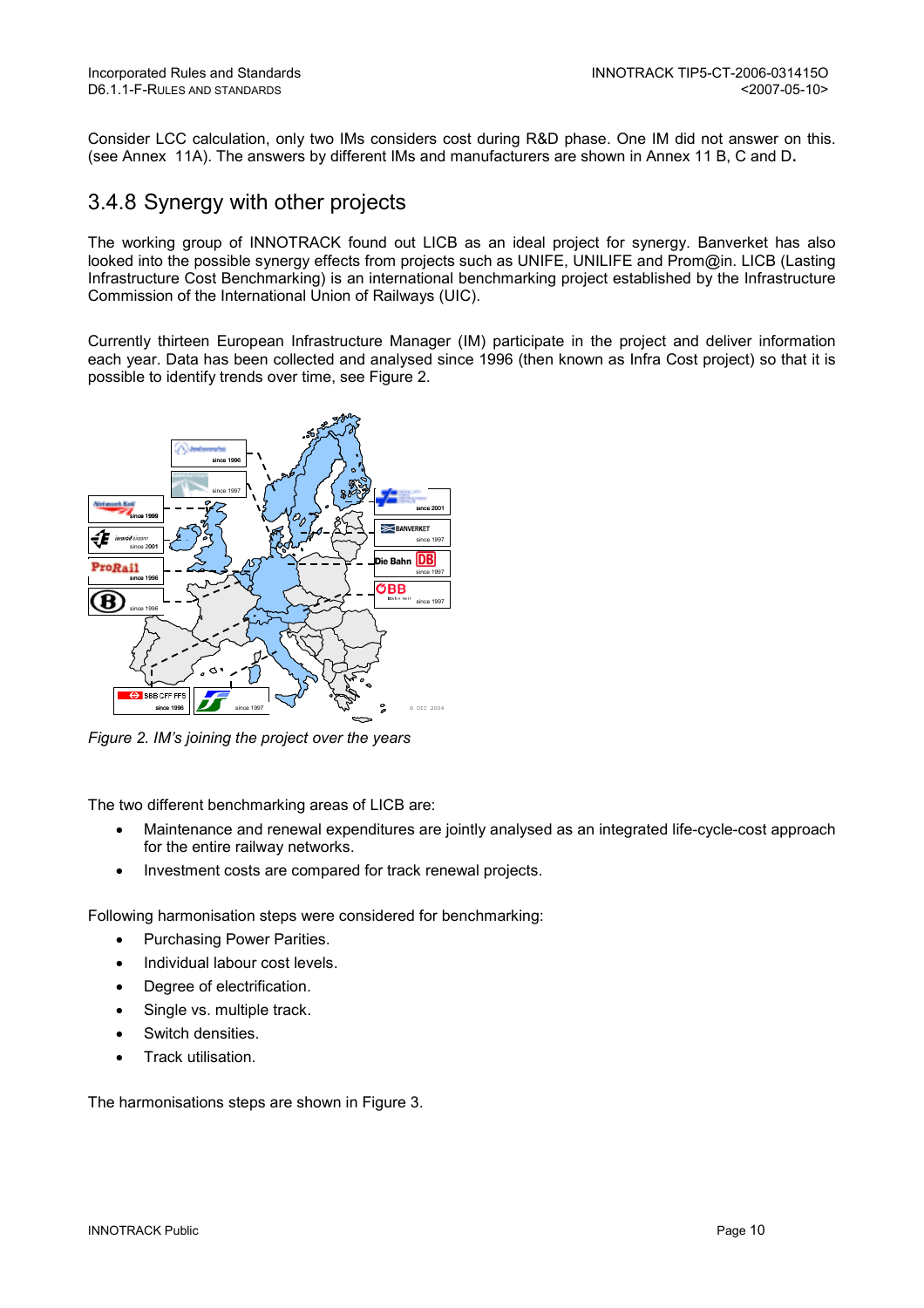Consider LCC calculation, only two IMs considers cost during R&D phase. One IM did not answer on this. (see Annex 11A). The answers by different IMs and manufacturers are shown in Annex 11 B, C and D**.**

## 3.4.8 Synergy with other projects

The working group of INNOTRACK found out LICB as an ideal project for synergy. Banverket has also looked into the possible synergy effects from projects such as UNIFE, UNILIFE and Prom@in. LICB (Lasting Infrastructure Cost Benchmarking) is an international benchmarking project established by the Infrastructure Commission of the International Union of Railways (UIC).

Currently thirteen European Infrastructure Manager (IM) participate in the project and deliver information each year. Data has been collected and analysed since 1996 (then known as Infra Cost project) so that it is possible to identify trends over time, see Figure 2.

*Figure 2. IM's joining the project over the years*

The two different benchmarking areas of LICB are:

- Maintenance and renewal expenditures are jointly analysed as an integrated life-cycle-cost approach for the entire railway networks.
- Investment costs are compared for track renewal projects.

Following harmonisation steps were considered for benchmarking:

- Purchasing Power Parities.
- Individual labour cost levels.
- Degree of electrification.
- Single vs. multiple track.
- Switch densities.
- Track utilisation.

The harmonisations steps are shown in Figure 3.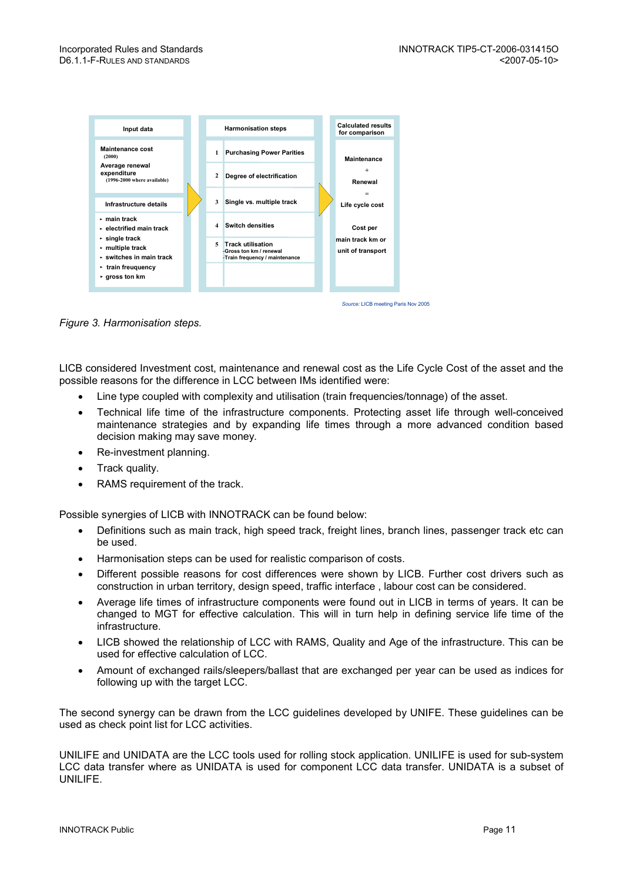| Input data | Harmonisation steps | Calculated results for comparison |
|---|---|---|
| **Maintenance cost** (2000)<br>**Average renewal expenditure** (1996-2000 where available) | 1 Purchasing Power Parities | Maintenance<br>+<br>Renewal<br>=<br>Life cycle cost |
| | 2 Degree of electrification | |
| **Infrastructure details**<br>‣ main track<br>‣ electrified main track<br>‣ single track<br>‣ multiple track<br>‣ switches in main track<br>‣ train freuquency<br>‣ gross ton km | 3 Single vs. multiple track | Cost per main track km or unit of transport |
| | 4 Switch densities | |
| | 5 Track utilisation<br>-Gross ton km / renewal<br>-Train frequency / maintenance | |

*Source:* LICB meeting Paris Nov 2005

*Figure 3. Harmonisation steps.*

LICB considered Investment cost, maintenance and renewal cost as the Life Cycle Cost of the asset and the possible reasons for the difference in LCC between IMs identified were:

- Line type coupled with complexity and utilisation (train frequencies/tonnage) of the asset.
- Technical life time of the infrastructure components. Protecting asset life through well-conceived maintenance strategies and by expanding life times through a more advanced condition based decision making may save money.
- Re-investment planning.
- Track quality.
- RAMS requirement of the track.

Possible synergies of LICB with INNOTRACK can be found below:

- Definitions such as main track, high speed track, freight lines, branch lines, passenger track etc can be used.
- Harmonisation steps can be used for realistic comparison of costs.
- Different possible reasons for cost differences were shown by LICB. Further cost drivers such as construction in urban territory, design speed, traffic interface , labour cost can be considered.
- Average life times of infrastructure components were found out in LICB in terms of years. It can be changed to MGT for effective calculation. This will in turn help in defining service life time of the infrastructure.
- LICB showed the relationship of LCC with RAMS, Quality and Age of the infrastructure. This can be used for effective calculation of LCC.
- Amount of exchanged rails/sleepers/ballast that are exchanged per year can be used as indices for following up with the target LCC.

The second synergy can be drawn from the LCC guidelines developed by UNIFE. These guidelines can be used as check point list for LCC activities.

UNILIFE and UNIDATA are the LCC tools used for rolling stock application. UNILIFE is used for sub-system LCC data transfer where as UNIDATA is used for component LCC data transfer. UNIDATA is a subset of UNILIFE.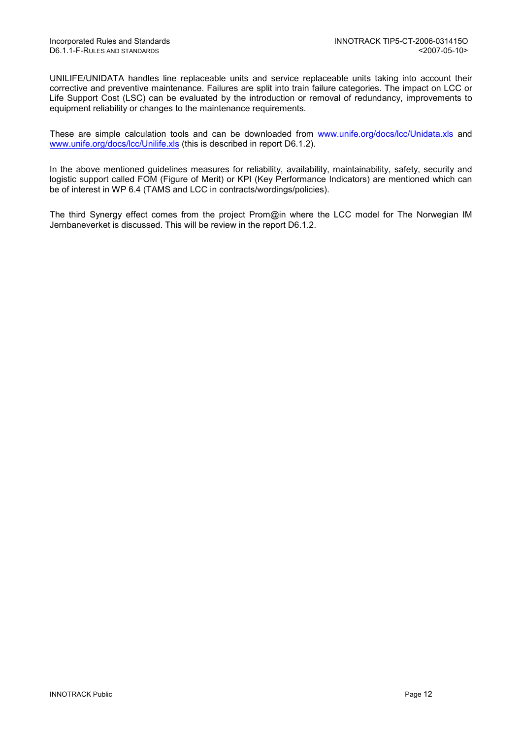UNILIFE/UNIDATA handles line replaceable units and service replaceable units taking into account their corrective and preventive maintenance. Failures are split into train failure categories. The impact on LCC or Life Support Cost (LSC) can be evaluated by the introduction or removal of redundancy, improvements to equipment reliability or changes to the maintenance requirements.

These are simple calculation tools and can be downloaded from www.unife.org/docs/lcc/Unidata.xls and www.unife.org/docs/lcc/Unilife.xls (this is described in report D6.1.2).

In the above mentioned guidelines measures for reliability, availability, maintainability, safety, security and logistic support called FOM (Figure of Merit) or KPI (Key Performance Indicators) are mentioned which can be of interest in WP 6.4 (TAMS and LCC in contracts/wordings/policies).

The third Synergy effect comes from the project Prom@in where the LCC model for The Norwegian IM Jernbaneverket is discussed. This will be review in the report D6.1.2.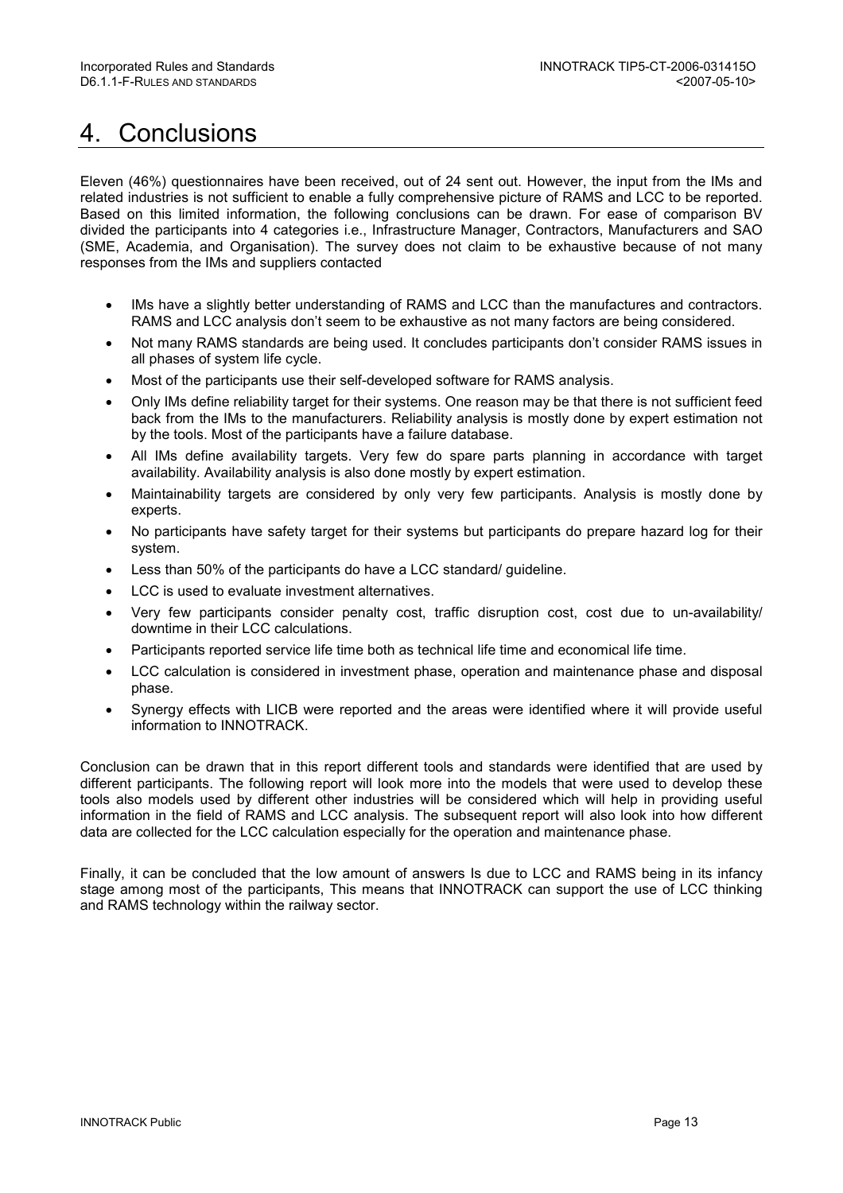# 4. Conclusions

Eleven (46%) questionnaires have been received, out of 24 sent out. However, the input from the IMs and related industries is not sufficient to enable a fully comprehensive picture of RAMS and LCC to be reported. Based on this limited information, the following conclusions can be drawn. For ease of comparison BV divided the participants into 4 categories i.e., Infrastructure Manager, Contractors, Manufacturers and SAO (SME, Academia, and Organisation). The survey does not claim to be exhaustive because of not many responses from the IMs and suppliers contacted

- IMs have a slightly better understanding of RAMS and LCC than the manufactures and contractors. RAMS and LCC analysis don't seem to be exhaustive as not many factors are being considered.
- Not many RAMS standards are being used. It concludes participants don't consider RAMS issues in all phases of system life cycle.
- Most of the participants use their self-developed software for RAMS analysis.
- Only IMs define reliability target for their systems. One reason may be that there is not sufficient feed back from the IMs to the manufacturers. Reliability analysis is mostly done by expert estimation not by the tools. Most of the participants have a failure database.
- All IMs define availability targets. Very few do spare parts planning in accordance with target availability. Availability analysis is also done mostly by expert estimation.
- Maintainability targets are considered by only very few participants. Analysis is mostly done by experts.
- No participants have safety target for their systems but participants do prepare hazard log for their system.
- Less than 50% of the participants do have a LCC standard/ guideline.
- LCC is used to evaluate investment alternatives.
- Very few participants consider penalty cost, traffic disruption cost, cost due to un-availability/ downtime in their LCC calculations.
- Participants reported service life time both as technical life time and economical life time.
- LCC calculation is considered in investment phase, operation and maintenance phase and disposal phase.
- Synergy effects with LICB were reported and the areas were identified where it will provide useful information to INNOTRACK.

Conclusion can be drawn that in this report different tools and standards were identified that are used by different participants. The following report will look more into the models that were used to develop these tools also models used by different other industries will be considered which will help in providing useful information in the field of RAMS and LCC analysis. The subsequent report will also look into how different data are collected for the LCC calculation especially for the operation and maintenance phase.

Finally, it can be concluded that the low amount of answers Is due to LCC and RAMS being in its infancy stage among most of the participants, This means that INNOTRACK can support the use of LCC thinking and RAMS technology within the railway sector.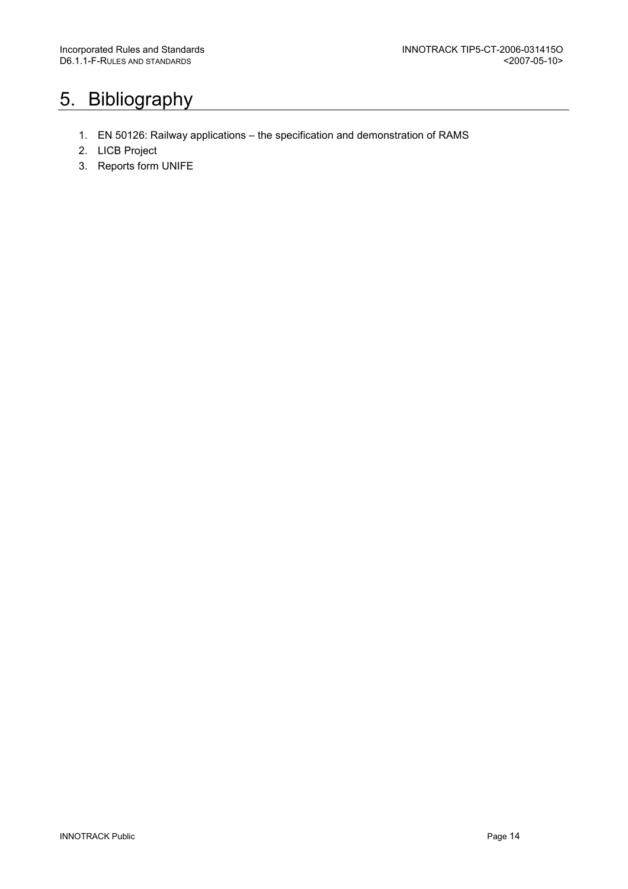# 5. Bibliography

1. EN 50126: Railway applications – the specification and demonstration of RAMS
2. LICB Project
3. Reports form UNIFE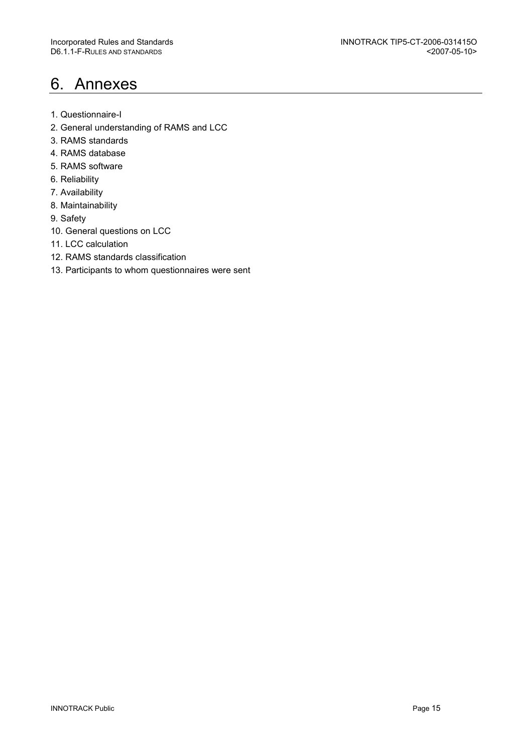# 6. Annexes

1. Questionnaire-I
2. General understanding of RAMS and LCC
3. RAMS standards
4. RAMS database
5. RAMS software
6. Reliability
7. Availability
8. Maintainability
9. Safety
10. General questions on LCC
11. LCC calculation
12. RAMS standards classification
13. Participants to whom questionnaires were sent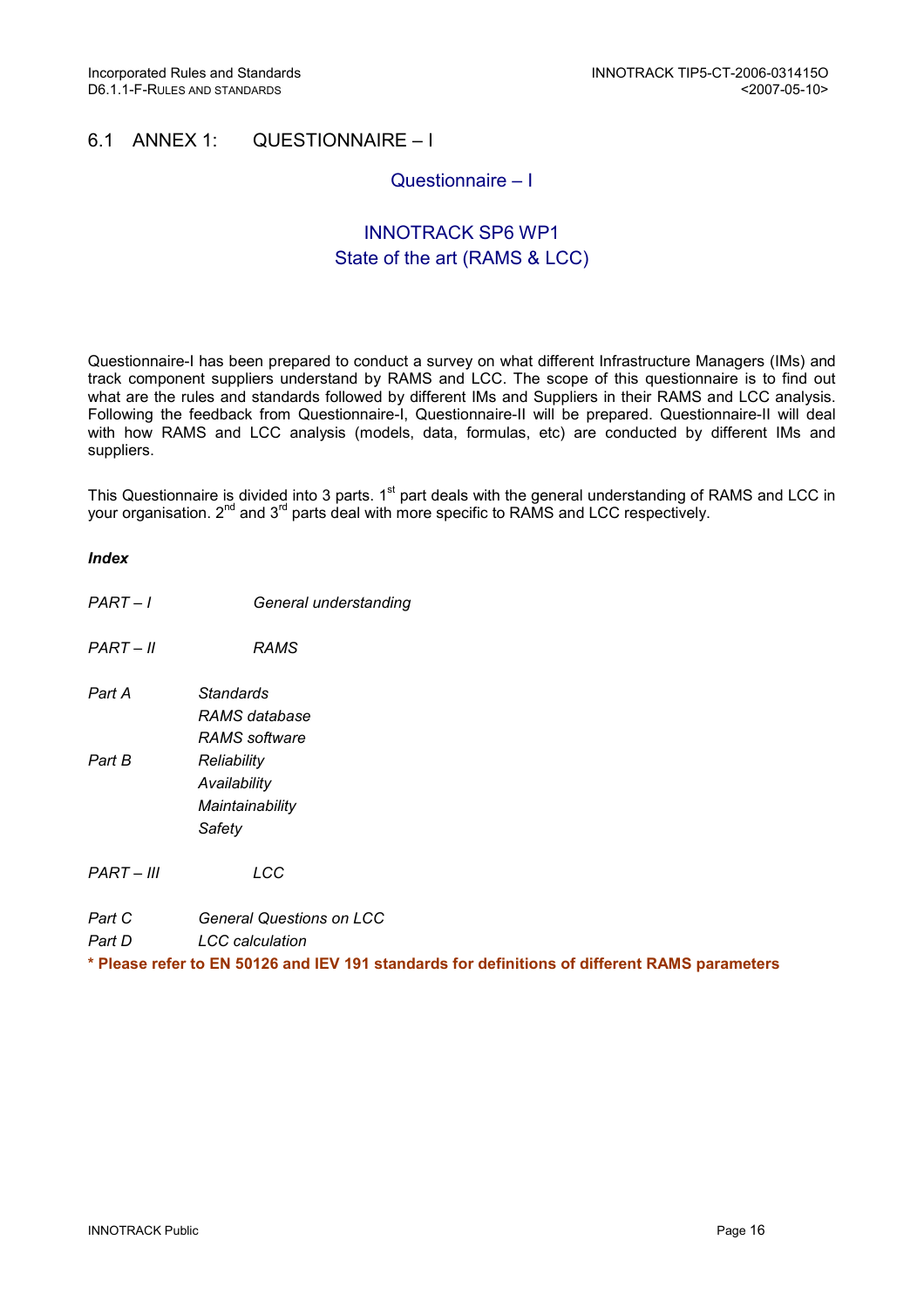## 6.1 ANNEX 1: QUESTIONNAIRE – I

### Questionnaire – I

### INNOTRACK SP6 WP1
### State of the art (RAMS & LCC)

Questionnaire-I has been prepared to conduct a survey on what different Infrastructure Managers (IMs) and track component suppliers understand by RAMS and LCC. The scope of this questionnaire is to find out what are the rules and standards followed by different IMs and Suppliers in their RAMS and LCC analysis. Following the feedback from Questionnaire-I, Questionnaire-II will be prepared. Questionnaire-II will deal with how RAMS and LCC analysis (models, data, formulas, etc) are conducted by different IMs and suppliers.

This Questionnaire is divided into 3 parts. 1st part deals with the general understanding of RAMS and LCC in your organisation. 2nd and 3rd parts deal with more specific to RAMS and LCC respectively.

***Index***

*PART – I* &nbsp;&nbsp;&nbsp;&nbsp;&nbsp;&nbsp;&nbsp;&nbsp;*General understanding*

*PART – II* &nbsp;&nbsp;&nbsp;&nbsp;&nbsp;&nbsp;&nbsp;*RAMS*

*Part A* &nbsp;&nbsp;&nbsp;&nbsp;*Standards*
*RAMS database*
*RAMS software*

*Part B* &nbsp;&nbsp;&nbsp;&nbsp;*Reliability*
*Availability*
*Maintainability*
*Safety*

*PART – III* &nbsp;&nbsp;&nbsp;&nbsp;&nbsp;&nbsp;*LCC*

*Part C* &nbsp;&nbsp;&nbsp;&nbsp;*General Questions on LCC*
*Part D* &nbsp;&nbsp;&nbsp;&nbsp;*LCC calculation*

**\* Please refer to EN 50126 and IEV 191 standards for definitions of different RAMS parameters**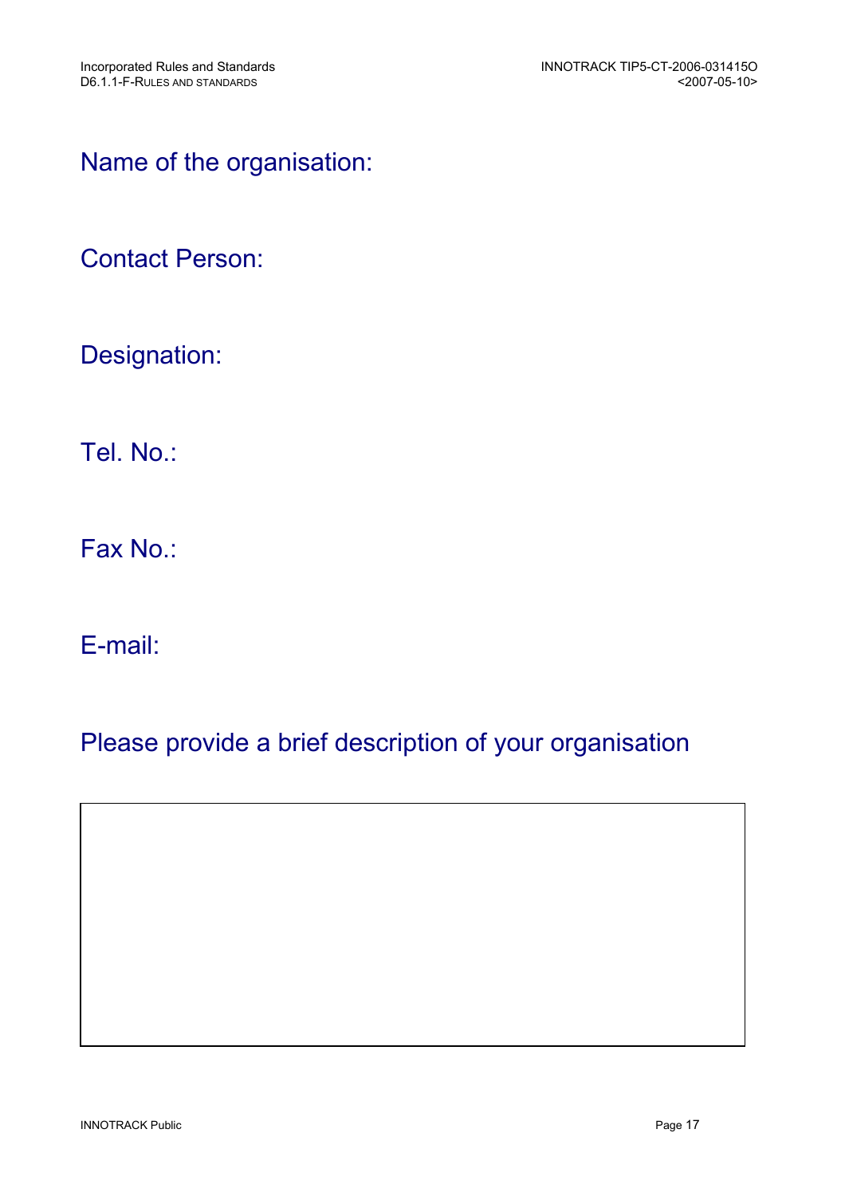Name of the organisation:

Contact Person:

Designation:

Tel. No.:

Fax No.:

E-mail:

Please provide a brief description of your organisation

| |
|---|
| |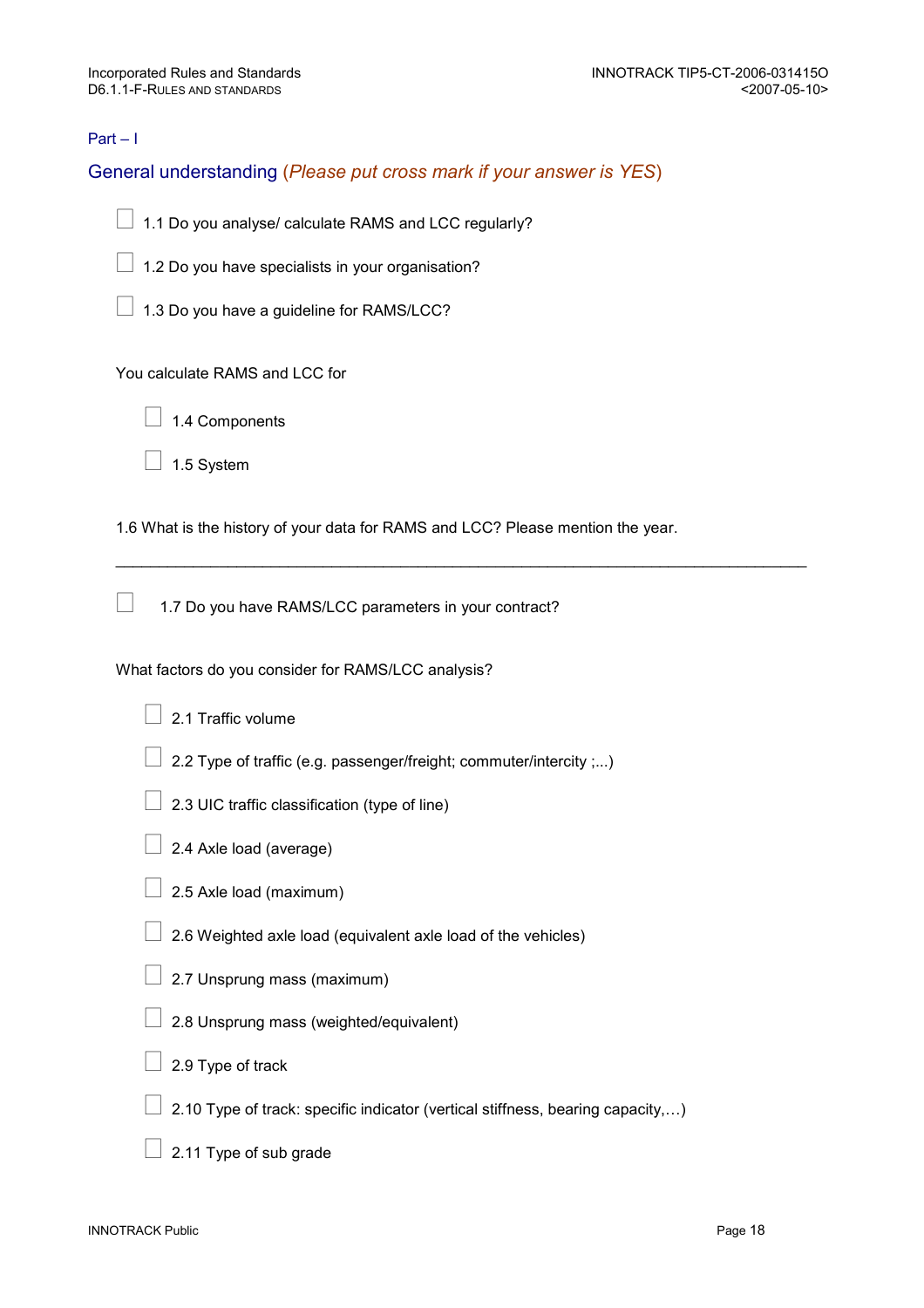Part – I

## General understanding (*Please put cross mark if your answer is YES*)

☐ 1.1 Do you analyse/ calculate RAMS and LCC regularly?

☐ 1.2 Do you have specialists in your organisation?

☐ 1.3 Do you have a guideline for RAMS/LCC?

You calculate RAMS and LCC for

- ☐ 1.4 Components
- ☐ 1.5 System

1.6 What is the history of your data for RAMS and LCC? Please mention the year.

________________________________________________________________________________

☐ 1.7 Do you have RAMS/LCC parameters in your contract?

What factors do you consider for RAMS/LCC analysis?

- ☐ 2.1 Traffic volume
- ☐ 2.2 Type of traffic (e.g. passenger/freight; commuter/intercity ;...)
- ☐ 2.3 UIC traffic classification (type of line)
- ☐ 2.4 Axle load (average)
- ☐ 2.5 Axle load (maximum)
- ☐ 2.6 Weighted axle load (equivalent axle load of the vehicles)
- ☐ 2.7 Unsprung mass (maximum)
- ☐ 2.8 Unsprung mass (weighted/equivalent)
- ☐ 2.9 Type of track
- ☐ 2.10 Type of track: specific indicator (vertical stiffness, bearing capacity,…)
- ☐ 2.11 Type of sub grade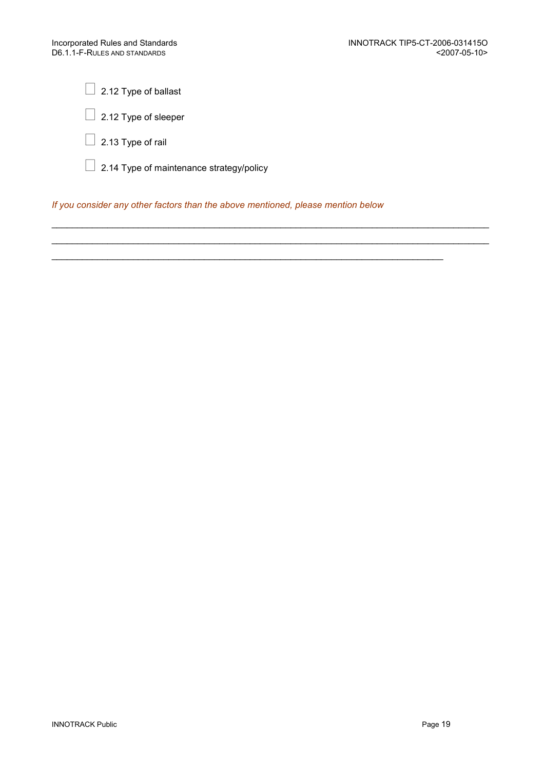☐ 2.12 Type of ballast

☐ 2.12 Type of sleeper

☐ 2.13 Type of rail

☐ 2.14 Type of maintenance strategy/policy

*If you consider any other factors than the above mentioned, please mention below*

_______________________________________________________________________________

_______________________________________________________________________________

_______________________________________________________________________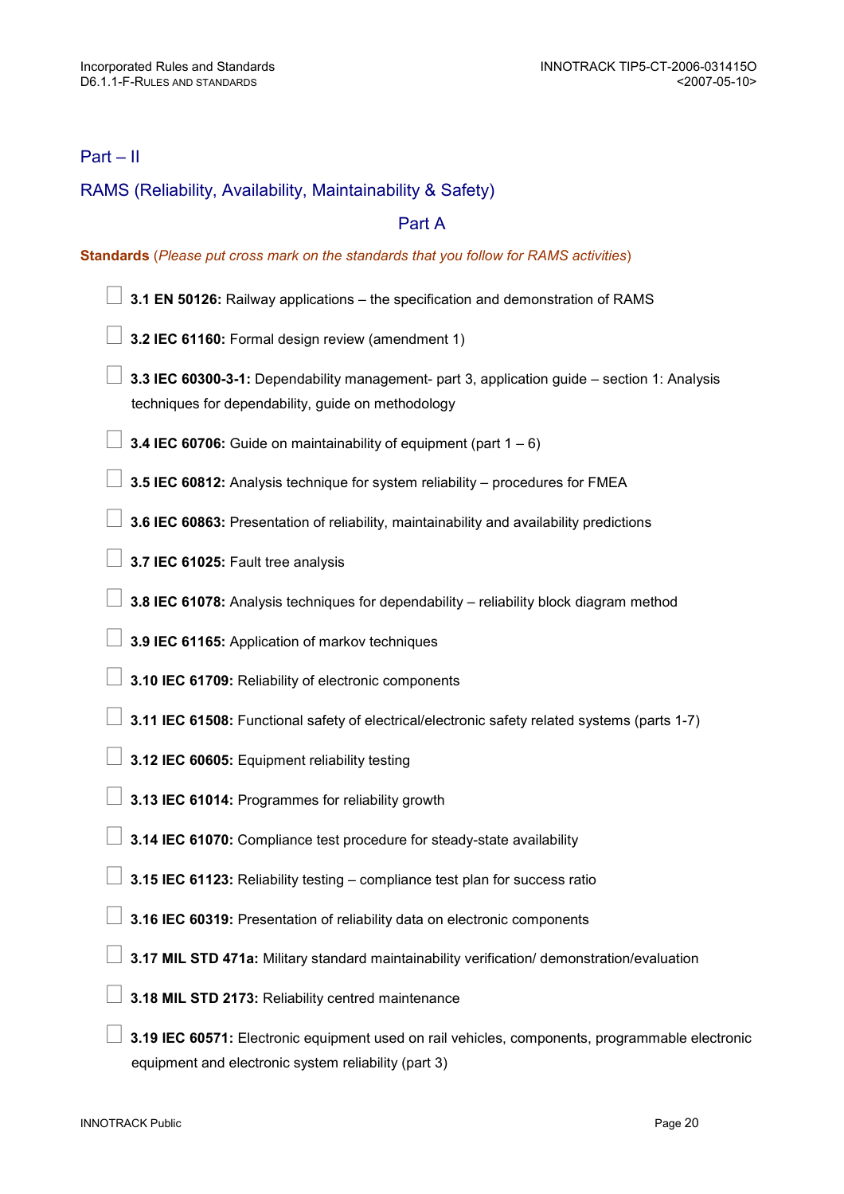## Part – II

## RAMS (Reliability, Availability, Maintainability & Safety)

### Part A

**Standards** (*Please put cross mark on the standards that you follow for RAMS activities*)

- ☐ **3.1 EN 50126:** Railway applications – the specification and demonstration of RAMS
- ☐ **3.2 IEC 61160:** Formal design review (amendment 1)
- ☐ **3.3 IEC 60300-3-1:** Dependability management- part 3, application guide – section 1: Analysis techniques for dependability, guide on methodology
- ☐ **3.4 IEC 60706:** Guide on maintainability of equipment (part 1 – 6)
- ☐ **3.5 IEC 60812:** Analysis technique for system reliability – procedures for FMEA
- ☐ **3.6 IEC 60863:** Presentation of reliability, maintainability and availability predictions
- ☐ **3.7 IEC 61025:** Fault tree analysis
- ☐ **3.8 IEC 61078:** Analysis techniques for dependability – reliability block diagram method
- ☐ **3.9 IEC 61165:** Application of markov techniques
- ☐ **3.10 IEC 61709:** Reliability of electronic components
- ☐ **3.11 IEC 61508:** Functional safety of electrical/electronic safety related systems (parts 1-7)
- ☐ **3.12 IEC 60605:** Equipment reliability testing
- ☐ **3.13 IEC 61014:** Programmes for reliability growth
- ☐ **3.14 IEC 61070:** Compliance test procedure for steady-state availability
- ☐ **3.15 IEC 61123:** Reliability testing – compliance test plan for success ratio
- ☐ **3.16 IEC 60319:** Presentation of reliability data on electronic components
- ☐ **3.17 MIL STD 471a:** Military standard maintainability verification/ demonstration/evaluation
- ☐ **3.18 MIL STD 2173:** Reliability centred maintenance
- ☐ **3.19 IEC 60571:** Electronic equipment used on rail vehicles, components, programmable electronic equipment and electronic system reliability (part 3)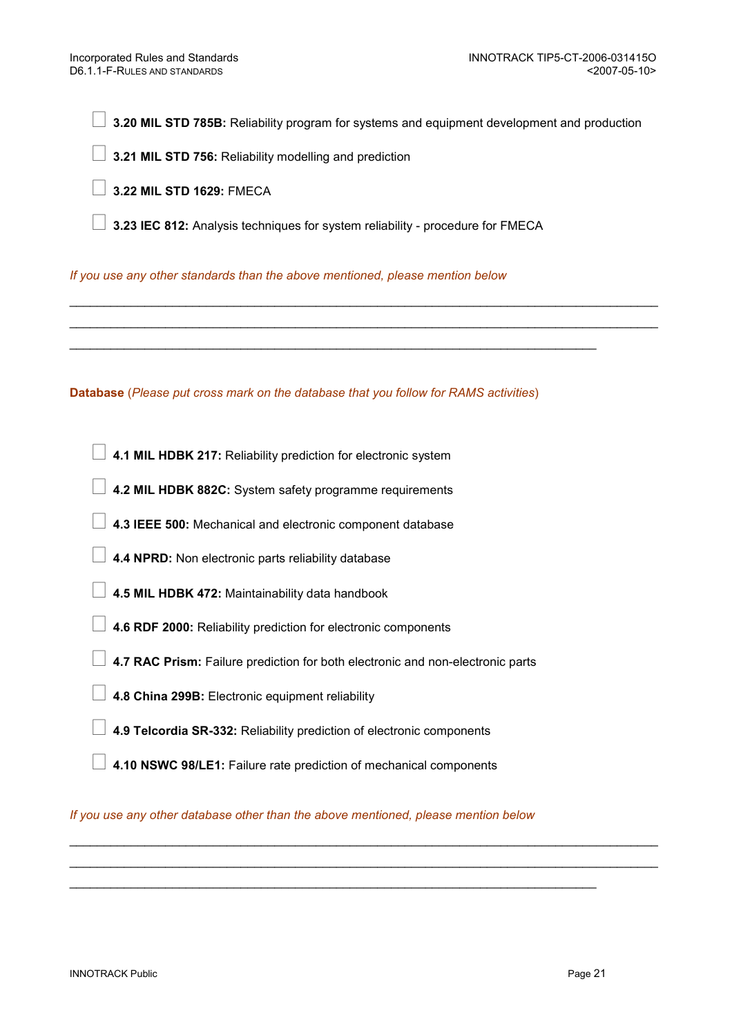- ☐ **3.20 MIL STD 785B:** Reliability program for systems and equipment development and production
- ☐ **3.21 MIL STD 756:** Reliability modelling and prediction
- ☐ **3.22 MIL STD 1629:** FMECA
- ☐ **3.23 IEC 812:** Analysis techniques for system reliability - procedure for FMECA

*If you use any other standards than the above mentioned, please mention below*

______________________________________________________________________________

______________________________________________________________________________

_______________________________________________________________________

**Database** (*Please put cross mark on the database that you follow for RAMS activities*)

- ☐ **4.1 MIL HDBK 217:** Reliability prediction for electronic system
- ☐ **4.2 MIL HDBK 882C:** System safety programme requirements
- ☐ **4.3 IEEE 500:** Mechanical and electronic component database
- ☐ **4.4 NPRD:** Non electronic parts reliability database
- ☐ **4.5 MIL HDBK 472:** Maintainability data handbook
- ☐ **4.6 RDF 2000:** Reliability prediction for electronic components
- ☐ **4.7 RAC Prism:** Failure prediction for both electronic and non-electronic parts
- ☐ **4.8 China 299B:** Electronic equipment reliability
- ☐ **4.9 Telcordia SR-332:** Reliability prediction of electronic components
- ☐ **4.10 NSWC 98/LE1:** Failure rate prediction of mechanical components

*If you use any other database other than the above mentioned, please mention below*

______________________________________________________________________________

______________________________________________________________________________

_______________________________________________________________________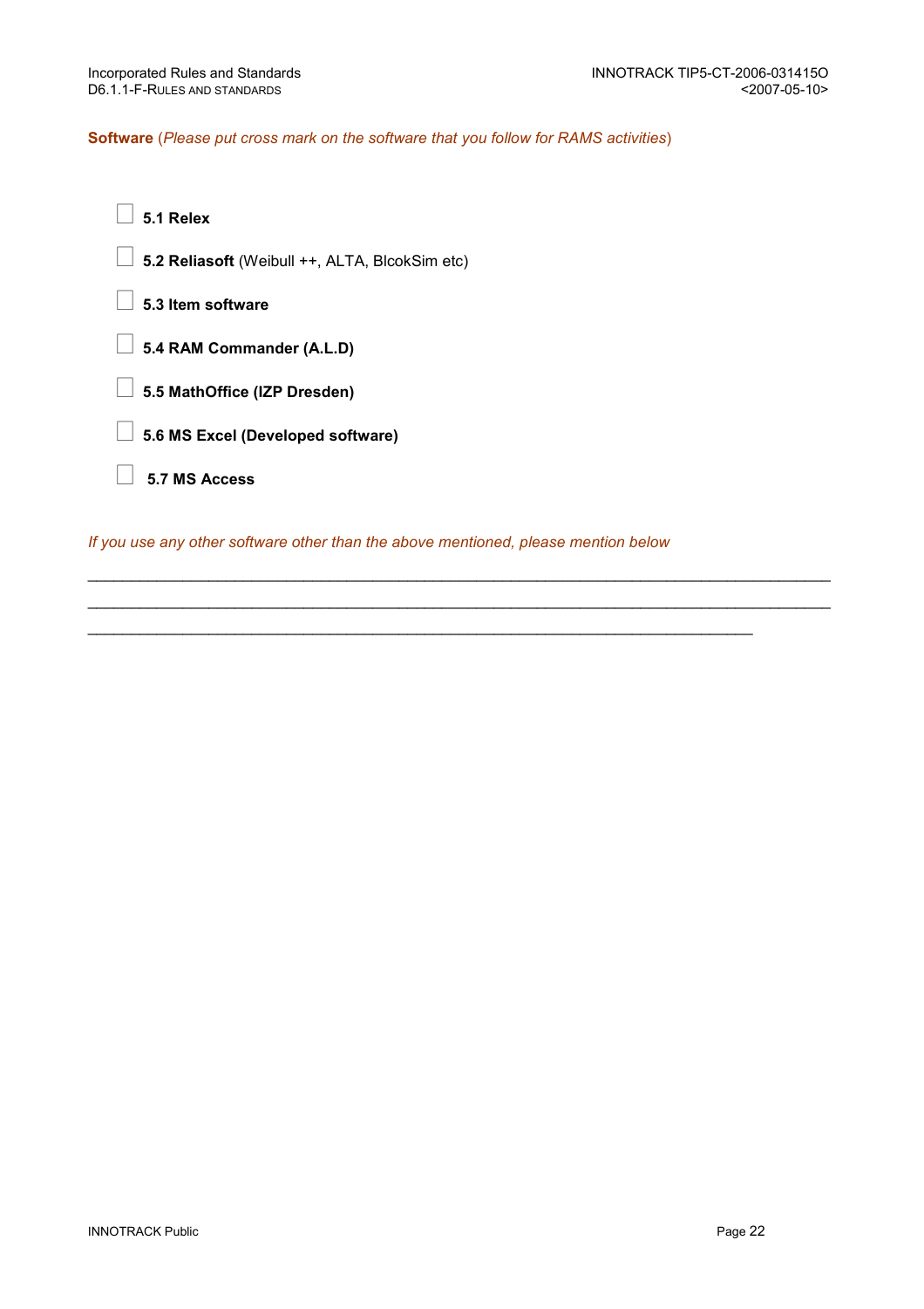**Software** (*Please put cross mark on the software that you follow for RAMS activities*)

- ☐ **5.1 Relex**
- ☐ **5.2 Reliasoft** (Weibull ++, ALTA, BlcokSim etc)
- ☐ **5.3 Item software**
- ☐ **5.4 RAM Commander (A.L.D)**
- ☐ **5.5 MathOffice (IZP Dresden)**
- ☐ **5.6 MS Excel (Developed software)**
- ☐ **5.7 MS Access**

*If you use any other software other than the above mentioned, please mention below*

___________________________________________________________________________

___________________________________________________________________________

_____________________________________________________________________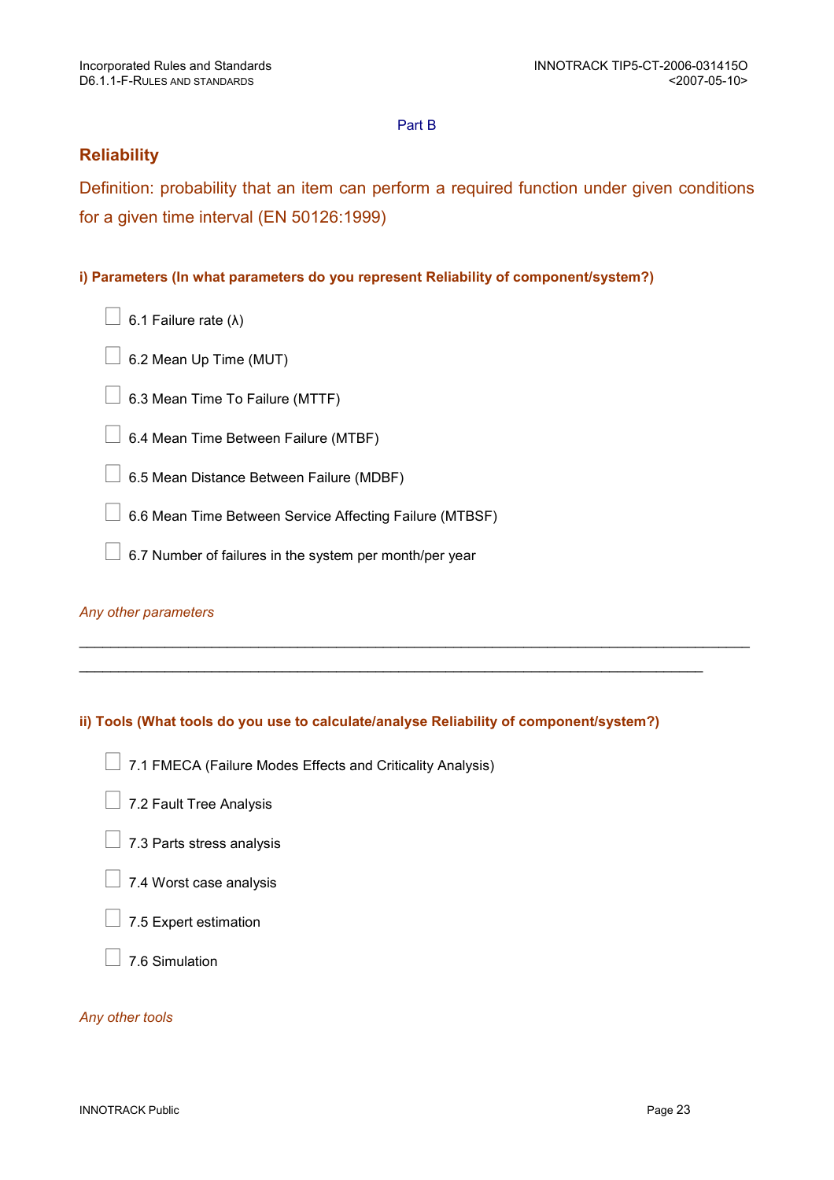Part B

## Reliability

Definition: probability that an item can perform a required function under given conditions for a given time interval (EN 50126:1999)

**i) Parameters (In what parameters do you represent Reliability of component/system?)**

- ☐ 6.1 Failure rate (λ)
- ☐ 6.2 Mean Up Time (MUT)
- ☐ 6.3 Mean Time To Failure (MTTF)
- ☐ 6.4 Mean Time Between Failure (MTBF)
- ☐ 6.5 Mean Distance Between Failure (MDBF)
- ☐ 6.6 Mean Time Between Service Affecting Failure (MTBSF)
- ☐ 6.7 Number of failures in the system per month/per year

*Any other parameters*

_______________________________________________________________________________

_______________________________________________________________________________

**ii) Tools (What tools do you use to calculate/analyse Reliability of component/system?)**

- ☐ 7.1 FMECA (Failure Modes Effects and Criticality Analysis)
- ☐ 7.2 Fault Tree Analysis
- ☐ 7.3 Parts stress analysis
- ☐ 7.4 Worst case analysis
- ☐ 7.5 Expert estimation
- ☐ 7.6 Simulation

*Any other tools*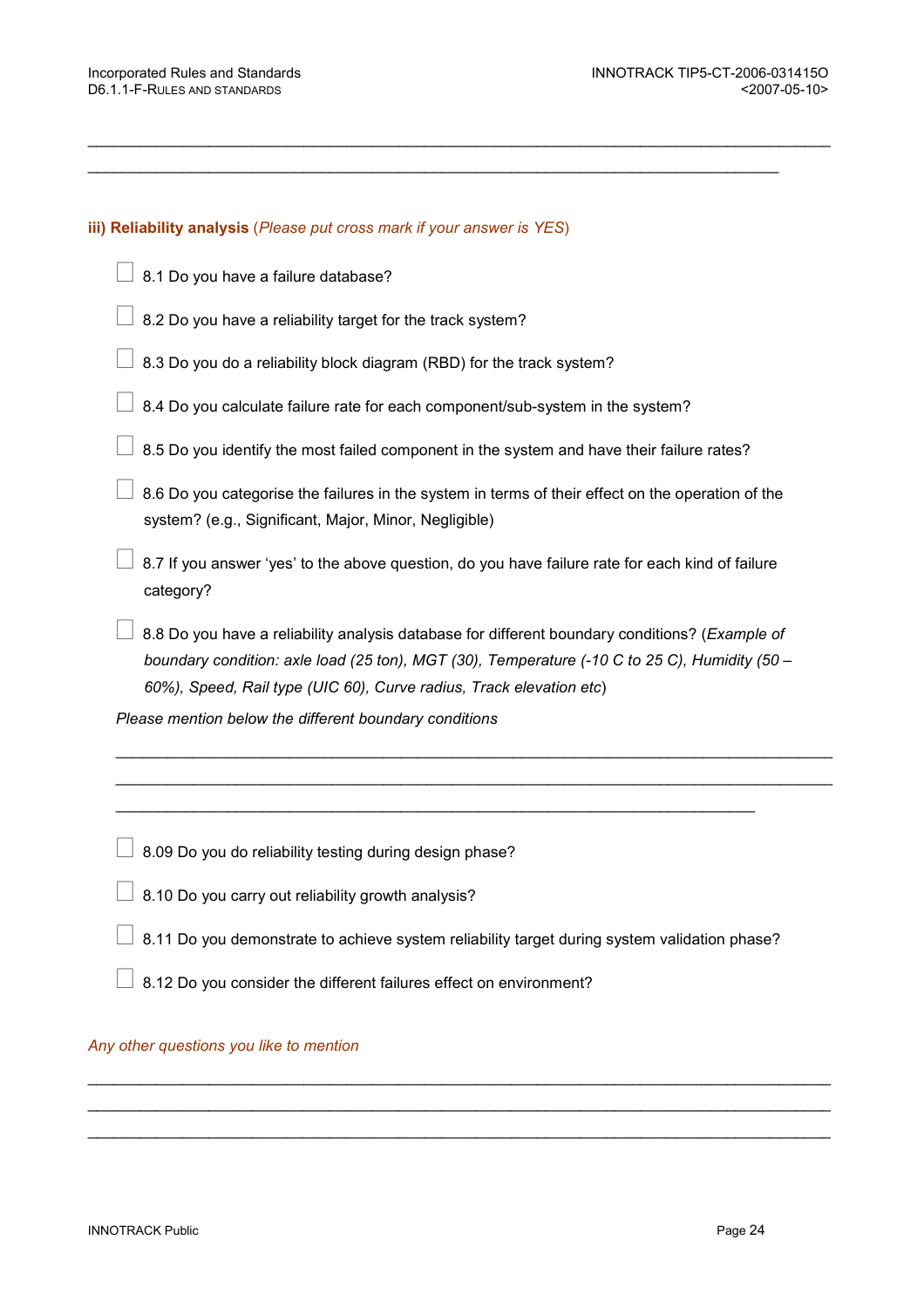\_\_\_\_\_\_\_\_\_\_\_\_\_\_\_\_\_\_\_\_\_\_\_\_\_\_\_\_\_\_\_\_\_\_\_\_\_\_\_\_\_\_\_\_\_\_\_\_\_\_\_\_\_\_\_\_\_\_\_\_\_\_\_\_\_\_\_\_\_\_\_\_\_\_\_\_\_\_

\_\_\_\_\_\_\_\_\_\_\_\_\_\_\_\_\_\_\_\_\_\_\_\_\_\_\_\_\_\_\_\_\_\_\_\_\_\_\_\_\_\_\_\_\_\_\_\_\_\_\_\_\_\_\_\_\_\_\_\_\_\_\_\_\_\_\_\_\_\_\_\_\_

**iii) Reliability analysis** (*Please put cross mark if your answer is YES*)

☐ 8.1 Do you have a failure database?

☐ 8.2 Do you have a reliability target for the track system?

☐ 8.3 Do you do a reliability block diagram (RBD) for the track system?

☐ 8.4 Do you calculate failure rate for each component/sub-system in the system?

☐ 8.5 Do you identify the most failed component in the system and have their failure rates?

☐ 8.6 Do you categorise the failures in the system in terms of their effect on the operation of the system? (e.g., Significant, Major, Minor, Negligible)

☐ 8.7 If you answer 'yes' to the above question, do you have failure rate for each kind of failure category?

☐ 8.8 Do you have a reliability analysis database for different boundary conditions? (*Example of boundary condition: axle load (25 ton), MGT (30), Temperature (-10 C to 25 C), Humidity (50 – 60%), Speed, Rail type (UIC 60), Curve radius, Track elevation etc*)

*Please mention below the different boundary conditions*

\_\_\_\_\_\_\_\_\_\_\_\_\_\_\_\_\_\_\_\_\_\_\_\_\_\_\_\_\_\_\_\_\_\_\_\_\_\_\_\_\_\_\_\_\_\_\_\_\_\_\_\_\_\_\_\_\_\_\_\_\_\_\_\_\_\_\_\_\_\_\_\_\_\_\_\_\_

\_\_\_\_\_\_\_\_\_\_\_\_\_\_\_\_\_\_\_\_\_\_\_\_\_\_\_\_\_\_\_\_\_\_\_\_\_\_\_\_\_\_\_\_\_\_\_\_\_\_\_\_\_\_\_\_\_\_\_\_\_\_\_\_\_\_\_\_\_\_\_\_\_\_\_\_\_

\_\_\_\_\_\_\_\_\_\_\_\_\_\_\_\_\_\_\_\_\_\_\_\_\_\_\_\_\_\_\_\_\_\_\_\_\_\_\_\_\_\_\_\_\_\_\_\_\_\_\_\_\_\_\_\_\_\_\_\_\_\_\_\_\_\_\_\_\_\_

☐ 8.09 Do you do reliability testing during design phase?

☐ 8.10 Do you carry out reliability growth analysis?

☐ 8.11 Do you demonstrate to achieve system reliability target during system validation phase?

☐ 8.12 Do you consider the different failures effect on environment?

*Any other questions you like to mention*

\_\_\_\_\_\_\_\_\_\_\_\_\_\_\_\_\_\_\_\_\_\_\_\_\_\_\_\_\_\_\_\_\_\_\_\_\_\_\_\_\_\_\_\_\_\_\_\_\_\_\_\_\_\_\_\_\_\_\_\_\_\_\_\_\_\_\_\_\_\_\_\_\_\_\_\_\_\_

\_\_\_\_\_\_\_\_\_\_\_\_\_\_\_\_\_\_\_\_\_\_\_\_\_\_\_\_\_\_\_\_\_\_\_\_\_\_\_\_\_\_\_\_\_\_\_\_\_\_\_\_\_\_\_\_\_\_\_\_\_\_\_\_\_\_\_\_\_\_\_\_\_\_\_\_\_\_

\_\_\_\_\_\_\_\_\_\_\_\_\_\_\_\_\_\_\_\_\_\_\_\_\_\_\_\_\_\_\_\_\_\_\_\_\_\_\_\_\_\_\_\_\_\_\_\_\_\_\_\_\_\_\_\_\_\_\_\_\_\_\_\_\_\_\_\_\_\_\_\_\_\_\_\_\_\_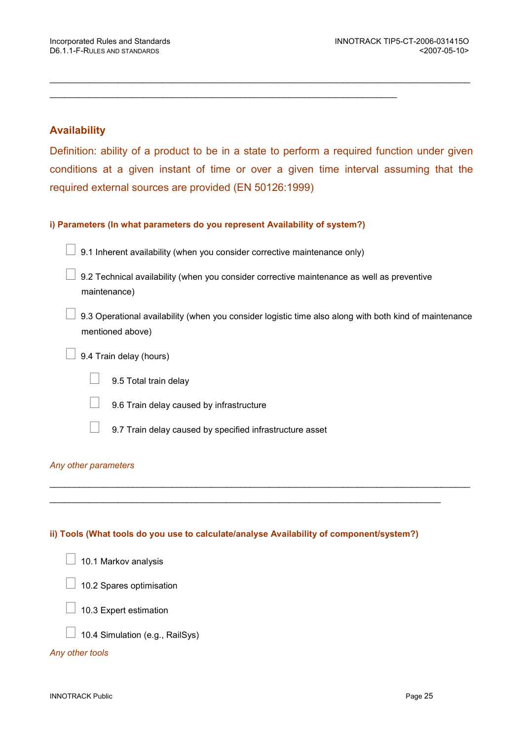\_\_\_\_\_\_\_\_\_\_\_\_\_\_\_\_\_\_\_\_\_\_\_\_\_\_\_\_\_\_\_\_\_\_\_\_\_\_\_\_\_\_\_\_\_\_\_\_\_\_\_\_\_\_\_\_\_\_\_\_\_\_\_\_\_\_\_\_\_\_\_\_\_\_\_\_\_\_

\_\_\_\_\_\_\_\_\_\_\_\_\_\_\_\_\_\_\_\_\_\_\_\_\_\_\_\_\_\_\_\_\_\_\_\_\_\_\_\_\_\_\_\_\_\_\_\_\_\_\_\_\_\_\_\_\_\_\_\_\_\_

## Availability

Definition: ability of a product to be in a state to perform a required function under given conditions at a given instant of time or over a given time interval assuming that the required external sources are provided (EN 50126:1999)

**i) Parameters (In what parameters do you represent Availability of system?)**

- ☐ 9.1 Inherent availability (when you consider corrective maintenance only)
- ☐ 9.2 Technical availability (when you consider corrective maintenance as well as preventive maintenance)
- ☐ 9.3 Operational availability (when you consider logistic time also along with both kind of maintenance mentioned above)
- ☐ 9.4 Train delay (hours)
  - ☐ 9.5 Total train delay
  - ☐ 9.6 Train delay caused by infrastructure
  - ☐ 9.7 Train delay caused by specified infrastructure asset

*Any other parameters*

\_\_\_\_\_\_\_\_\_\_\_\_\_\_\_\_\_\_\_\_\_\_\_\_\_\_\_\_\_\_\_\_\_\_\_\_\_\_\_\_\_\_\_\_\_\_\_\_\_\_\_\_\_\_\_\_\_\_\_\_\_\_\_\_\_\_\_\_\_\_\_\_\_\_\_\_\_\_

\_\_\_\_\_\_\_\_\_\_\_\_\_\_\_\_\_\_\_\_\_\_\_\_\_\_\_\_\_\_\_\_\_\_\_\_\_\_\_\_\_\_\_\_\_\_\_\_\_\_\_\_\_\_\_\_\_\_\_\_\_\_\_\_\_\_\_\_\_\_\_\_

**ii) Tools (What tools do you use to calculate/analyse Availability of component/system?)**

- ☐ 10.1 Markov analysis
- ☐ 10.2 Spares optimisation
- ☐ 10.3 Expert estimation
- ☐ 10.4 Simulation (e.g., RailSys)

*Any other tools*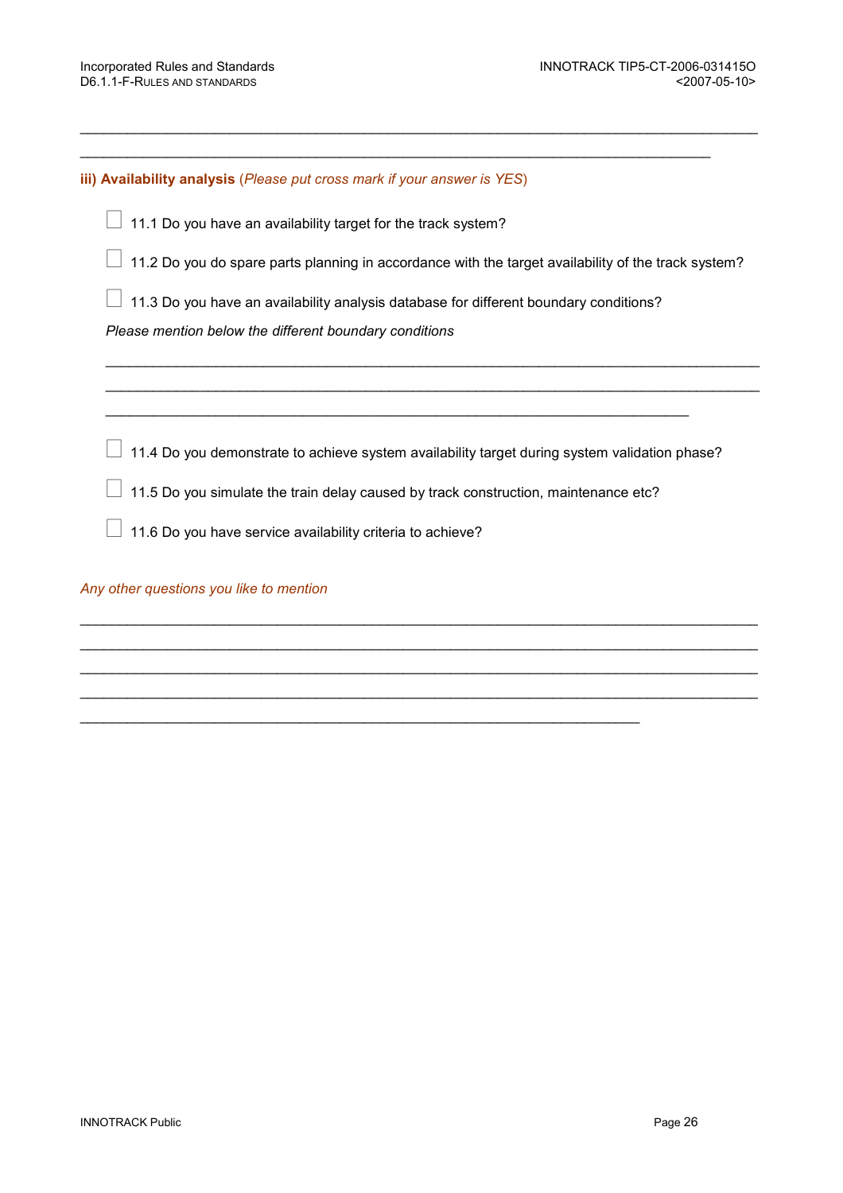\_\_\_\_\_\_\_\_\_\_\_\_\_\_\_\_\_\_\_\_\_\_\_\_\_\_\_\_\_\_\_\_\_\_\_\_\_\_\_\_\_\_\_\_\_\_\_\_\_\_\_\_\_\_\_\_\_\_\_\_\_\_\_\_\_\_\_\_\_\_\_\_\_\_\_\_\_\_

\_\_\_\_\_\_\_\_\_\_\_\_\_\_\_\_\_\_\_\_\_\_\_\_\_\_\_\_\_\_\_\_\_\_\_\_\_\_\_\_\_\_\_\_\_\_\_\_\_\_\_\_\_\_\_\_\_\_\_\_\_\_\_\_\_\_\_\_\_\_\_

**iii) Availability analysis** (*Please put cross mark if your answer is YES*)

☐ 11.1 Do you have an availability target for the track system?

☐ 11.2 Do you do spare parts planning in accordance with the target availability of the track system?

☐ 11.3 Do you have an availability analysis database for different boundary conditions?

*Please mention below the different boundary conditions*

\_\_\_\_\_\_\_\_\_\_\_\_\_\_\_\_\_\_\_\_\_\_\_\_\_\_\_\_\_\_\_\_\_\_\_\_\_\_\_\_\_\_\_\_\_\_\_\_\_\_\_\_\_\_\_\_\_\_\_\_\_\_\_\_\_\_\_\_\_\_\_\_\_\_\_\_\_

\_\_\_\_\_\_\_\_\_\_\_\_\_\_\_\_\_\_\_\_\_\_\_\_\_\_\_\_\_\_\_\_\_\_\_\_\_\_\_\_\_\_\_\_\_\_\_\_\_\_\_\_\_\_\_\_\_\_\_\_\_\_\_\_\_\_\_\_\_\_\_\_\_\_\_\_\_

\_\_\_\_\_\_\_\_\_\_\_\_\_\_\_\_\_\_\_\_\_\_\_\_\_\_\_\_\_\_\_\_\_\_\_\_\_\_\_\_\_\_\_\_\_\_\_\_\_\_\_\_\_\_\_\_\_\_\_\_\_\_\_\_\_\_\_\_\_

☐ 11.4 Do you demonstrate to achieve system availability target during system validation phase?

☐ 11.5 Do you simulate the train delay caused by track construction, maintenance etc?

☐ 11.6 Do you have service availability criteria to achieve?

*Any other questions you like to mention*

\_\_\_\_\_\_\_\_\_\_\_\_\_\_\_\_\_\_\_\_\_\_\_\_\_\_\_\_\_\_\_\_\_\_\_\_\_\_\_\_\_\_\_\_\_\_\_\_\_\_\_\_\_\_\_\_\_\_\_\_\_\_\_\_\_\_\_\_\_\_\_\_\_\_\_\_\_\_

\_\_\_\_\_\_\_\_\_\_\_\_\_\_\_\_\_\_\_\_\_\_\_\_\_\_\_\_\_\_\_\_\_\_\_\_\_\_\_\_\_\_\_\_\_\_\_\_\_\_\_\_\_\_\_\_\_\_\_\_\_\_\_\_\_\_\_\_\_\_\_\_\_\_\_\_\_\_

\_\_\_\_\_\_\_\_\_\_\_\_\_\_\_\_\_\_\_\_\_\_\_\_\_\_\_\_\_\_\_\_\_\_\_\_\_\_\_\_\_\_\_\_\_\_\_\_\_\_\_\_\_\_\_\_\_\_\_\_\_\_\_\_\_\_\_\_\_\_\_\_\_\_\_\_\_\_

\_\_\_\_\_\_\_\_\_\_\_\_\_\_\_\_\_\_\_\_\_\_\_\_\_\_\_\_\_\_\_\_\_\_\_\_\_\_\_\_\_\_\_\_\_\_\_\_\_\_\_\_\_\_\_\_\_\_\_\_\_\_\_\_\_\_\_\_\_\_\_\_\_\_\_\_\_\_

\_\_\_\_\_\_\_\_\_\_\_\_\_\_\_\_\_\_\_\_\_\_\_\_\_\_\_\_\_\_\_\_\_\_\_\_\_\_\_\_\_\_\_\_\_\_\_\_\_\_\_\_\_\_\_\_\_\_\_\_\_\_\_\_\_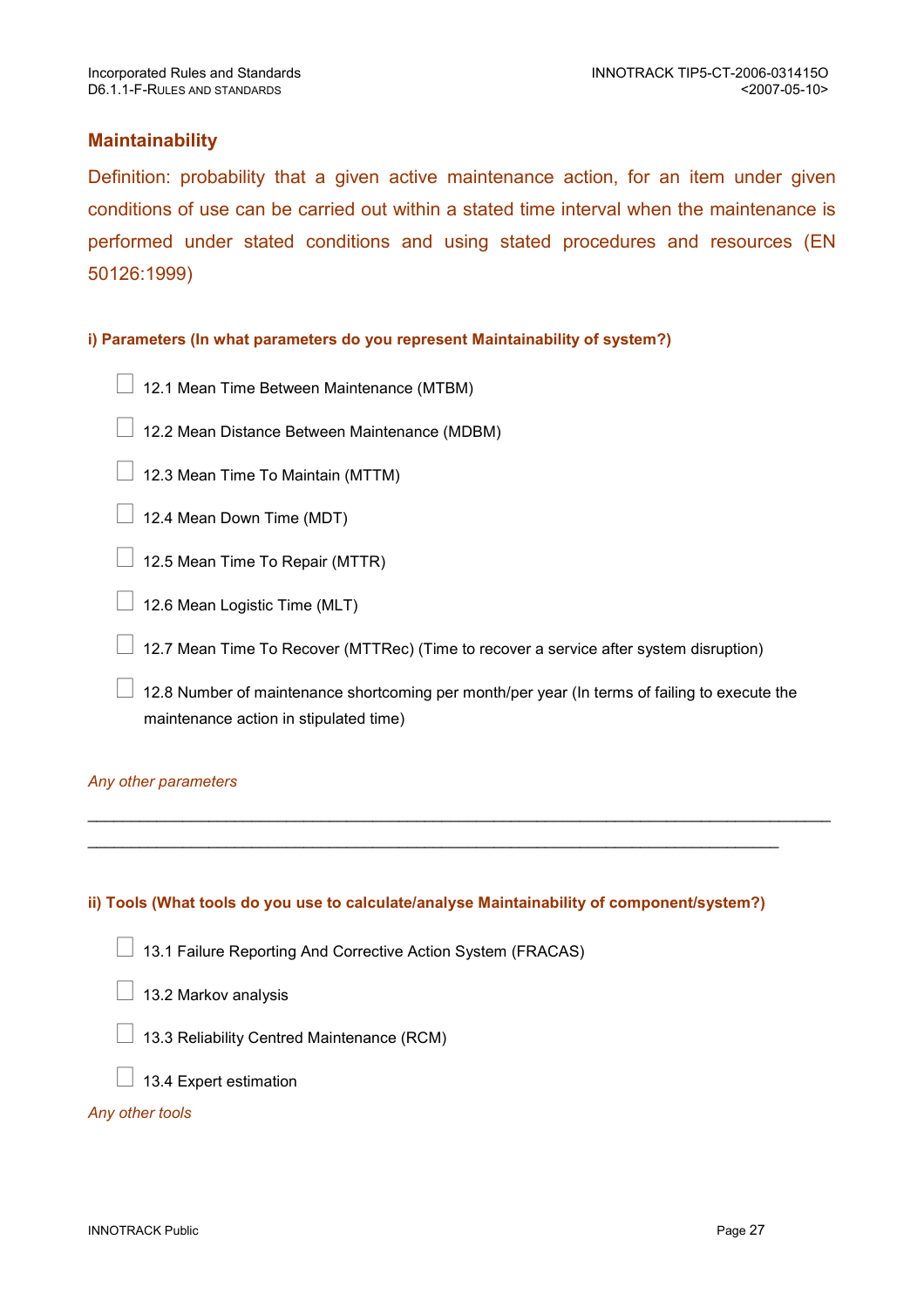## Maintainability

Definition: probability that a given active maintenance action, for an item under given conditions of use can be carried out within a stated time interval when the maintenance is performed under stated conditions and using stated procedures and resources (EN 50126:1999)

**i) Parameters (In what parameters do you represent Maintainability of system?)**

- ☐ 12.1 Mean Time Between Maintenance (MTBM)
- ☐ 12.2 Mean Distance Between Maintenance (MDBM)
- ☐ 12.3 Mean Time To Maintain (MTTM)
- ☐ 12.4 Mean Down Time (MDT)
- ☐ 12.5 Mean Time To Repair (MTTR)
- ☐ 12.6 Mean Logistic Time (MLT)
- ☐ 12.7 Mean Time To Recover (MTTRec) (Time to recover a service after system disruption)
- ☐ 12.8 Number of maintenance shortcoming per month/per year (In terms of failing to execute the maintenance action in stipulated time)

*Any other parameters*

______________________________________________________________________________

________________________________________________________________________

**ii) Tools (What tools do you use to calculate/analyse Maintainability of component/system?)**

- ☐ 13.1 Failure Reporting And Corrective Action System (FRACAS)
- ☐ 13.2 Markov analysis
- ☐ 13.3 Reliability Centred Maintenance (RCM)
- ☐ 13.4 Expert estimation

*Any other tools*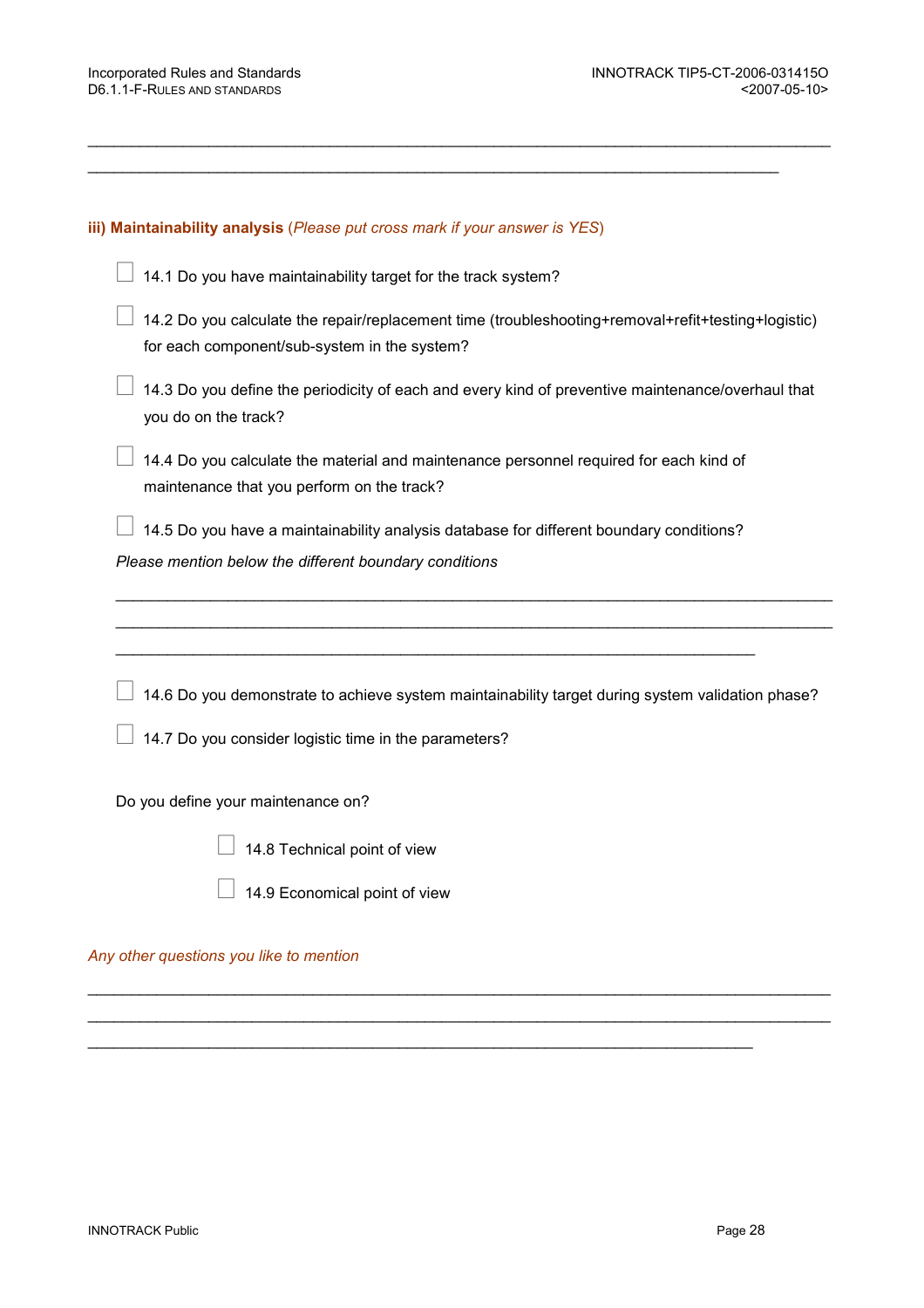\_\_\_\_\_\_\_\_\_\_\_\_\_\_\_\_\_\_\_\_\_\_\_\_\_\_\_\_\_\_\_\_\_\_\_\_\_\_\_\_\_\_\_\_\_\_\_\_\_\_\_\_\_\_\_\_\_\_\_\_\_\_\_\_\_\_\_\_\_\_\_\_\_\_\_\_\_\_

\_\_\_\_\_\_\_\_\_\_\_\_\_\_\_\_\_\_\_\_\_\_\_\_\_\_\_\_\_\_\_\_\_\_\_\_\_\_\_\_\_\_\_\_\_\_\_\_\_\_\_\_\_\_\_\_\_\_\_\_\_\_\_\_\_\_\_\_\_\_\_\_\_\_

**iii) Maintainability analysis** (*Please put cross mark if your answer is YES*)

- ☐ 14.1 Do you have maintainability target for the track system?
- ☐ 14.2 Do you calculate the repair/replacement time (troubleshooting+removal+refit+testing+logistic) for each component/sub-system in the system?
- ☐ 14.3 Do you define the periodicity of each and every kind of preventive maintenance/overhaul that you do on the track?
- ☐ 14.4 Do you calculate the material and maintenance personnel required for each kind of maintenance that you perform on the track?
- ☐ 14.5 Do you have a maintainability analysis database for different boundary conditions?

*Please mention below the different boundary conditions*

\_\_\_\_\_\_\_\_\_\_\_\_\_\_\_\_\_\_\_\_\_\_\_\_\_\_\_\_\_\_\_\_\_\_\_\_\_\_\_\_\_\_\_\_\_\_\_\_\_\_\_\_\_\_\_\_\_\_\_\_\_\_\_\_\_\_\_\_\_\_\_\_\_\_\_\_\_\_

\_\_\_\_\_\_\_\_\_\_\_\_\_\_\_\_\_\_\_\_\_\_\_\_\_\_\_\_\_\_\_\_\_\_\_\_\_\_\_\_\_\_\_\_\_\_\_\_\_\_\_\_\_\_\_\_\_\_\_\_\_\_\_\_\_\_\_\_\_\_\_\_\_\_\_\_\_\_

\_\_\_\_\_\_\_\_\_\_\_\_\_\_\_\_\_\_\_\_\_\_\_\_\_\_\_\_\_\_\_\_\_\_\_\_\_\_\_\_\_\_\_\_\_\_\_\_\_\_\_\_\_\_\_\_\_\_\_\_\_\_\_\_\_\_\_\_\_\_\_

- ☐ 14.6 Do you demonstrate to achieve system maintainability target during system validation phase?
- ☐ 14.7 Do you consider logistic time in the parameters?

Do you define your maintenance on?

- ☐ 14.8 Technical point of view
- ☐ 14.9 Economical point of view

*Any other questions you like to mention*

\_\_\_\_\_\_\_\_\_\_\_\_\_\_\_\_\_\_\_\_\_\_\_\_\_\_\_\_\_\_\_\_\_\_\_\_\_\_\_\_\_\_\_\_\_\_\_\_\_\_\_\_\_\_\_\_\_\_\_\_\_\_\_\_\_\_\_\_\_\_\_\_\_\_\_\_\_\_

\_\_\_\_\_\_\_\_\_\_\_\_\_\_\_\_\_\_\_\_\_\_\_\_\_\_\_\_\_\_\_\_\_\_\_\_\_\_\_\_\_\_\_\_\_\_\_\_\_\_\_\_\_\_\_\_\_\_\_\_\_\_\_\_\_\_\_\_\_\_\_\_\_\_\_\_\_\_

\_\_\_\_\_\_\_\_\_\_\_\_\_\_\_\_\_\_\_\_\_\_\_\_\_\_\_\_\_\_\_\_\_\_\_\_\_\_\_\_\_\_\_\_\_\_\_\_\_\_\_\_\_\_\_\_\_\_\_\_\_\_\_\_\_\_\_\_\_\_\_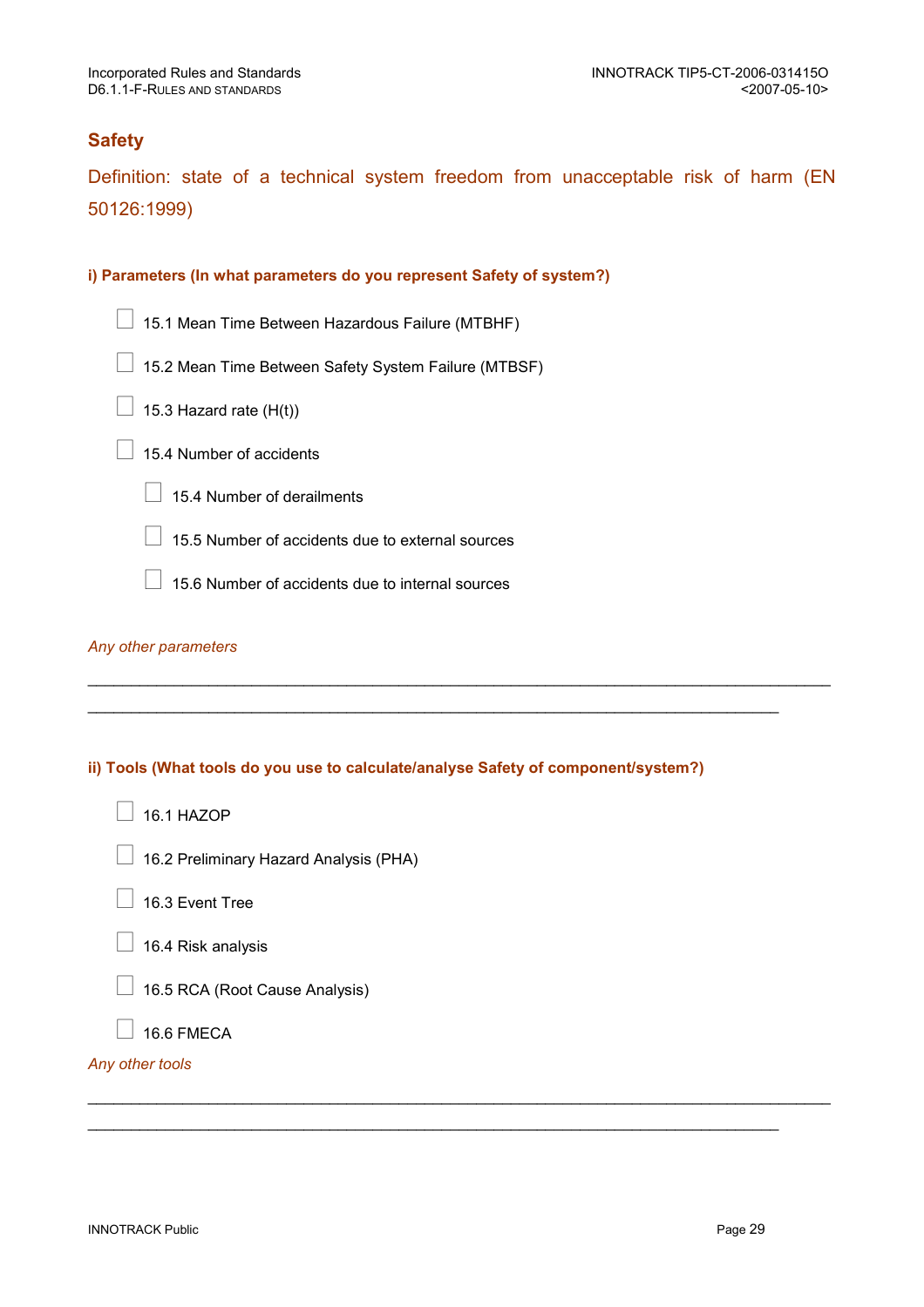## Safety

Definition: state of a technical system freedom from unacceptable risk of harm (EN 50126:1999)

**i) Parameters (In what parameters do you represent Safety of system?)**

- ☐ 15.1 Mean Time Between Hazardous Failure (MTBHF)
- ☐ 15.2 Mean Time Between Safety System Failure (MTBSF)
- ☐ 15.3 Hazard rate (H(t))
- ☐ 15.4 Number of accidents
  - ☐ 15.4 Number of derailments
  - ☐ 15.5 Number of accidents due to external sources
  - ☐ 15.6 Number of accidents due to internal sources

*Any other parameters*

_______________________________________________________________________________

_____________________________________________________________________________

**ii) Tools (What tools do you use to calculate/analyse Safety of component/system?)**

- ☐ 16.1 HAZOP
- ☐ 16.2 Preliminary Hazard Analysis (PHA)
- ☐ 16.3 Event Tree
- ☐ 16.4 Risk analysis
- ☐ 16.5 RCA (Root Cause Analysis)
- ☐ 16.6 FMECA

*Any other tools*

_______________________________________________________________________________

_____________________________________________________________________________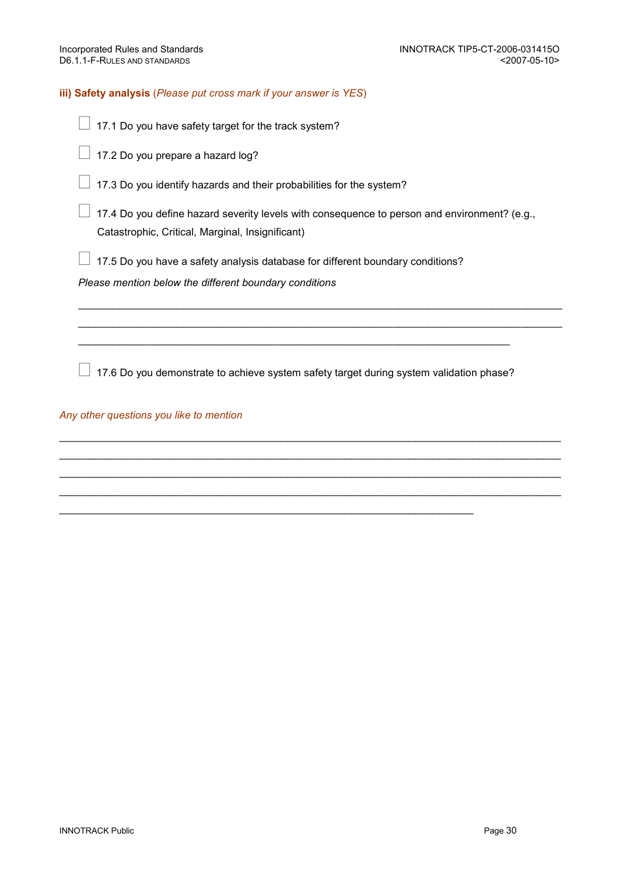**iii) Safety analysis** (*Please put cross mark if your answer is YES*)

☐ 17.1 Do you have safety target for the track system?

☐ 17.2 Do you prepare a hazard log?

☐ 17.3 Do you identify hazards and their probabilities for the system?

☐ 17.4 Do you define hazard severity levels with consequence to person and environment? (e.g., Catastrophic, Critical, Marginal, Insignificant)

☐ 17.5 Do you have a safety analysis database for different boundary conditions?

*Please mention below the different boundary conditions*

______________________________________________________________________________

______________________________________________________________________________

_______________________________________________________________________

☐ 17.6 Do you demonstrate to achieve system safety target during system validation phase?

*Any other questions you like to mention*

______________________________________________________________________________

______________________________________________________________________________

______________________________________________________________________________

______________________________________________________________________________

_________________________________________________________________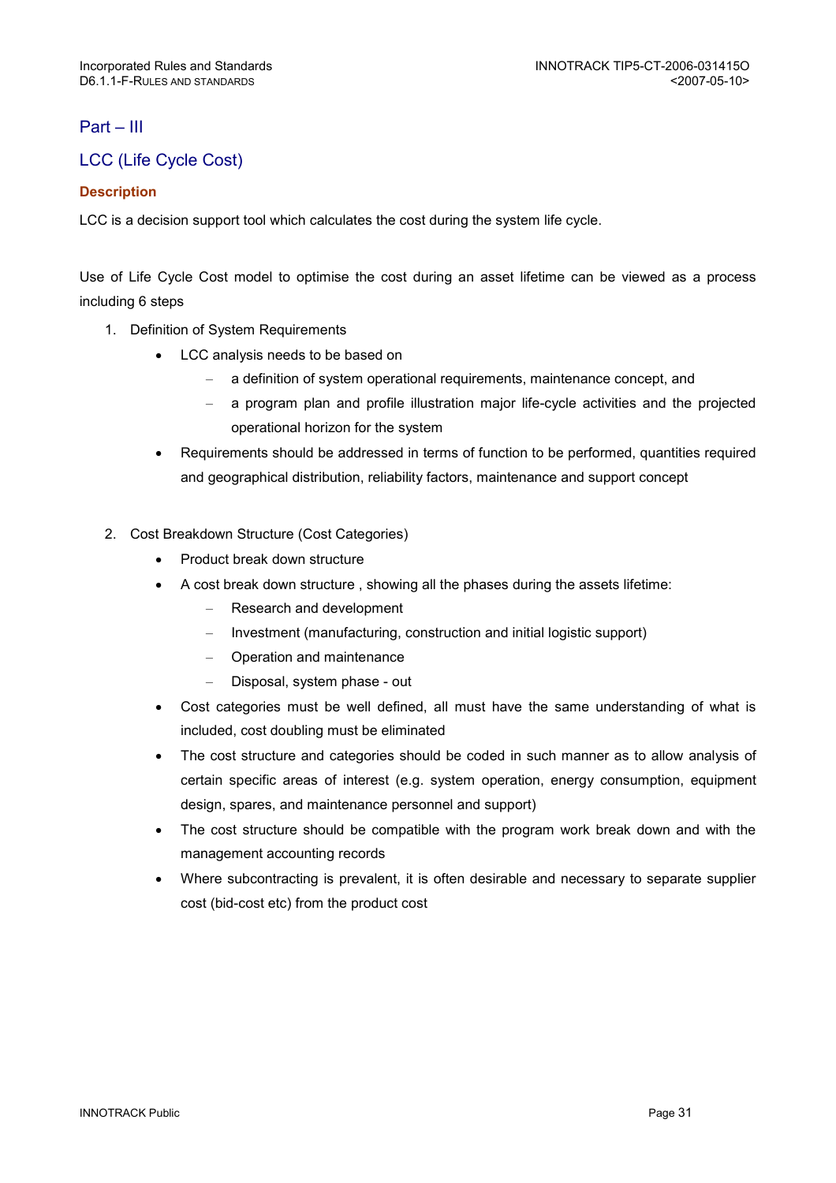## Part – III

## LCC (Life Cycle Cost)

### Description

LCC is a decision support tool which calculates the cost during the system life cycle.

Use of Life Cycle Cost model to optimise the cost during an asset lifetime can be viewed as a process including 6 steps

1. Definition of System Requirements
    - LCC analysis needs to be based on
        - a definition of system operational requirements, maintenance concept, and
        - a program plan and profile illustration major life-cycle activities and the projected operational horizon for the system
    - Requirements should be addressed in terms of function to be performed, quantities required and geographical distribution, reliability factors, maintenance and support concept

2. Cost Breakdown Structure (Cost Categories)
    - Product break down structure
    - A cost break down structure , showing all the phases during the assets lifetime:
        - Research and development
        - Investment (manufacturing, construction and initial logistic support)
        - Operation and maintenance
        - Disposal, system phase - out
    - Cost categories must be well defined, all must have the same understanding of what is included, cost doubling must be eliminated
    - The cost structure and categories should be coded in such manner as to allow analysis of certain specific areas of interest (e.g. system operation, energy consumption, equipment design, spares, and maintenance personnel and support)
    - The cost structure should be compatible with the program work break down and with the management accounting records
    - Where subcontracting is prevalent, it is often desirable and necessary to separate supplier cost (bid-cost etc) from the product cost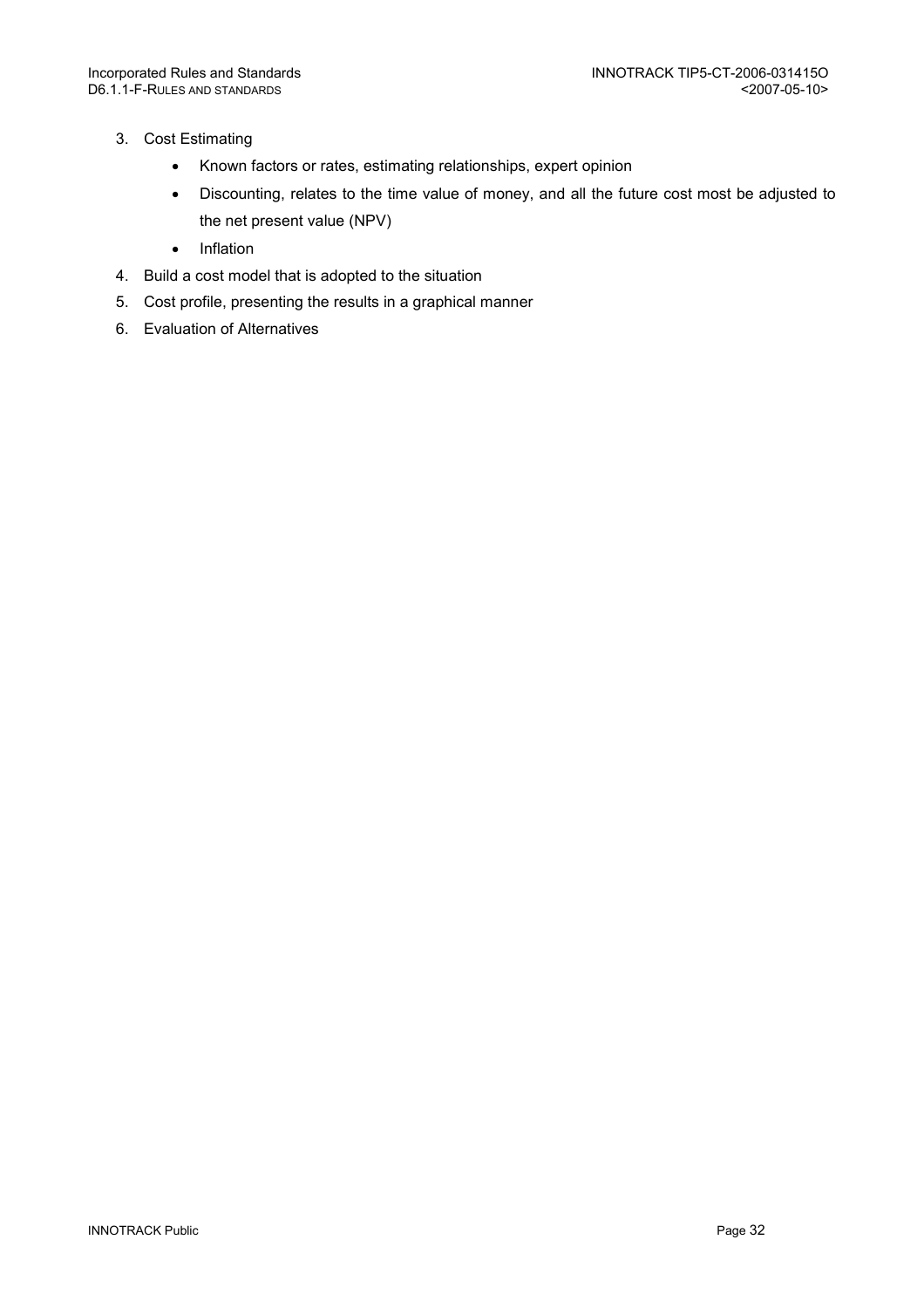3. Cost Estimating
   - Known factors or rates, estimating relationships, expert opinion
   - Discounting, relates to the time value of money, and all the future cost most be adjusted to the net present value (NPV)
   - Inflation
4. Build a cost model that is adopted to the situation
5. Cost profile, presenting the results in a graphical manner
6. Evaluation of Alternatives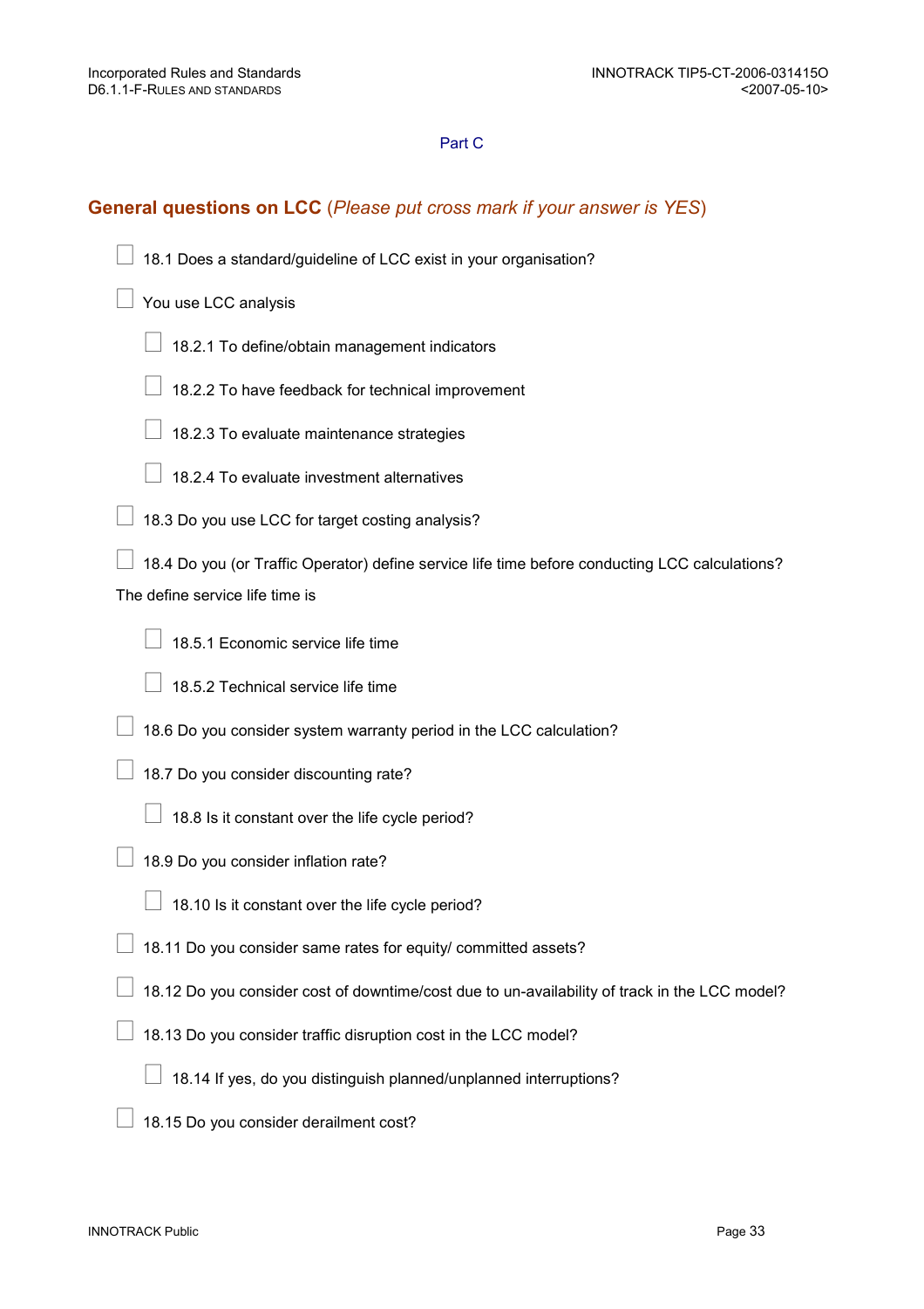Part C

## General questions on LCC (*Please put cross mark if your answer is YES*)

- [ ] 18.1 Does a standard/guideline of LCC exist in your organisation?
- [ ] You use LCC analysis
  - [ ] 18.2.1 To define/obtain management indicators
  - [ ] 18.2.2 To have feedback for technical improvement
  - [ ] 18.2.3 To evaluate maintenance strategies
  - [ ] 18.2.4 To evaluate investment alternatives
- [ ] 18.3 Do you use LCC for target costing analysis?
- [ ] 18.4 Do you (or Traffic Operator) define service life time before conducting LCC calculations?

The define service life time is

  - [ ] 18.5.1 Economic service life time
  - [ ] 18.5.2 Technical service life time
- [ ] 18.6 Do you consider system warranty period in the LCC calculation?
- [ ] 18.7 Do you consider discounting rate?
  - [ ] 18.8 Is it constant over the life cycle period?
- [ ] 18.9 Do you consider inflation rate?
  - [ ] 18.10 Is it constant over the life cycle period?
- [ ] 18.11 Do you consider same rates for equity/ committed assets?
- [ ] 18.12 Do you consider cost of downtime/cost due to un-availability of track in the LCC model?
- [ ] 18.13 Do you consider traffic disruption cost in the LCC model?
  - [ ] 18.14 If yes, do you distinguish planned/unplanned interruptions?
- [ ] 18.15 Do you consider derailment cost?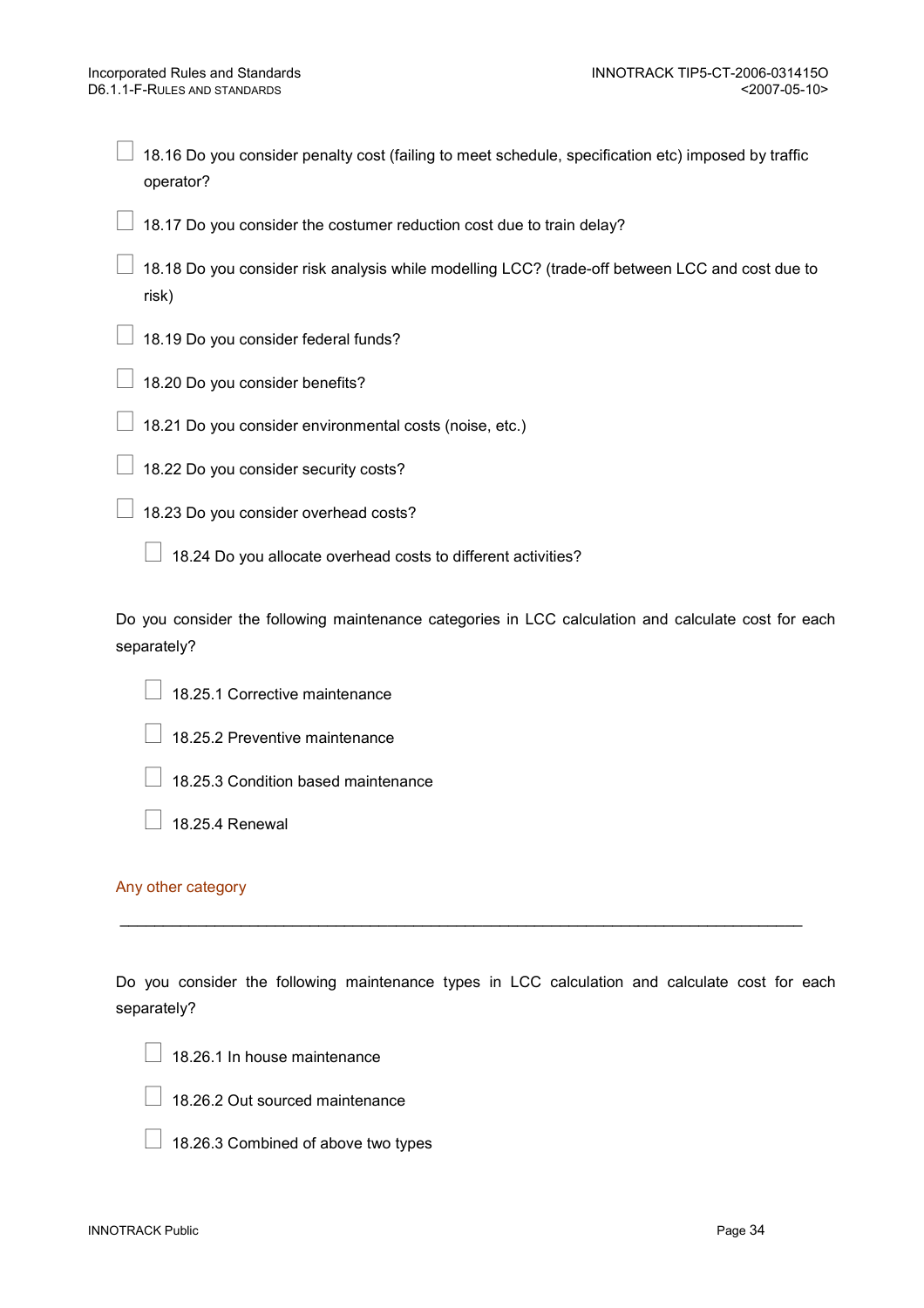- ☐ 18.16 Do you consider penalty cost (failing to meet schedule, specification etc) imposed by traffic operator?
- ☐ 18.17 Do you consider the costumer reduction cost due to train delay?
- ☐ 18.18 Do you consider risk analysis while modelling LCC? (trade-off between LCC and cost due to risk)
- ☐ 18.19 Do you consider federal funds?
- ☐ 18.20 Do you consider benefits?
- ☐ 18.21 Do you consider environmental costs (noise, etc.)
- ☐ 18.22 Do you consider security costs?
- ☐ 18.23 Do you consider overhead costs?
  - ☐ 18.24 Do you allocate overhead costs to different activities?

Do you consider the following maintenance categories in LCC calculation and calculate cost for each separately?

- ☐ 18.25.1 Corrective maintenance
- ☐ 18.25.2 Preventive maintenance
- ☐ 18.25.3 Condition based maintenance
- ☐ 18.25.4 Renewal

Any other category

_______________________________________________________________________________

Do you consider the following maintenance types in LCC calculation and calculate cost for each separately?

- ☐ 18.26.1 In house maintenance
- ☐ 18.26.2 Out sourced maintenance
- ☐ 18.26.3 Combined of above two types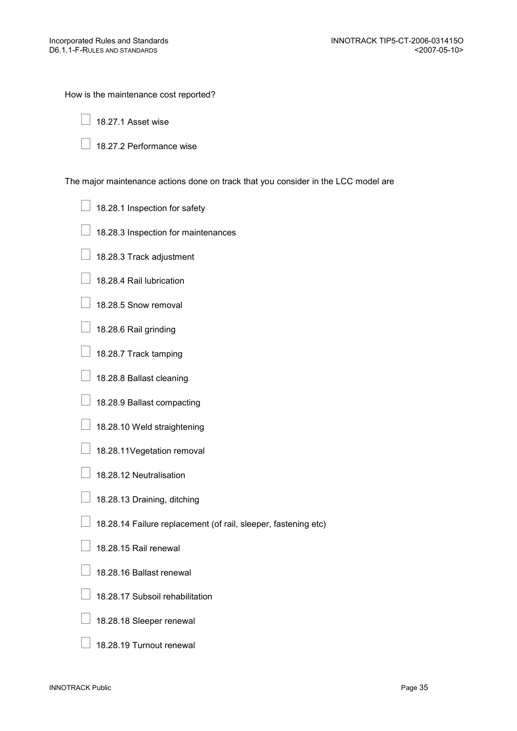How is the maintenance cost reported?

☐ 18.27.1 Asset wise

☐ 18.27.2 Performance wise

The major maintenance actions done on track that you consider in the LCC model are

☐ 18.28.1 Inspection for safety

☐ 18.28.3 Inspection for maintenances

☐ 18.28.3 Track adjustment

☐ 18.28.4 Rail lubrication

☐ 18.28.5 Snow removal

☐ 18.28.6 Rail grinding

☐ 18.28.7 Track tamping

☐ 18.28.8 Ballast cleaning

☐ 18.28.9 Ballast compacting

☐ 18.28.10 Weld straightening

☐ 18.28.11Vegetation removal

☐ 18.28.12 Neutralisation

☐ 18.28.13 Draining, ditching

☐ 18.28.14 Failure replacement (of rail, sleeper, fastening etc)

☐ 18.28.15 Rail renewal

☐ 18.28.16 Ballast renewal

☐ 18.28.17 Subsoil rehabilitation

☐ 18.28.18 Sleeper renewal

☐ 18.28.19 Turnout renewal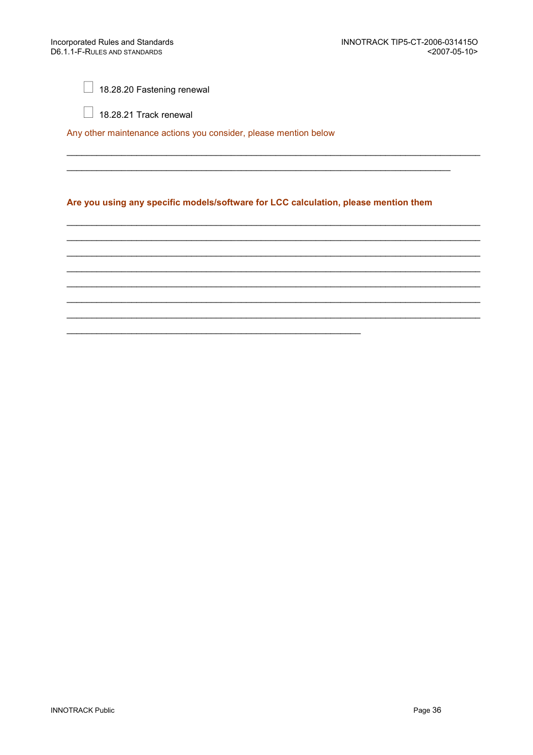☐ 18.28.20 Fastening renewal

☐ 18.28.21 Track renewal

Any other maintenance actions you consider, please mention below

_______________________________________________________________________________

___________________________________________________________________________

**Are you using any specific models/software for LCC calculation, please mention them**

_______________________________________________________________________________

_______________________________________________________________________________

_______________________________________________________________________________

_______________________________________________________________________________

_______________________________________________________________________________

_______________________________________________________________________________

_______________________________________________________________________________

_________________________________________________________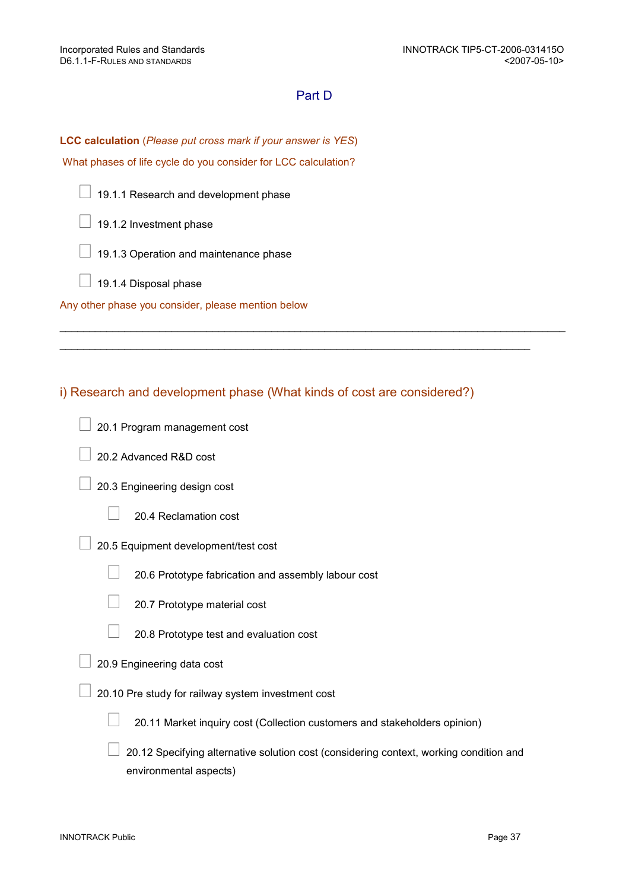## Part D

**LCC calculation** (*Please put cross mark if your answer is YES*)

What phases of life cycle do you consider for LCC calculation?

- ☐ 19.1.1 Research and development phase
- ☐ 19.1.2 Investment phase
- ☐ 19.1.3 Operation and maintenance phase
- ☐ 19.1.4 Disposal phase

Any other phase you consider, please mention below

______________________________________________________________________________

__________________________________________________________________________

### i) Research and development phase (What kinds of cost are considered?)

- ☐ 20.1 Program management cost
- ☐ 20.2 Advanced R&D cost
- ☐ 20.3 Engineering design cost
  - ☐ 20.4 Reclamation cost
- ☐ 20.5 Equipment development/test cost
  - ☐ 20.6 Prototype fabrication and assembly labour cost
  - ☐ 20.7 Prototype material cost
  - ☐ 20.8 Prototype test and evaluation cost
- ☐ 20.9 Engineering data cost
- ☐ 20.10 Pre study for railway system investment cost
  - ☐ 20.11 Market inquiry cost (Collection customers and stakeholders opinion)
  - ☐ 20.12 Specifying alternative solution cost (considering context, working condition and environmental aspects)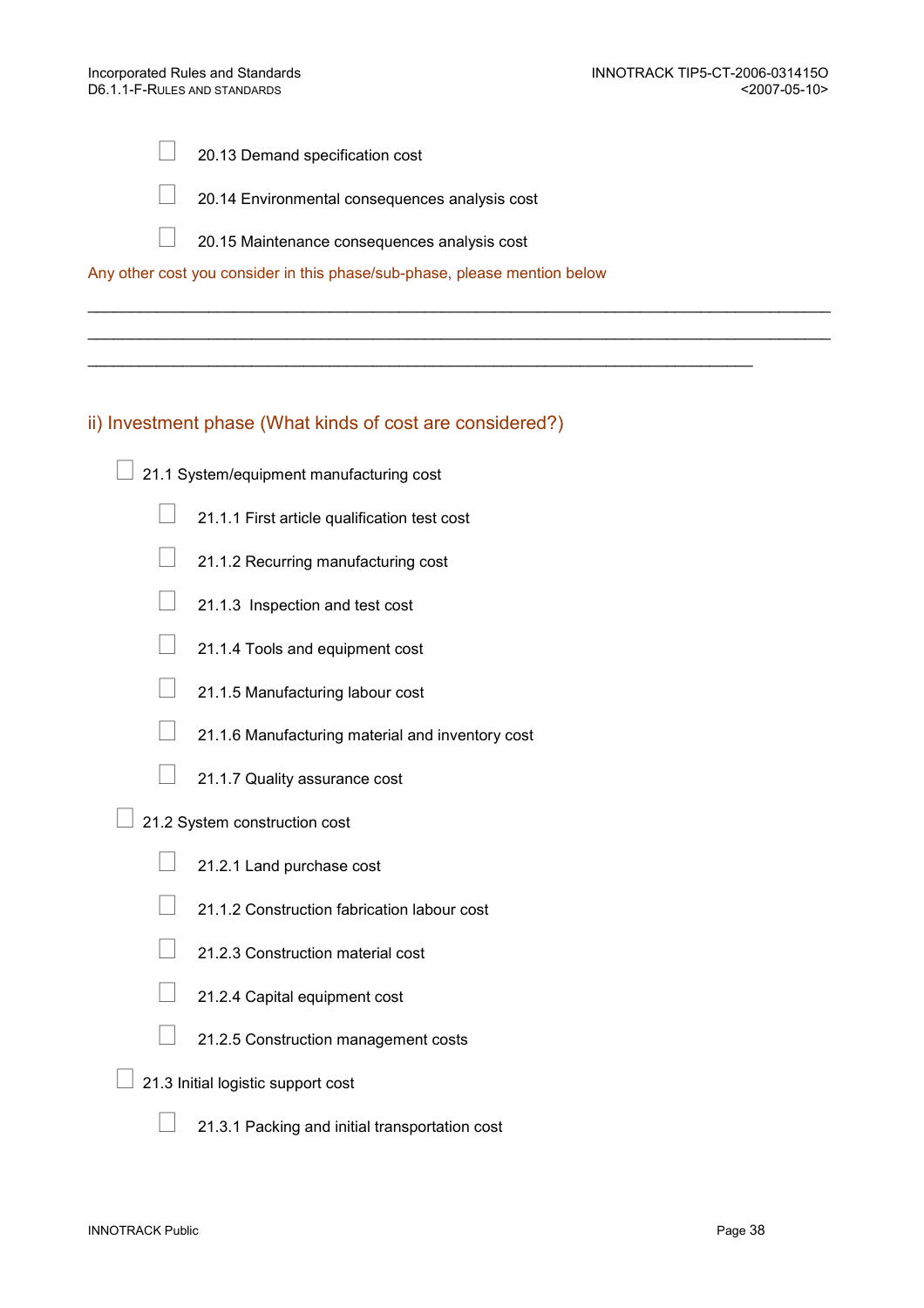- [ ] 20.13 Demand specification cost
- [ ] 20.14 Environmental consequences analysis cost
- [ ] 20.15 Maintenance consequences analysis cost

Any other cost you consider in this phase/sub-phase, please mention below

_______________________________________________________________________________

_______________________________________________________________________________

_______________________________________________________________________

## ii) Investment phase (What kinds of cost are considered?)

- [ ] 21.1 System/equipment manufacturing cost
  - [ ] 21.1.1 First article qualification test cost
  - [ ] 21.1.2 Recurring manufacturing cost
  - [ ] 21.1.3 Inspection and test cost
  - [ ] 21.1.4 Tools and equipment cost
  - [ ] 21.1.5 Manufacturing labour cost
  - [ ] 21.1.6 Manufacturing material and inventory cost
  - [ ] 21.1.7 Quality assurance cost
- [ ] 21.2 System construction cost
  - [ ] 21.2.1 Land purchase cost
  - [ ] 21.1.2 Construction fabrication labour cost
  - [ ] 21.2.3 Construction material cost
  - [ ] 21.2.4 Capital equipment cost
  - [ ] 21.2.5 Construction management costs
- [ ] 21.3 Initial logistic support cost
  - [ ] 21.3.1 Packing and initial transportation cost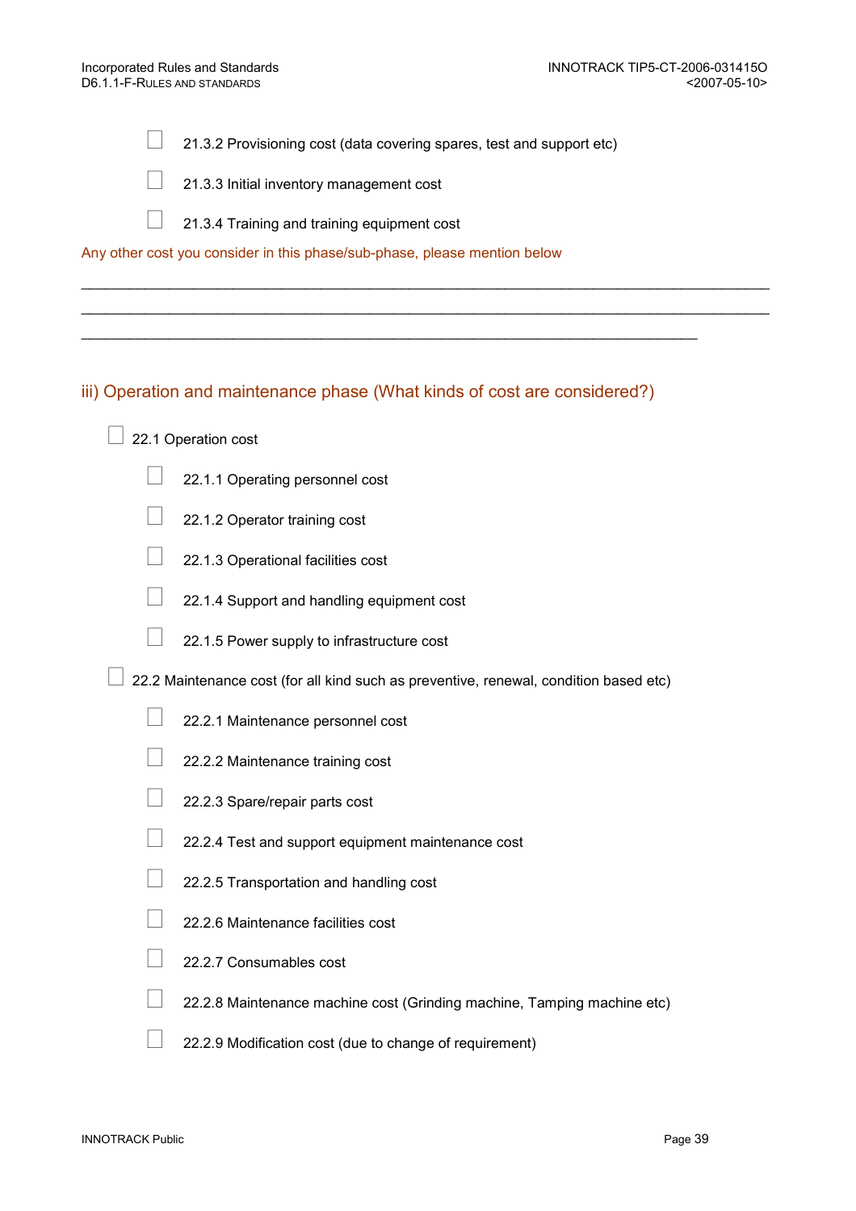- [ ] 21.3.2 Provisioning cost (data covering spares, test and support etc)
- [ ] 21.3.3 Initial inventory management cost
- [ ] 21.3.4 Training and training equipment cost

Any other cost you consider in this phase/sub-phase, please mention below

______________________________________________________________________________

______________________________________________________________________________

______________________________________________________________________

### iii) Operation and maintenance phase (What kinds of cost are considered?)

- [ ] 22.1 Operation cost
  - [ ] 22.1.1 Operating personnel cost
  - [ ] 22.1.2 Operator training cost
  - [ ] 22.1.3 Operational facilities cost
  - [ ] 22.1.4 Support and handling equipment cost
  - [ ] 22.1.5 Power supply to infrastructure cost
- [ ] 22.2 Maintenance cost (for all kind such as preventive, renewal, condition based etc)
  - [ ] 22.2.1 Maintenance personnel cost
  - [ ] 22.2.2 Maintenance training cost
  - [ ] 22.2.3 Spare/repair parts cost
  - [ ] 22.2.4 Test and support equipment maintenance cost
  - [ ] 22.2.5 Transportation and handling cost
  - [ ] 22.2.6 Maintenance facilities cost
  - [ ] 22.2.7 Consumables cost
  - [ ] 22.2.8 Maintenance machine cost (Grinding machine, Tamping machine etc)
  - [ ] 22.2.9 Modification cost (due to change of requirement)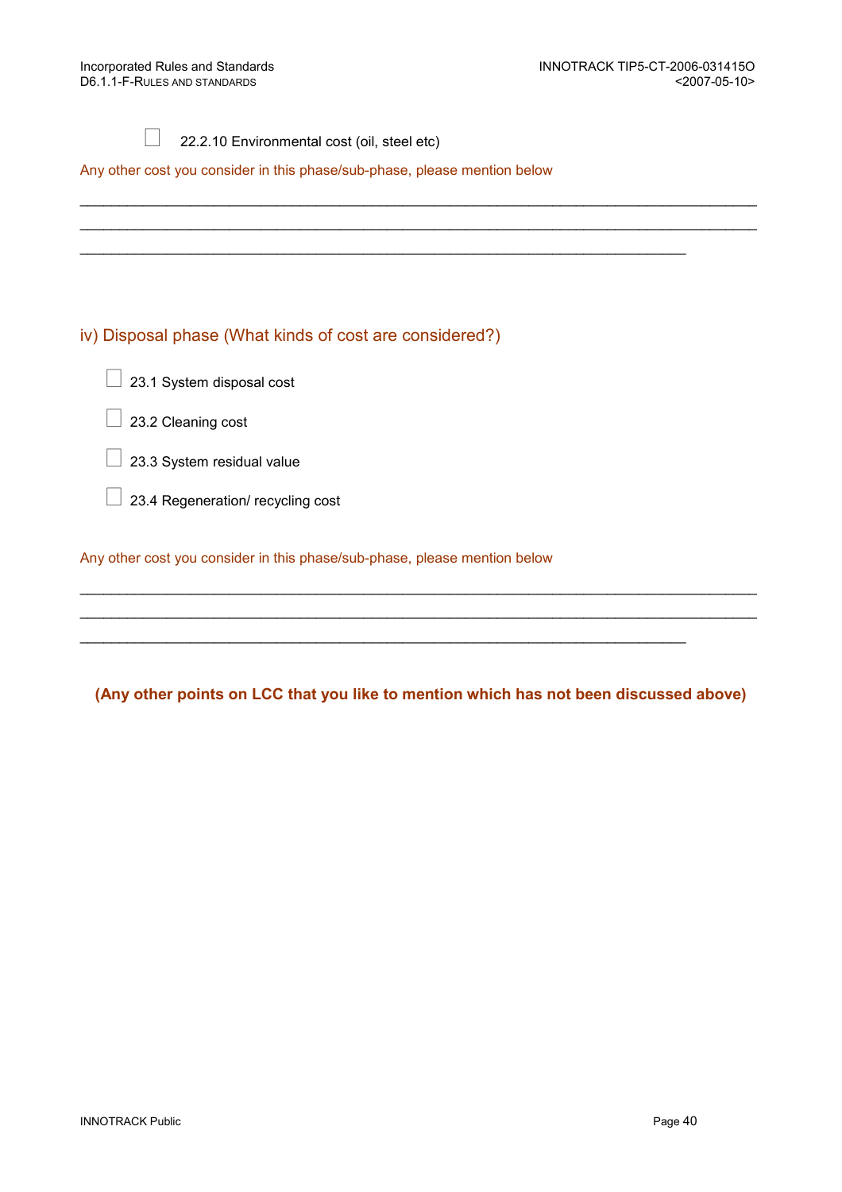- [ ] 22.2.10 Environmental cost (oil, steel etc)

Any other cost you consider in this phase/sub-phase, please mention below

________________________________________________________________________________
________________________________________________________________________________
________________________________________________________________________

## iv) Disposal phase (What kinds of cost are considered?)

- [ ] 23.1 System disposal cost
- [ ] 23.2 Cleaning cost
- [ ] 23.3 System residual value
- [ ] 23.4 Regeneration/ recycling cost

Any other cost you consider in this phase/sub-phase, please mention below

________________________________________________________________________________
________________________________________________________________________________
________________________________________________________________________

**(Any other points on LCC that you like to mention which has not been discussed above)**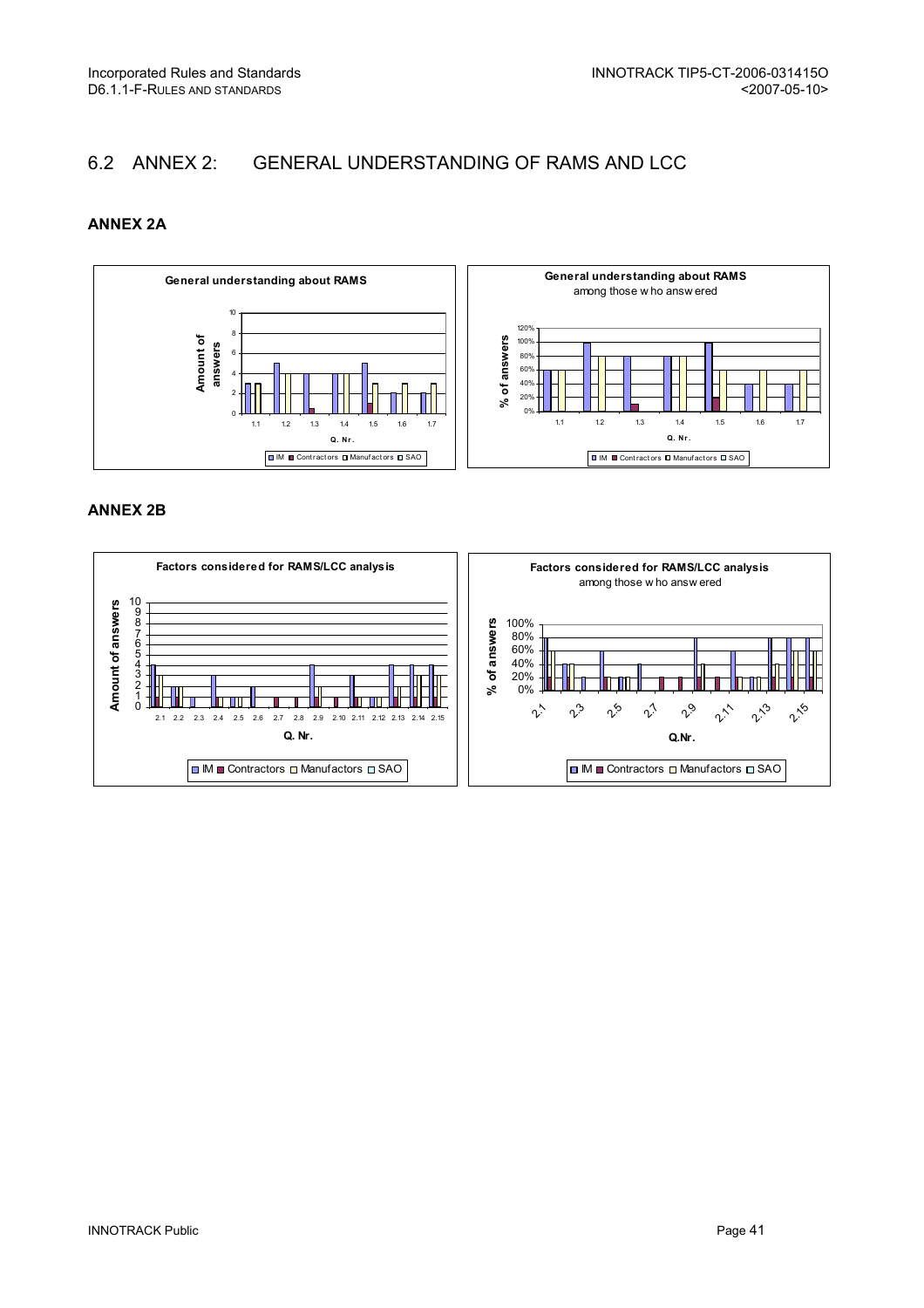## 6.2 ANNEX 2: GENERAL UNDERSTANDING OF RAMS AND LCC

### ANNEX 2A

General understanding about RAMS

General understanding about RAMS among those who answered

### ANNEX 2B

Factors considered for RAMS/LCC analysis

Factors considered for RAMS/LCC analysis among those who answered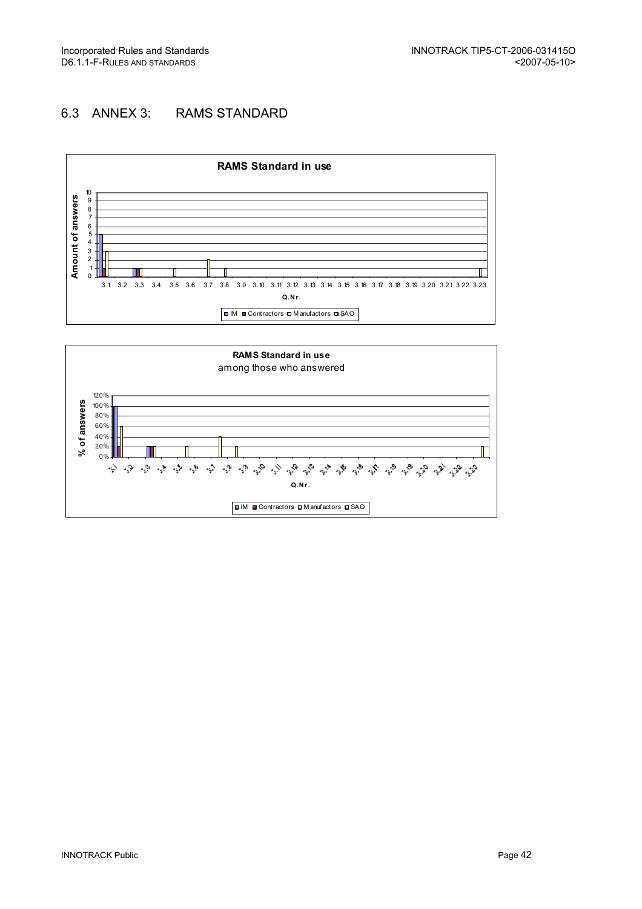## 6.3 ANNEX 3: RAMS STANDARD

**RAMS Standard in use**

Amount of answers

Q.Nr.

IM Contractors Manufactors SAO

**RAMS Standard in use**
among those who answered

% of answers

Q.Nr.

IM Contractors Manufactors SAO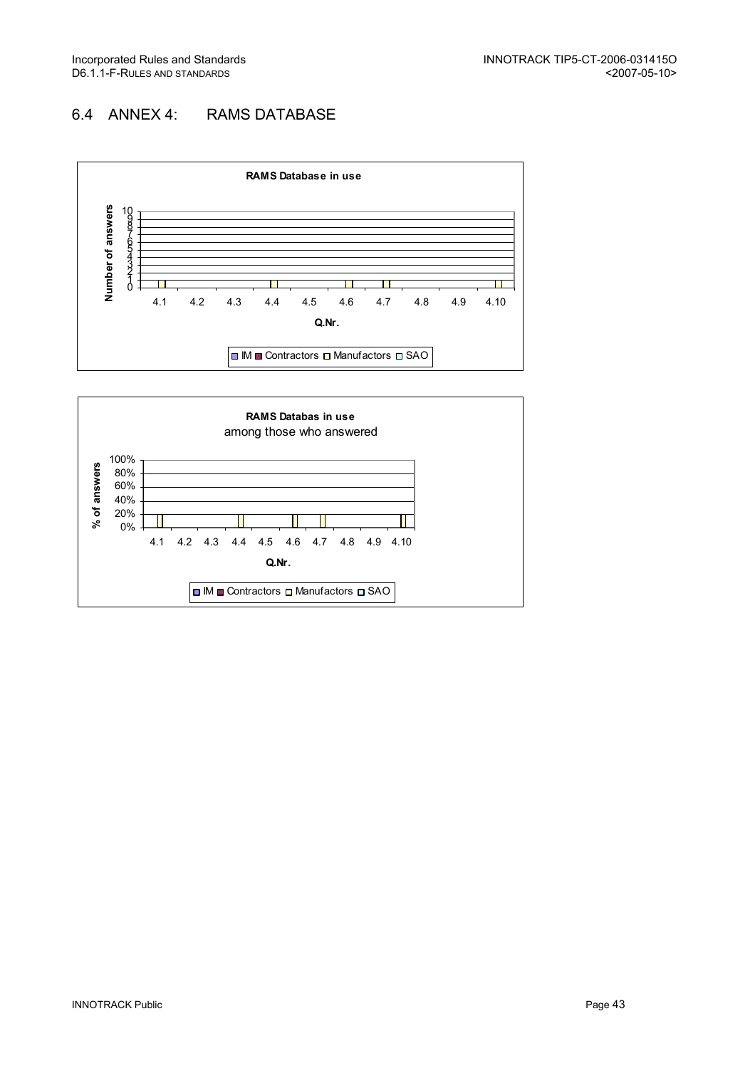## 6.4 ANNEX 4: RAMS DATABASE

**RAMS Database in use**

Number of answers: 0–10

Q.Nr.: 4.1, 4.2, 4.3, 4.4, 4.5, 4.6, 4.7, 4.8, 4.9, 4.10

IM, Contractors, Manufactors, SAO

**RAMS Databas in use**
among those who answered

% of answers: 0%–100%

Q.Nr.: 4.1, 4.2, 4.3, 4.4, 4.5, 4.6, 4.7, 4.8, 4.9, 4.10

IM, Contractors, Manufactors, SAO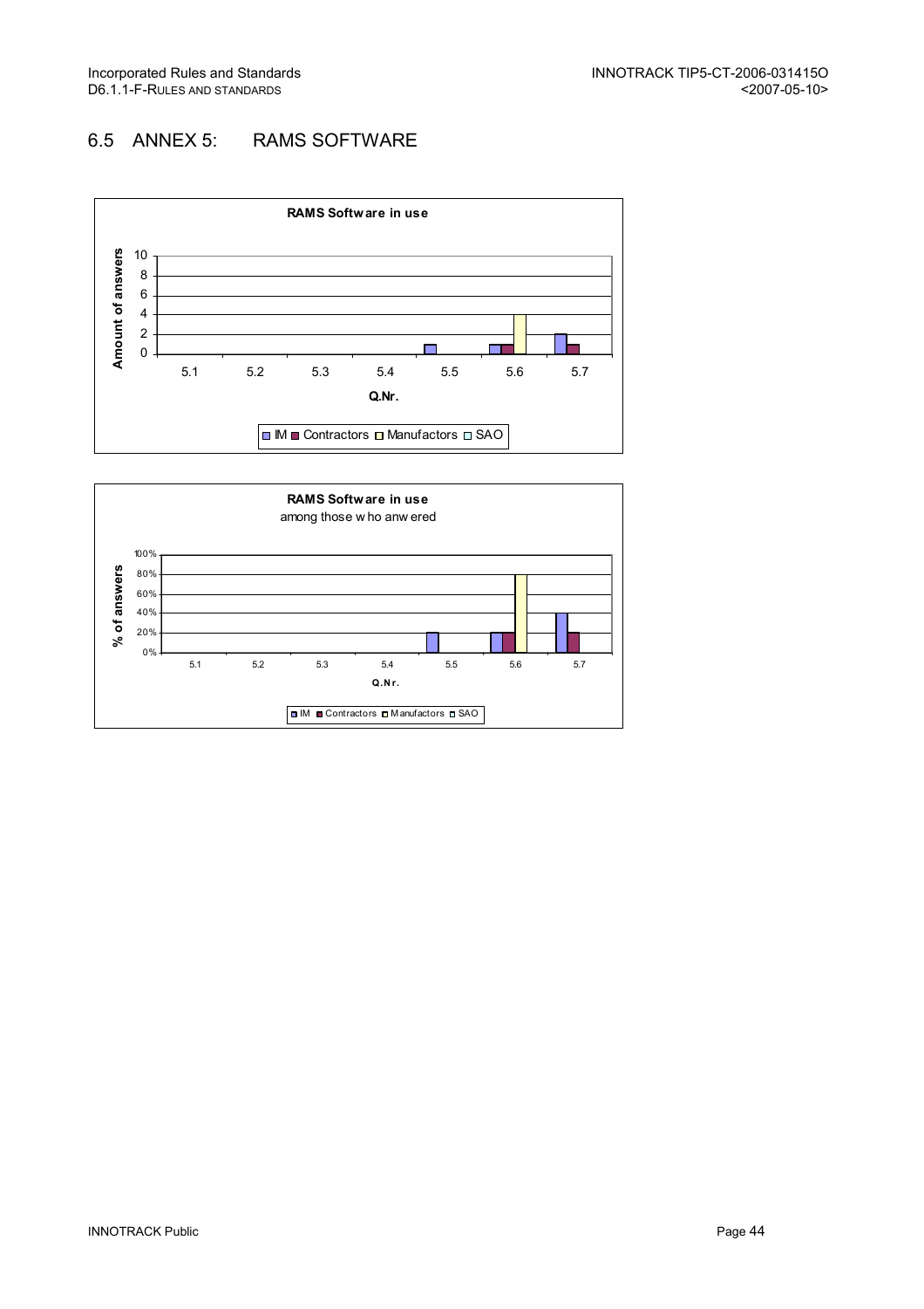## 6.5 ANNEX 5: RAMS SOFTWARE

**RAMS Software in use**

| Q.Nr. | IM | Contractors | Manufactors | SAO |
|---|---|---|---|---|
| 5.1 | 0 | 0 | 0 | 0 |
| 5.2 | 0 | 0 | 0 | 0 |
| 5.3 | 0 | 0 | 0 | 0 |
| 5.4 | 0 | 0 | 0 | 0 |
| 5.5 | 1 | 0 | 0 | 0 |
| 5.6 | 1 | 1 | 4 | 0 |
| 5.7 | 2 | 1 | 0 | 0 |

**RAMS Software in use**
among those who anwered

| Q.Nr. | IM | Contractors | Manufactors | SAO |
|---|---|---|---|---|
| 5.1 | 0% | 0% | 0% | 0% |
| 5.2 | 0% | 0% | 0% | 0% |
| 5.3 | 0% | 0% | 0% | 0% |
| 5.4 | 0% | 0% | 0% | 0% |
| 5.5 | 20% | 0% | 0% | 0% |
| 5.6 | 20% | 20% | 80% | 0% |
| 5.7 | 40% | 20% | 0% | 0% |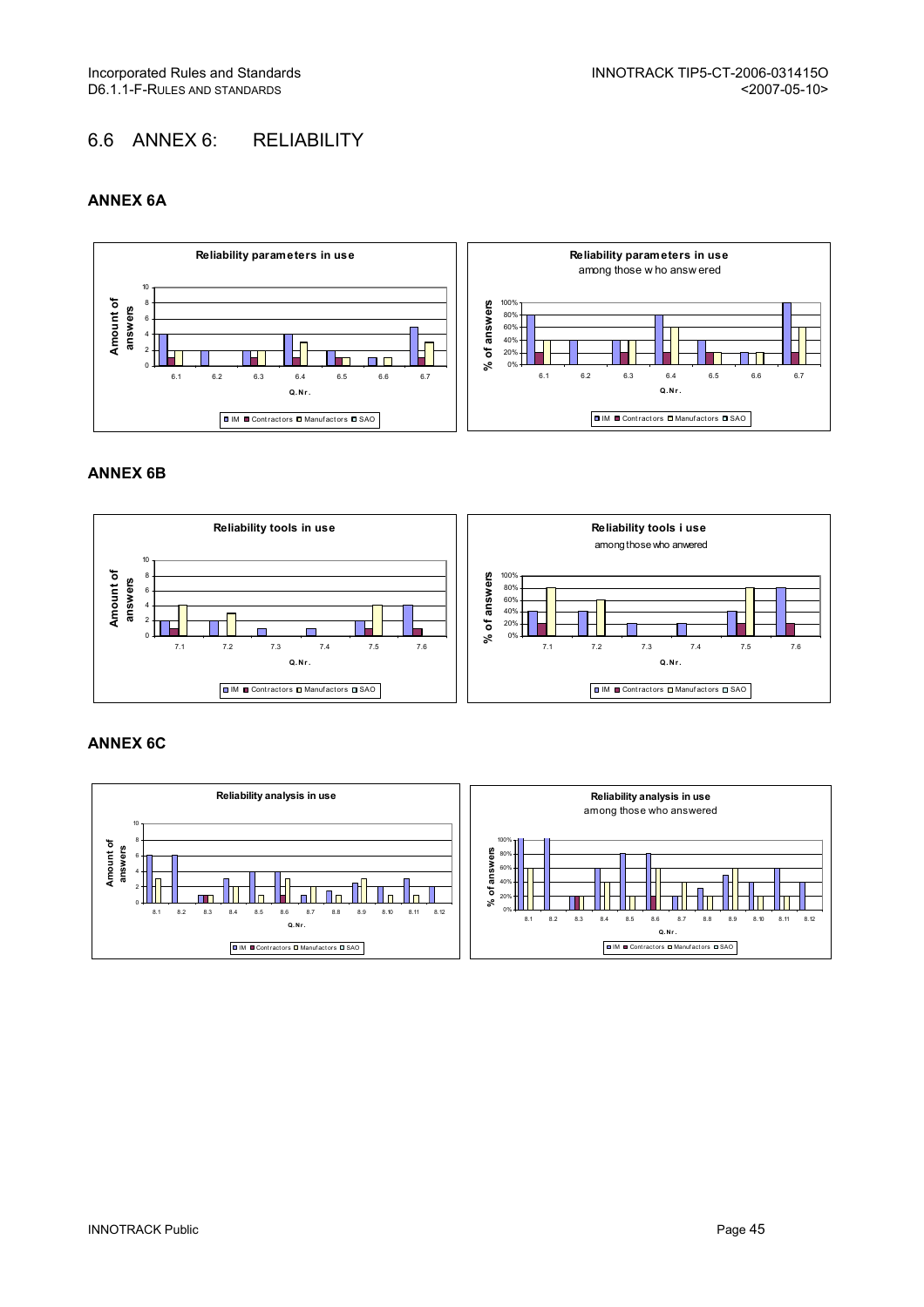## 6.6 ANNEX 6: RELIABILITY

### ANNEX 6A

Reliability parameters in use

Reliability parameters in use among those w ho answ ered

### ANNEX 6B

Reliability tools in use

Reliability tools i use among those who anwered

### ANNEX 6C

Reliability analysis in use

Reliability analysis in use among those who answered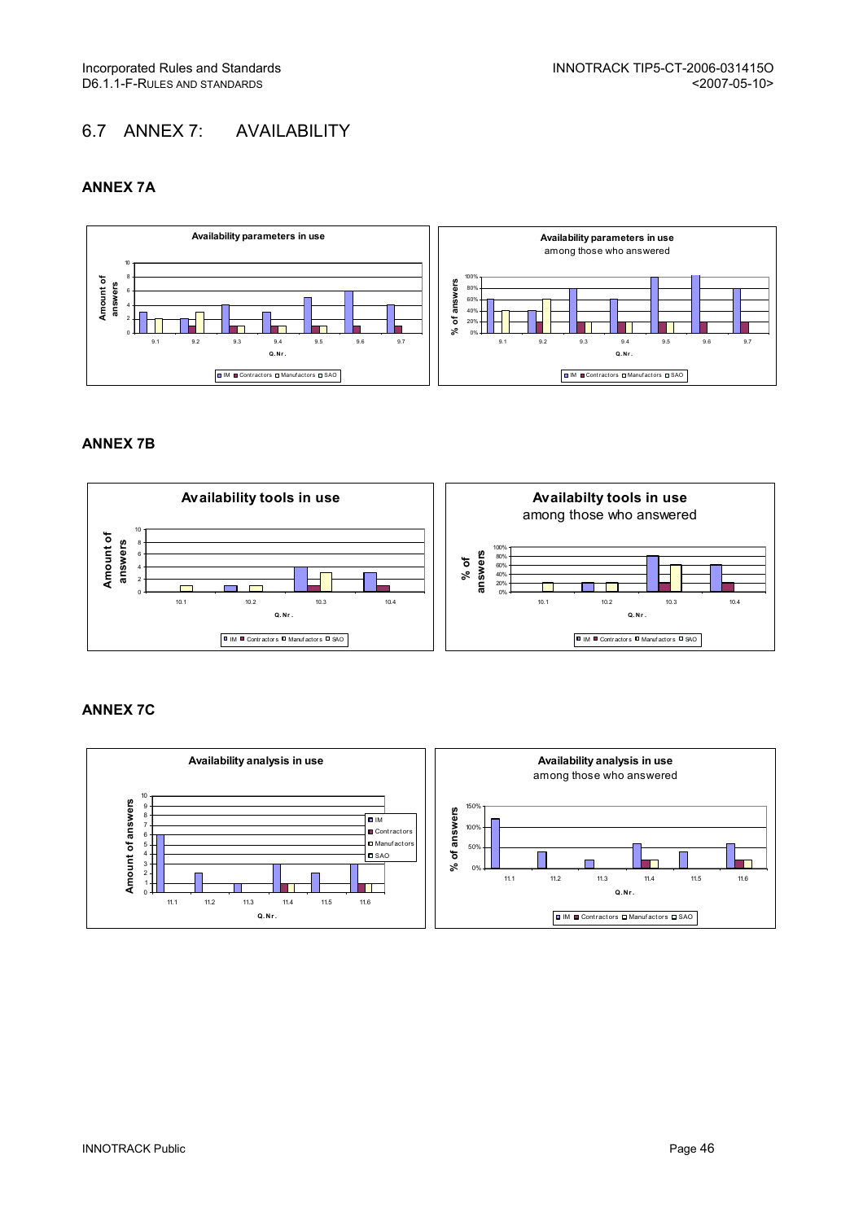## 6.7 ANNEX 7: AVAILABILITY

### ANNEX 7A

**Availability parameters in use**

**Availability parameters in use** among those who answered

### ANNEX 7B

**Availability tools in use**

**Availabilty tools in use** among those who answered

### ANNEX 7C

**Availability analysis in use**

**Availability analysis in use** among those who answered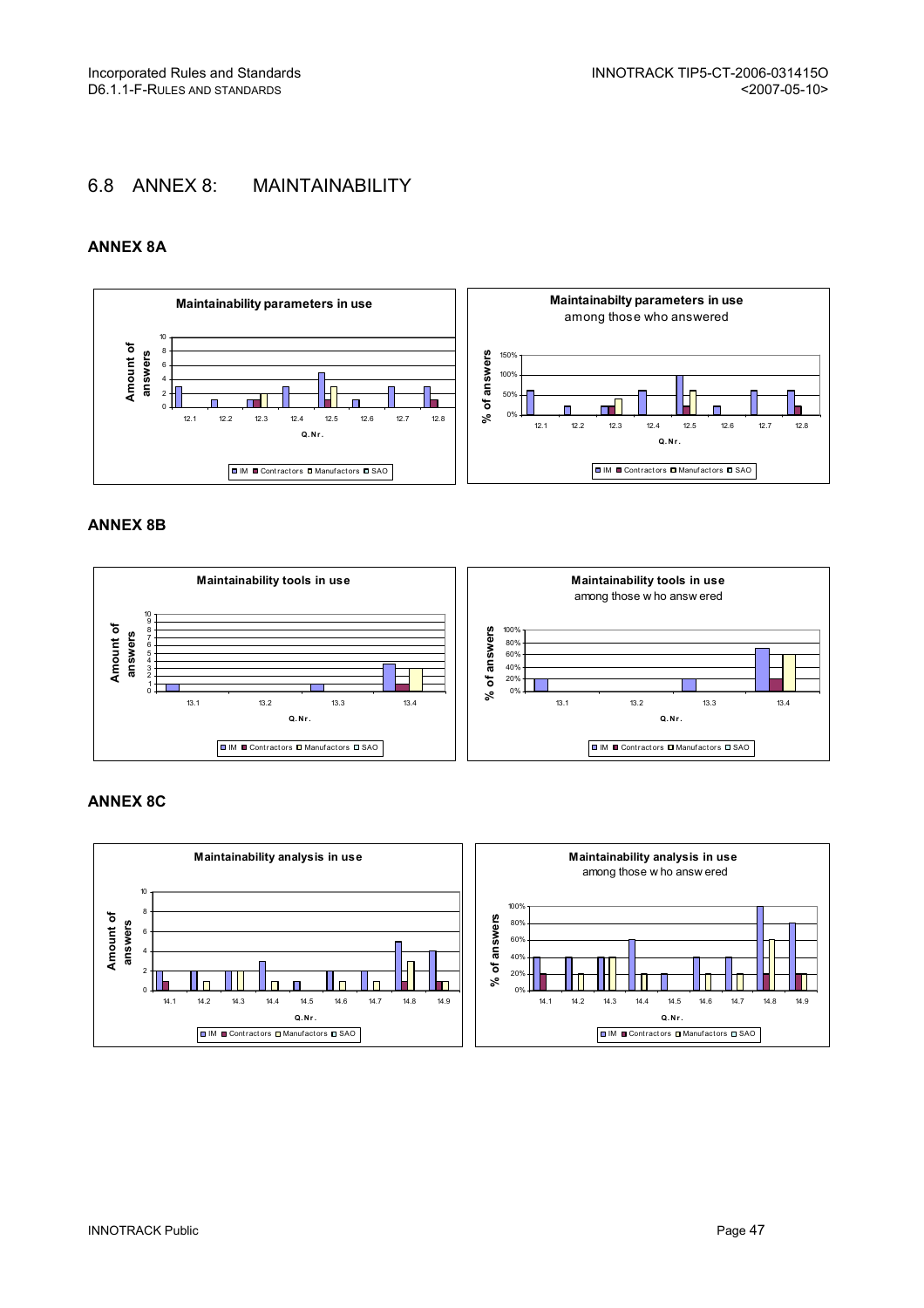## 6.8 ANNEX 8: MAINTAINABILITY

### ANNEX 8A

### ANNEX 8B

### ANNEX 8C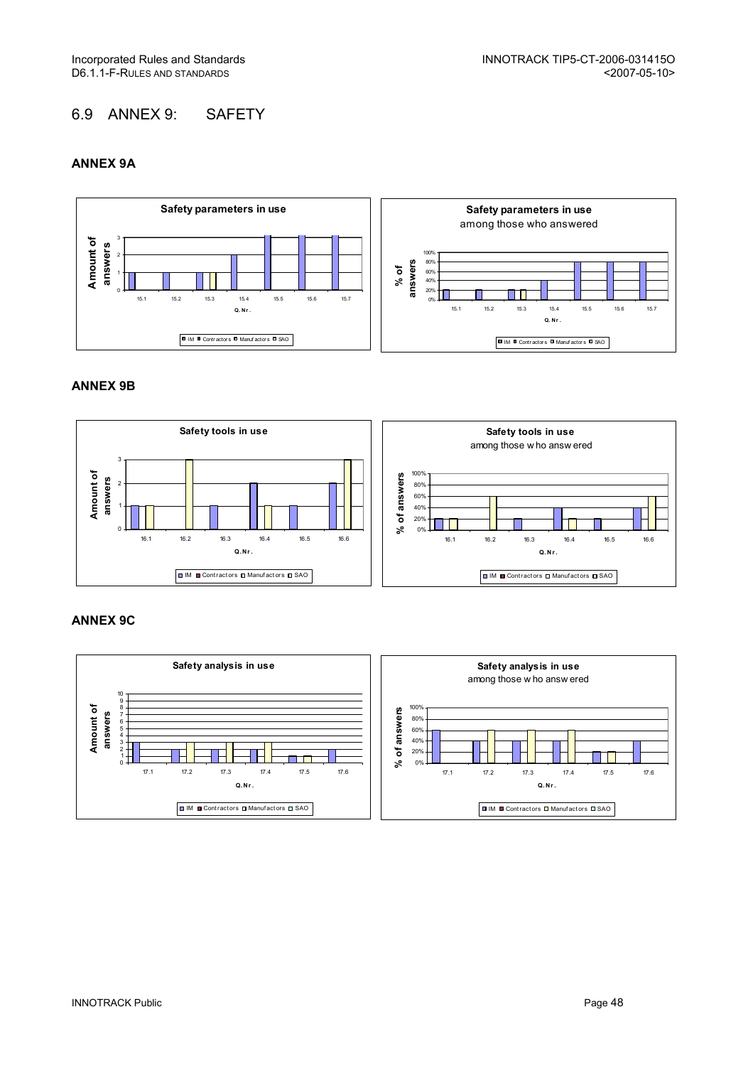## 6.9 ANNEX 9: SAFETY

### ANNEX 9A

### ANNEX 9B

### ANNEX 9C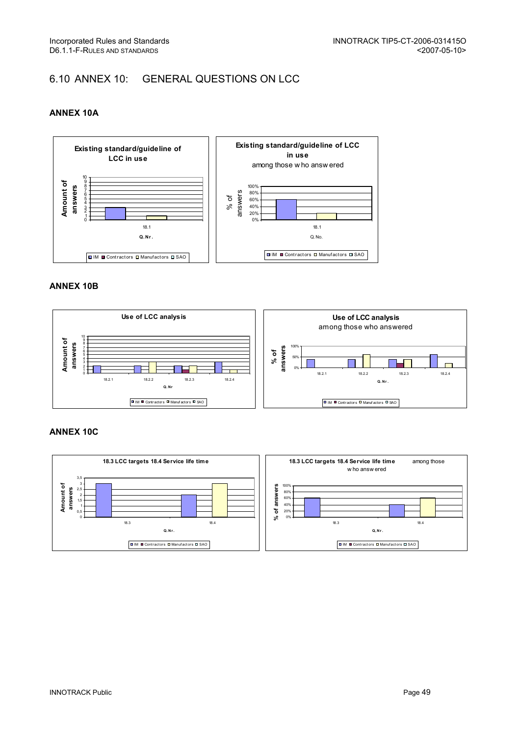## 6.10 ANNEX 10: GENERAL QUESTIONS ON LCC

### ANNEX 10A

### ANNEX 10B

### ANNEX 10C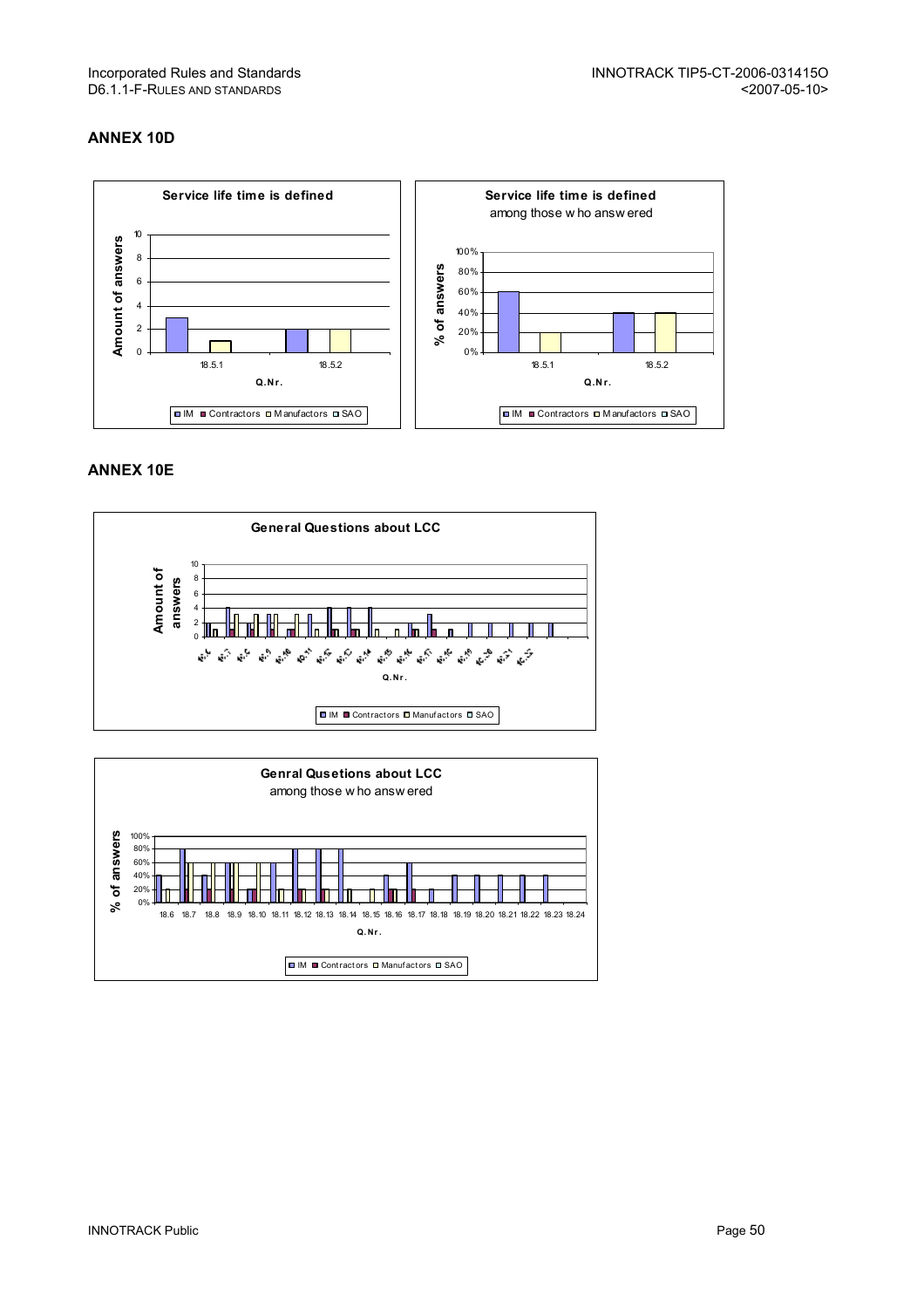## ANNEX 10D

**Service life time is defined**

Amount of answers

18.5.1 18.5.2

Q.Nr.

IM Contractors Manufactors SAO

**Service life time is defined**
among those who answered

% of answers

18.5.1 18.5.2

Q.Nr.

IM Contractors Manufactors SAO

## ANNEX 10E

**General Questions about LCC**

Amount of answers

Q.Nr.

IM Contractors Manufactors SAO

**Genral Qusetions about LCC**
among those who answered

% of answers

18.6 18.7 18.8 18.9 18.10 18.11 18.12 18.13 18.14 18.15 18.16 18.17 18.18 18.19 18.20 18.21 18.22 18.23 18.24

Q.Nr.

IM Contractors Manufactors SAO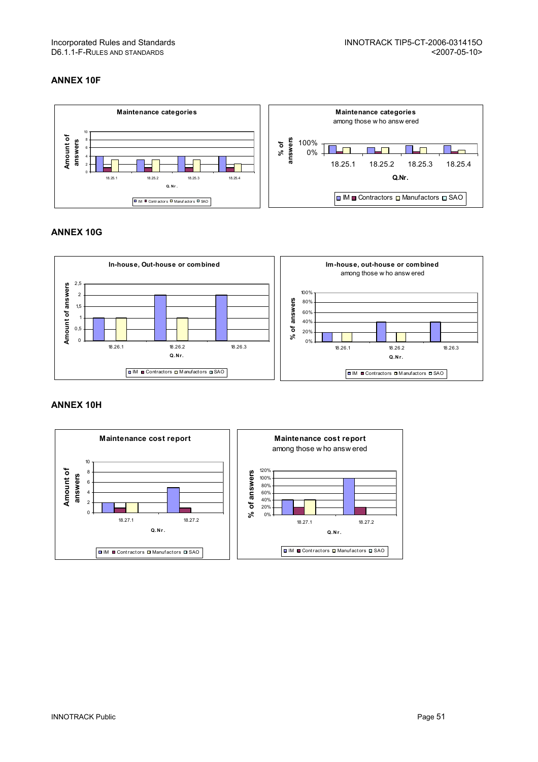## ANNEX 10F

**Maintenance categories**

Amount of answers

Q. Nr.

18.25.1 18.25.2 18.25.3 18.25.4

IM Contractors Manufactors SAO

**Maintenance categories**
among those who answered

% of answers

Q.Nr.

18.25.1 18.25.2 18.25.3 18.25.4

IM Contractors Manufactors SAO

## ANNEX 10G

**In-house, Out-house or combined**

Amount of answers

Q.Nr.

18.26.1 18.26.2 18.26.3

IM Contractors Manufactors SAO

**Im-house, out-house or combined**
among those who answered

% of answers

Q.Nr.

18.26.1 18.26.2 18.26.3

IM Contractors Manufactors SAO

## ANNEX 10H

**Maintenance cost report**

Amount of answers

Q.Nr.

18.27.1 18.27.2

IM Contractors Manufactors SAO

**Maintenance cost report**
among those who answered

% of answers

Q.Nr.

18.27.1 18.27.2

IM Contractors Manufactors SAO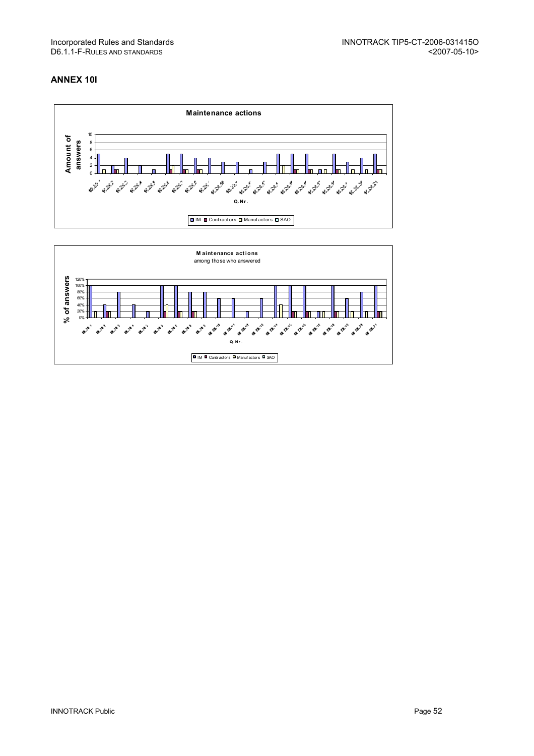## ANNEX 10I

**Maintenance actions**

Amount of answers

Q.Nr.

IM | Contractors | Manufactors | SAO

**Maintenance actions**
among those who answered

% of answers

Q.Nr.

IM | Contractors | Manufactors | SAO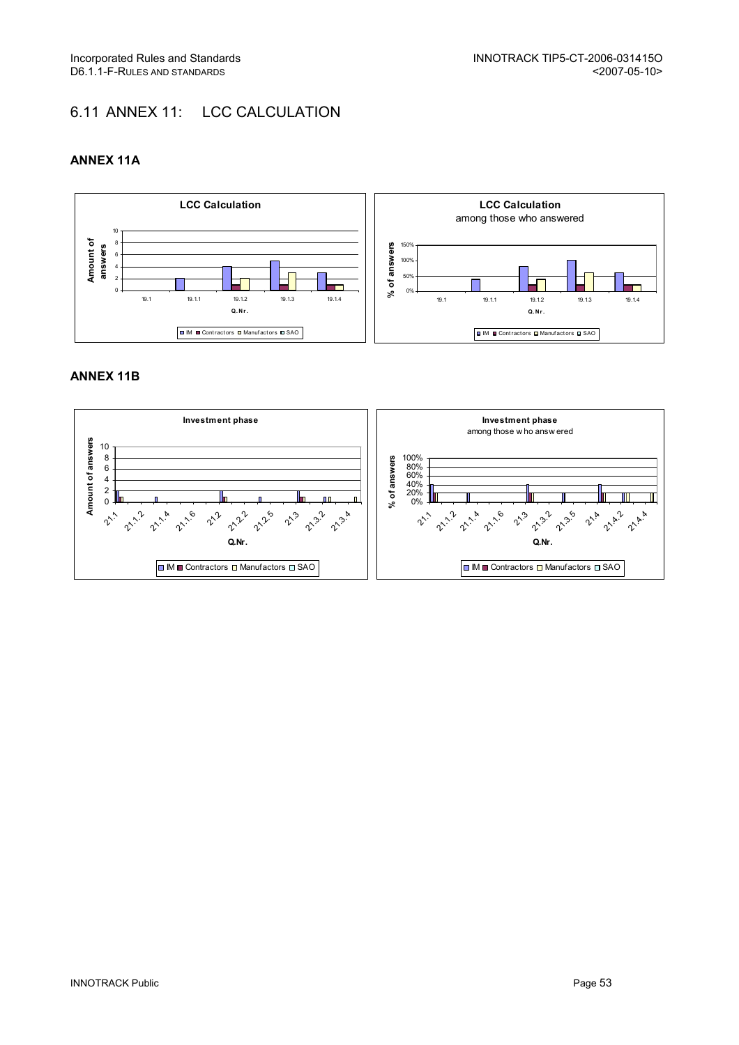## 6.11 ANNEX 11: LCC CALCULATION

### ANNEX 11A

### ANNEX 11B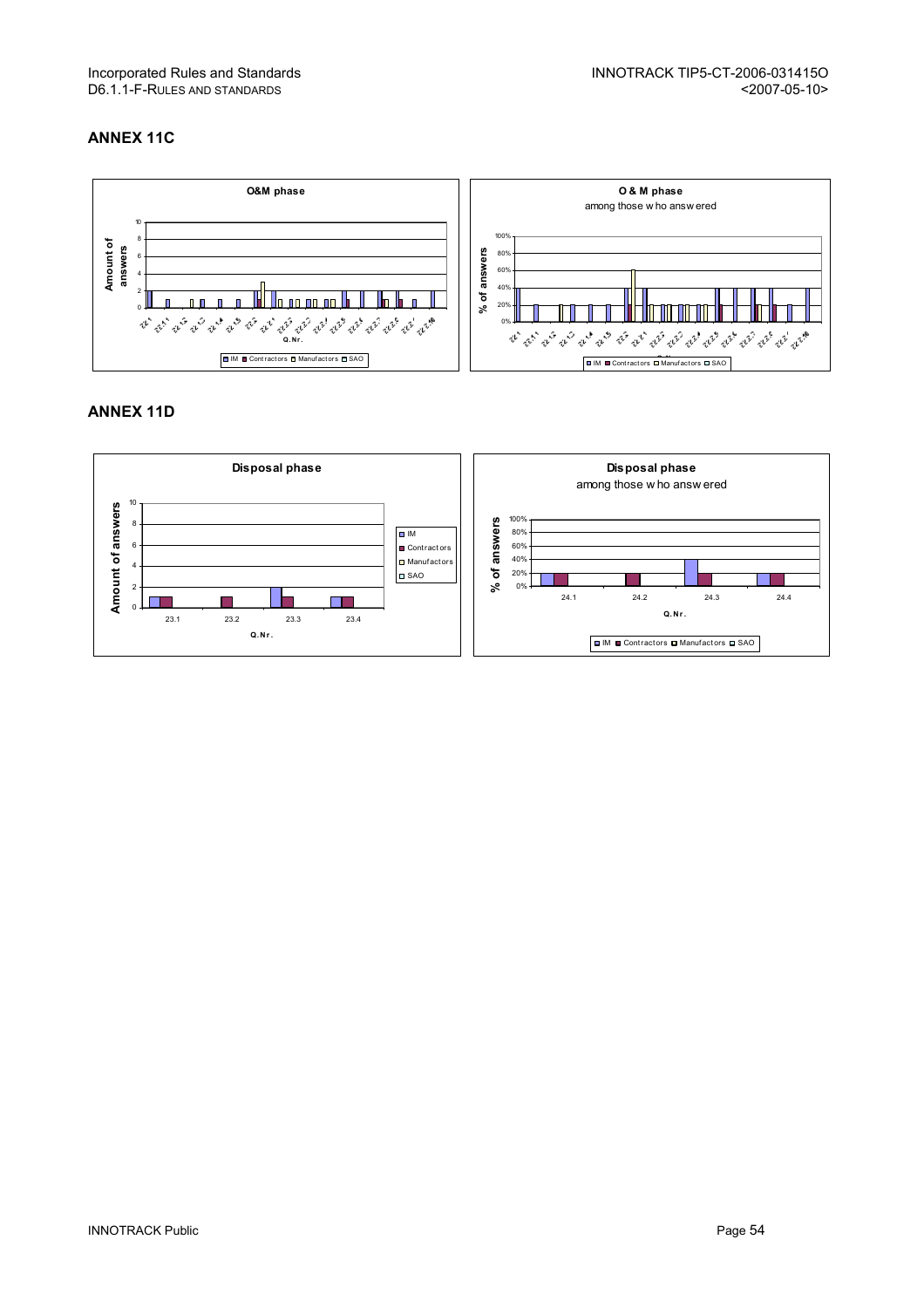## ANNEX 11C

## ANNEX 11D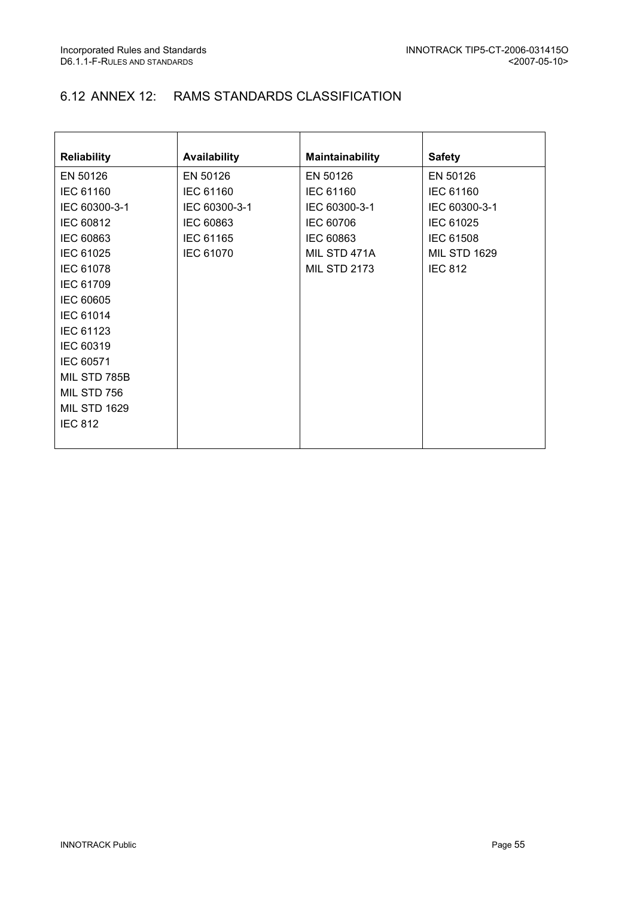## 6.12 ANNEX 12: RAMS STANDARDS CLASSIFICATION

| **Reliability** | **Availability** | **Maintainability** | **Safety** |
|---|---|---|---|
| EN 50126 | EN 50126 | EN 50126 | EN 50126 |
| IEC 61160 | IEC 61160 | IEC 61160 | IEC 61160 |
| IEC 60300-3-1 | IEC 60300-3-1 | IEC 60300-3-1 | IEC 60300-3-1 |
| IEC 60812 | IEC 60863 | IEC 60706 | IEC 61025 |
| IEC 60863 | IEC 61165 | IEC 60863 | IEC 61508 |
| IEC 61025 | IEC 61070 | MIL STD 471A | MIL STD 1629 |
| IEC 61078 | | MIL STD 2173 | IEC 812 |
| IEC 61709 | | | |
| IEC 60605 | | | |
| IEC 61014 | | | |
| IEC 61123 | | | |
| IEC 60319 | | | |
| IEC 60571 | | | |
| MIL STD 785B | | | |
| MIL STD 756 | | | |
| MIL STD 1629 | | | |
| IEC 812 | | | |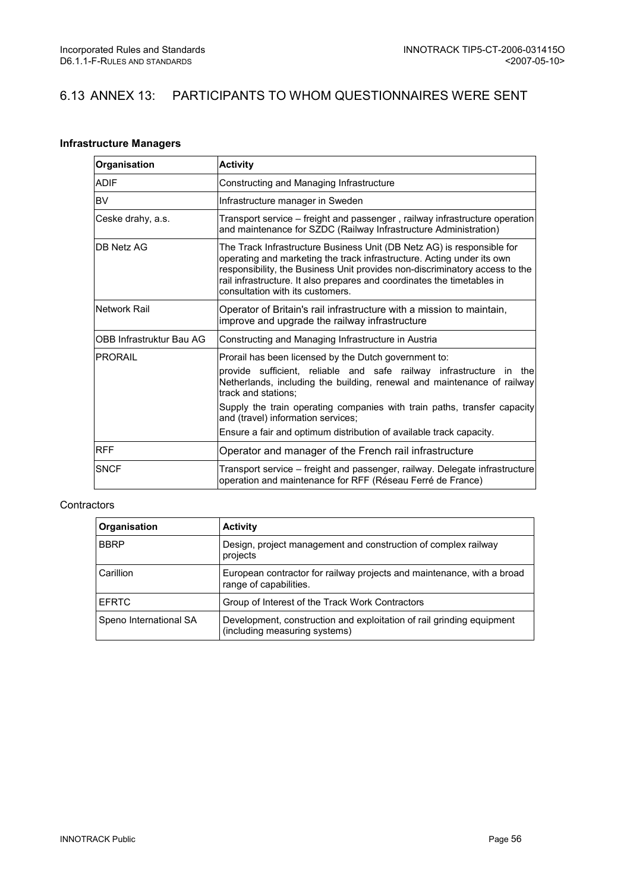## 6.13 ANNEX 13: PARTICIPANTS TO WHOM QUESTIONNAIRES WERE SENT

**Infrastructure Managers**

| Organisation | Activity |
|---|---|
| ADIF | Constructing and Managing Infrastructure |
| BV | Infrastructure manager in Sweden |
| Ceske drahy, a.s. | Transport service – freight and passenger , railway infrastructure operation and maintenance for SZDC (Railway Infrastructure Administration) |
| DB Netz AG | The Track Infrastructure Business Unit (DB Netz AG) is responsible for operating and marketing the track infrastructure. Acting under its own responsibility, the Business Unit provides non-discriminatory access to the rail infrastructure. It also prepares and coordinates the timetables in consultation with its customers. |
| Network Rail | Operator of Britain's rail infrastructure with a mission to maintain, improve and upgrade the railway infrastructure |
| OBB Infrastruktur Bau AG | Constructing and Managing Infrastructure in Austria |
| PRORAIL | Prorail has been licensed by the Dutch government to: provide sufficient, reliable and safe railway infrastructure in the Netherlands, including the building, renewal and maintenance of railway track and stations; Supply the train operating companies with train paths, transfer capacity and (travel) information services; Ensure a fair and optimum distribution of available track capacity. |
| RFF | Operator and manager of the French rail infrastructure |
| SNCF | Transport service – freight and passenger, railway. Delegate infrastructure operation and maintenance for RFF (Réseau Ferré de France) |

Contractors

| Organisation | Activity |
|---|---|
| BBRP | Design, project management and construction of complex railway projects |
| Carillion | European contractor for railway projects and maintenance, with a broad range of capabilities. |
| EFRTC | Group of Interest of the Track Work Contractors |
| Speno International SA | Development, construction and exploitation of rail grinding equipment (including measuring systems) |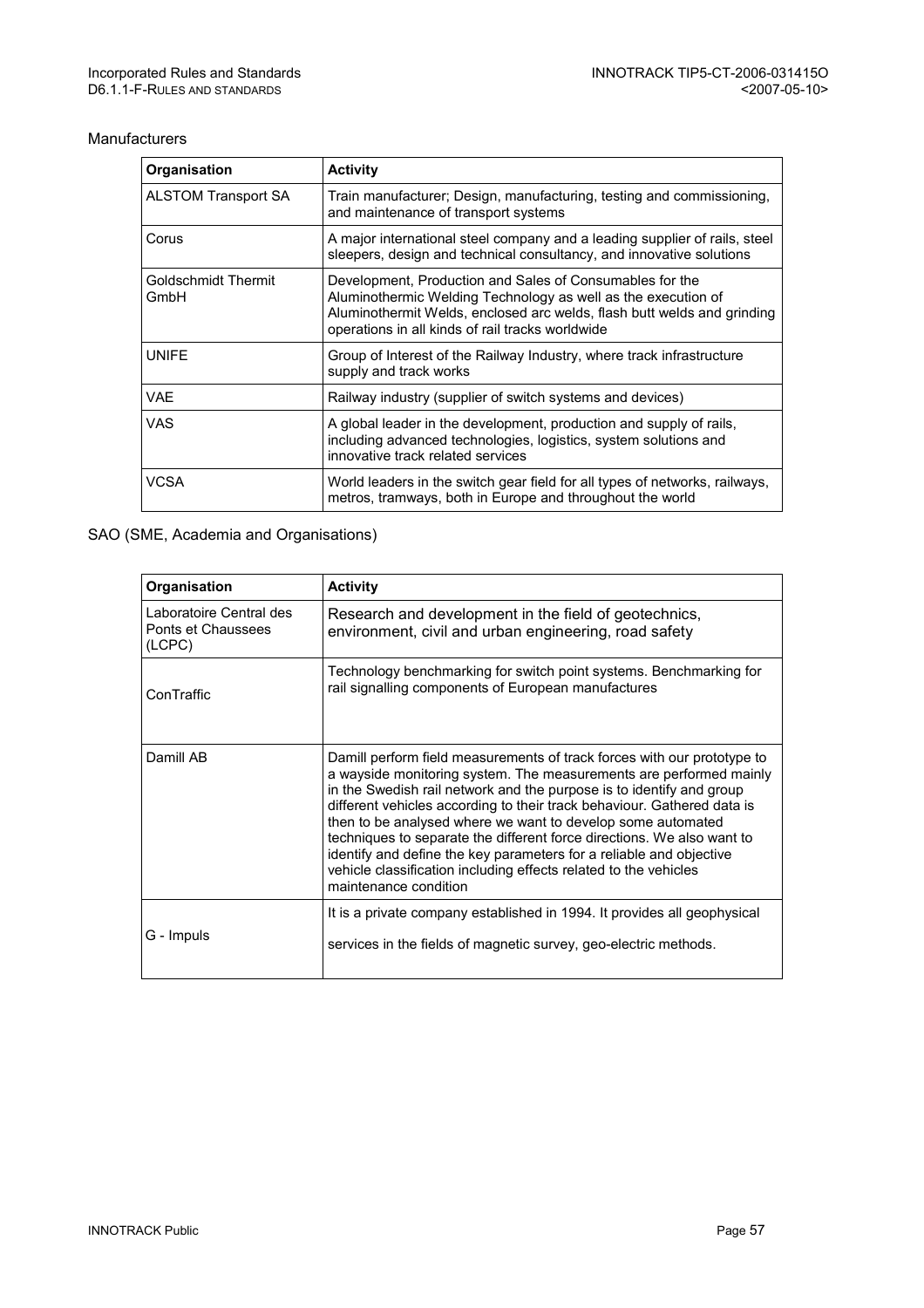Manufacturers

| Organisation | Activity |
|---|---|
| ALSTOM Transport SA | Train manufacturer; Design, manufacturing, testing and commissioning, and maintenance of transport systems |
| Corus | A major international steel company and a leading supplier of rails, steel sleepers, design and technical consultancy, and innovative solutions |
| Goldschmidt Thermit GmbH | Development, Production and Sales of Consumables for the Aluminothermic Welding Technology as well as the execution of Aluminothermit Welds, enclosed arc welds, flash butt welds and grinding operations in all kinds of rail tracks worldwide |
| UNIFE | Group of Interest of the Railway Industry, where track infrastructure supply and track works |
| VAE | Railway industry (supplier of switch systems and devices) |
| VAS | A global leader in the development, production and supply of rails, including advanced technologies, logistics, system solutions and innovative track related services |
| VCSA | World leaders in the switch gear field for all types of networks, railways, metros, tramways, both in Europe and throughout the world |

SAO (SME, Academia and Organisations)

| Organisation | Activity |
|---|---|
| Laboratoire Central des Ponts et Chaussees (LCPC) | Research and development in the field of geotechnics, environment, civil and urban engineering, road safety |
| ConTraffic | Technology benchmarking for switch point systems. Benchmarking for rail signalling components of European manufactures |
| Damill AB | Damill perform field measurements of track forces with our prototype to a wayside monitoring system. The measurements are performed mainly in the Swedish rail network and the purpose is to identify and group different vehicles according to their track behaviour. Gathered data is then to be analysed where we want to develop some automated techniques to separate the different force directions. We also want to identify and define the key parameters for a reliable and objective vehicle classification including effects related to the vehicles maintenance condition |
| G - Impuls | It is a private company established in 1994. It provides all geophysical services in the fields of magnetic survey, geo-electric methods. |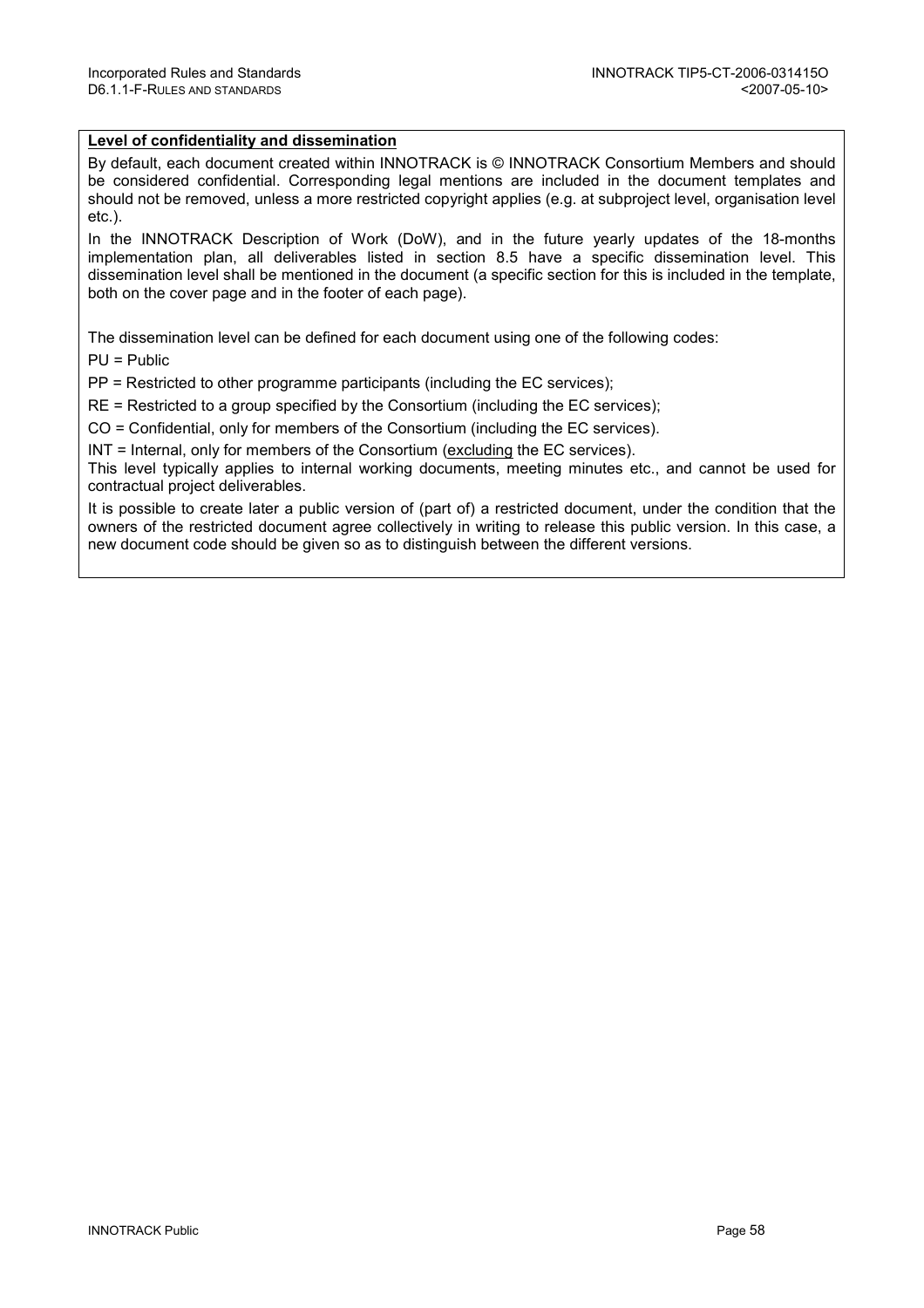**Level of confidentiality and dissemination**

By default, each document created within INNOTRACK is © INNOTRACK Consortium Members and should be considered confidential. Corresponding legal mentions are included in the document templates and should not be removed, unless a more restricted copyright applies (e.g. at subproject level, organisation level etc.).

In the INNOTRACK Description of Work (DoW), and in the future yearly updates of the 18-months implementation plan, all deliverables listed in section 8.5 have a specific dissemination level. This dissemination level shall be mentioned in the document (a specific section for this is included in the template, both on the cover page and in the footer of each page).

The dissemination level can be defined for each document using one of the following codes:

PU = Public

PP = Restricted to other programme participants (including the EC services);

RE = Restricted to a group specified by the Consortium (including the EC services);

CO = Confidential, only for members of the Consortium (including the EC services).

INT = Internal, only for members of the Consortium (excluding the EC services).

This level typically applies to internal working documents, meeting minutes etc., and cannot be used for contractual project deliverables.

It is possible to create later a public version of (part of) a restricted document, under the condition that the owners of the restricted document agree collectively in writing to release this public version. In this case, a new document code should be given so as to distinguish between the different versions.